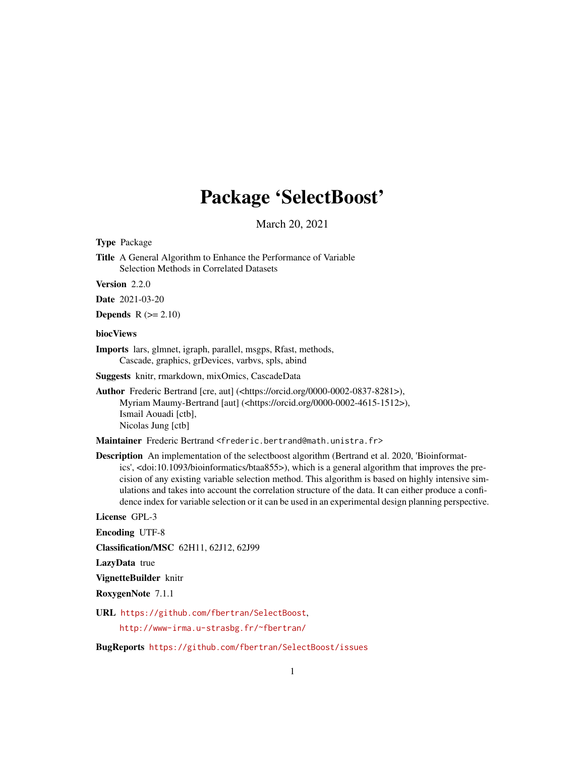# Package 'SelectBoost'

March 20, 2021

**Type** Package

**Title** A General Algorithm to Enhance the Performance of Variable Selection Methods in Correlated Datasets

**Version** 2.2.0

**Date** 2021-03-20

**Depends** R (>= 2.10)

**biocViews**

**Imports** lars, glmnet, igraph, parallel, msgps, Rfast, methods, Cascade, graphics, grDevices, varbvs, spls, abind

**Suggests** knitr, rmarkdown, mixOmics, CascadeData

**Author** Frederic Bertrand [cre, aut] (<https://orcid.org/0000-0002-0837-8281>), Myriam Maumy-Bertrand [aut] (<https://orcid.org/0000-0002-4615-1512>), Ismail Aouadi [ctb], Nicolas Jung [ctb]

**Maintainer** Frederic Bertrand <frederic.bertrand@math.unistra.fr>

**Description** An implementation of the selectboost algorithm (Bertrand et al. 2020, 'Bioinformatics', <doi:10.1093/bioinformatics/btaa855>), which is a general algorithm that improves the precision of any existing variable selection method. This algorithm is based on highly intensive simulations and takes into account the correlation structure of the data. It can either produce a confidence index for variable selection or it can be used in an experimental design planning perspective.

**License** GPL-3

**Encoding** UTF-8

**Classification/MSC** 62H11, 62J12, 62J99

**LazyData** true

**VignetteBuilder** knitr

**RoxygenNote** 7.1.1

**URL** https://github.com/fbertran/SelectBoost, http://www-irma.u-strasbg.fr/~fbertran/

**BugReports** https://github.com/fbertran/SelectBoost/issues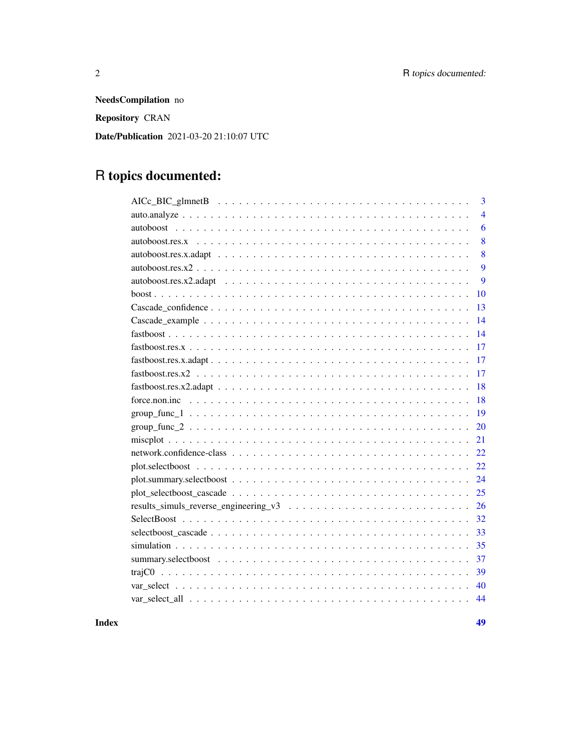**NeedsCompilation** no

**Repository** CRAN

**Date/Publication** 2021-03-20 21:10:07 UTC

# R topics documented:

| | |
|---|---|
| AICc_BIC_glmnetB | 3 |
| auto.analyze | 4 |
| autoboost | 6 |
| autoboost.res.x | 8 |
| autoboost.res.x.adapt | 8 |
| autoboost.res.x2 | 9 |
| autoboost.res.x2.adapt | 9 |
| boost | 10 |
| Cascade_confidence | 13 |
| Cascade_example | 14 |
| fastboost | 14 |
| fastboost.res.x | 17 |
| fastboost.res.x.adapt | 17 |
| fastboost.res.x2 | 17 |
| fastboost.res.x2.adapt | 18 |
| force.non.inc | 18 |
| group_func_1 | 19 |
| group_func_2 | 20 |
| miscplot | 21 |
| network.confidence-class | 22 |
| plot.selectboost | 22 |
| plot.summary.selectboost | 24 |
| plot_selectboost_cascade | 25 |
| results_simuls_reverse_engineering_v3 | 26 |
| SelectBoost | 32 |
| selectboost_cascade | 33 |
| simulation | 35 |
| summary.selectboost | 37 |
| trajC0 | 39 |
| var_select | 40 |
| var_select_all | 44 |
| **Index** | **49** |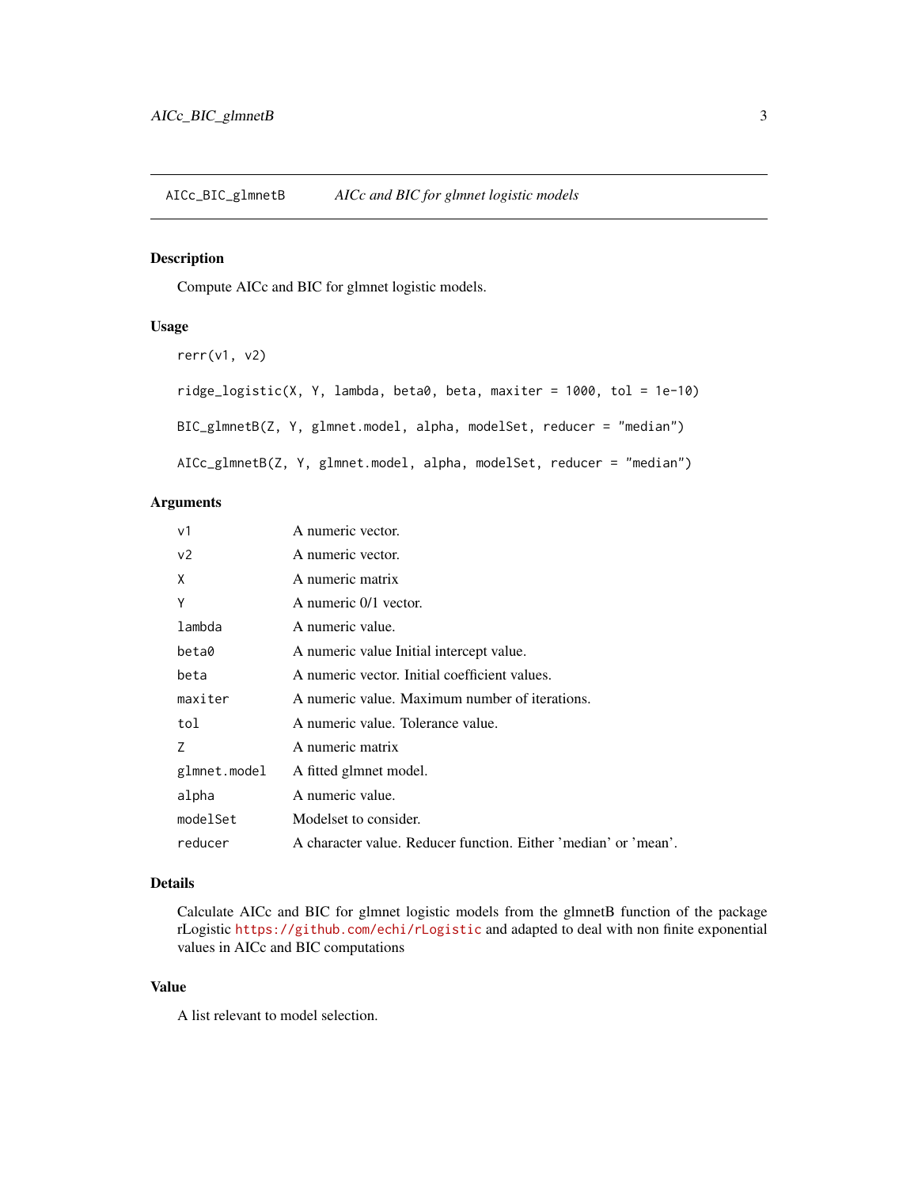# AICc_BIC_glmnetB — *AICc and BIC for glmnet logistic models*

## Description

Compute AICc and BIC for glmnet logistic models.

## Usage

```
rerr(v1, v2)

ridge_logistic(X, Y, lambda, beta0, beta, maxiter = 1000, tol = 1e-10)

BIC_glmnetB(Z, Y, glmnet.model, alpha, modelSet, reducer = "median")

AICc_glmnetB(Z, Y, glmnet.model, alpha, modelSet, reducer = "median")
```

## Arguments

| | |
|---|---|
| `v1` | A numeric vector. |
| `v2` | A numeric vector. |
| `X` | A numeric matrix |
| `Y` | A numeric 0/1 vector. |
| `lambda` | A numeric value. |
| `beta0` | A numeric value Initial intercept value. |
| `beta` | A numeric vector. Initial coefficient values. |
| `maxiter` | A numeric value. Maximum number of iterations. |
| `tol` | A numeric value. Tolerance value. |
| `Z` | A numeric matrix |
| `glmnet.model` | A fitted glmnet model. |
| `alpha` | A numeric value. |
| `modelSet` | Modelset to consider. |
| `reducer` | A character value. Reducer function. Either 'median' or 'mean'. |

## Details

Calculate AICc and BIC for glmnet logistic models from the glmnetB function of the package rLogistic https://github.com/echi/rLogistic and adapted to deal with non finite exponential values in AICc and BIC computations

## Value

A list relevant to model selection.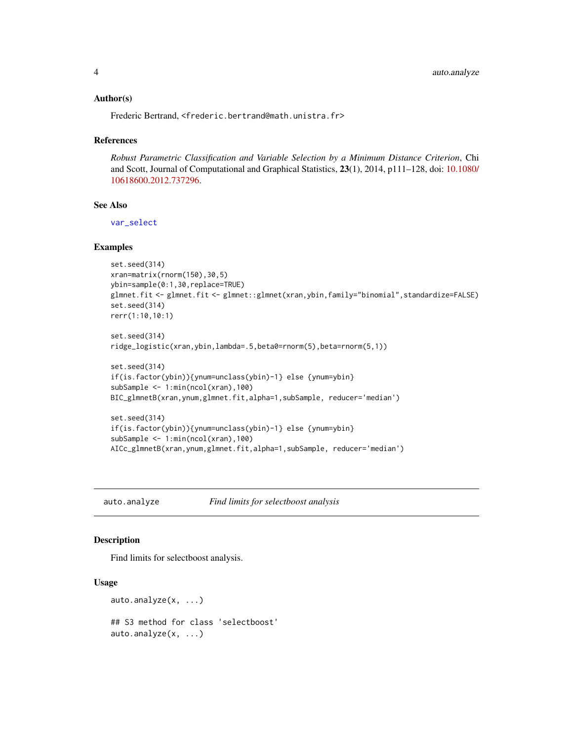### Author(s)

Frederic Bertrand, <frederic.bertrand@math.unistra.fr>

### References

*Robust Parametric Classification and Variable Selection by a Minimum Distance Criterion*, Chi and Scott, Journal of Computational and Graphical Statistics, **23**(1), 2014, p111–128, doi: 10.1080/10618600.2012.737296.

### See Also

var_select

### Examples

```
set.seed(314)
xran=matrix(rnorm(150),30,5)
ybin=sample(0:1,30,replace=TRUE)
glmnet.fit <- glmnet.fit <- glmnet::glmnet(xran,ybin,family="binomial",standardize=FALSE)
set.seed(314)
rerr(1:10,10:1)

set.seed(314)
ridge_logistic(xran,ybin,lambda=.5,beta0=rnorm(5),beta=rnorm(5,1))

set.seed(314)
if(is.factor(ybin)){ynum=unclass(ybin)-1} else {ynum=ybin}
subSample <- 1:min(ncol(xran),100)
BIC_glmnetB(xran,ynum,glmnet.fit,alpha=1,subSample, reducer='median')

set.seed(314)
if(is.factor(ybin)){ynum=unclass(ybin)-1} else {ynum=ybin}
subSample <- 1:min(ncol(xran),100)
AICc_glmnetB(xran,ynum,glmnet.fit,alpha=1,subSample, reducer='median')
```

---

## auto.analyze    *Find limits for selectboost analysis*

### Description

Find limits for selectboost analysis.

### Usage

```
auto.analyze(x, ...)

## S3 method for class 'selectboost'
auto.analyze(x, ...)
```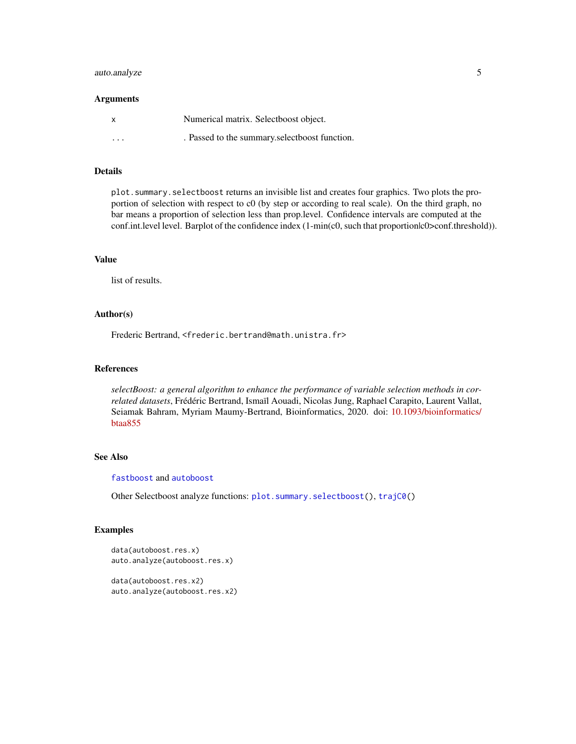## Arguments

| | |
|---|---|
| x | Numerical matrix. Selectboost object. |
| ... | . Passed to the summary.selectboost function. |

## Details

`plot.summary.selectboost` returns an invisible list and creates four graphics. Two plots the proportion of selection with respect to c0 (by step or according to real scale). On the third graph, no bar means a proportion of selection less than prop.level. Confidence intervals are computed at the conf.int.level level. Barplot of the confidence index (1-min(c0, such that proportion|c0>conf.threshold)).

## Value

list of results.

## Author(s)

Frederic Bertrand, <frederic.bertrand@math.unistra.fr>

## References

*selectBoost: a general algorithm to enhance the performance of variable selection methods in correlated datasets*, Frédéric Bertrand, Ismaïl Aouadi, Nicolas Jung, Raphael Carapito, Laurent Vallat, Seiamak Bahram, Myriam Maumy-Bertrand, Bioinformatics, 2020. doi: 10.1093/bioinformatics/btaa855

## See Also

`fastboost` and `autoboost`

Other Selectboost analyze functions: `plot.summary.selectboost()`, `trajC0()`

## Examples

```
data(autoboost.res.x)
auto.analyze(autoboost.res.x)

data(autoboost.res.x2)
auto.analyze(autoboost.res.x2)
```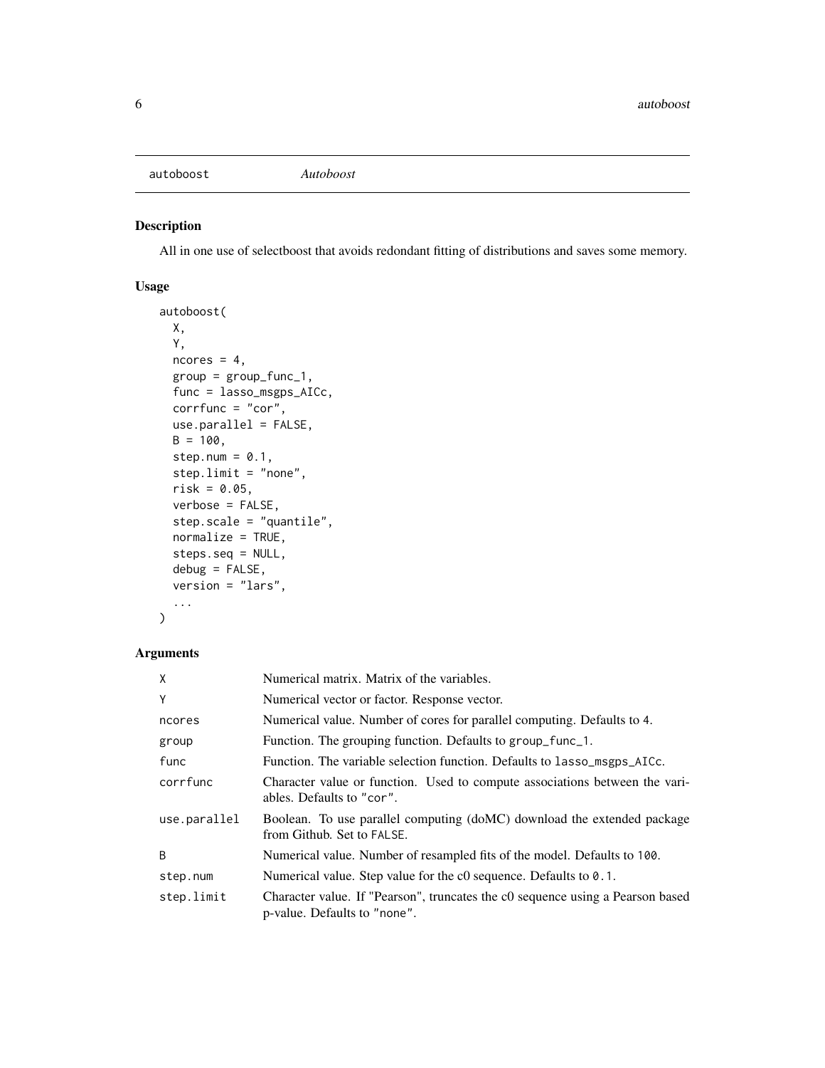# autoboost *Autoboost*

## Description

All in one use of selectboost that avoids redondant fitting of distributions and saves some memory.

## Usage

```
autoboost(
  X,
  Y,
  ncores = 4,
  group = group_func_1,
  func = lasso_msgps_AICc,
  corrfunc = "cor",
  use.parallel = FALSE,
  B = 100,
  step.num = 0.1,
  step.limit = "none",
  risk = 0.05,
  verbose = FALSE,
  step.scale = "quantile",
  normalize = TRUE,
  steps.seq = NULL,
  debug = FALSE,
  version = "lars",
  ...
)
```

## Arguments

| | |
|---|---|
| `X` | Numerical matrix. Matrix of the variables. |
| `Y` | Numerical vector or factor. Response vector. |
| `ncores` | Numerical value. Number of cores for parallel computing. Defaults to `4`. |
| `group` | Function. The grouping function. Defaults to `group_func_1`. |
| `func` | Function. The variable selection function. Defaults to `lasso_msgps_AICc`. |
| `corrfunc` | Character value or function. Used to compute associations between the variables. Defaults to `"cor"`. |
| `use.parallel` | Boolean. To use parallel computing (doMC) download the extended package from Github. Set to `FALSE`. |
| `B` | Numerical value. Number of resampled fits of the model. Defaults to `100`. |
| `step.num` | Numerical value. Step value for the c0 sequence. Defaults to `0.1`. |
| `step.limit` | Character value. If "Pearson", truncates the c0 sequence using a Pearson based p-value. Defaults to `"none"`. |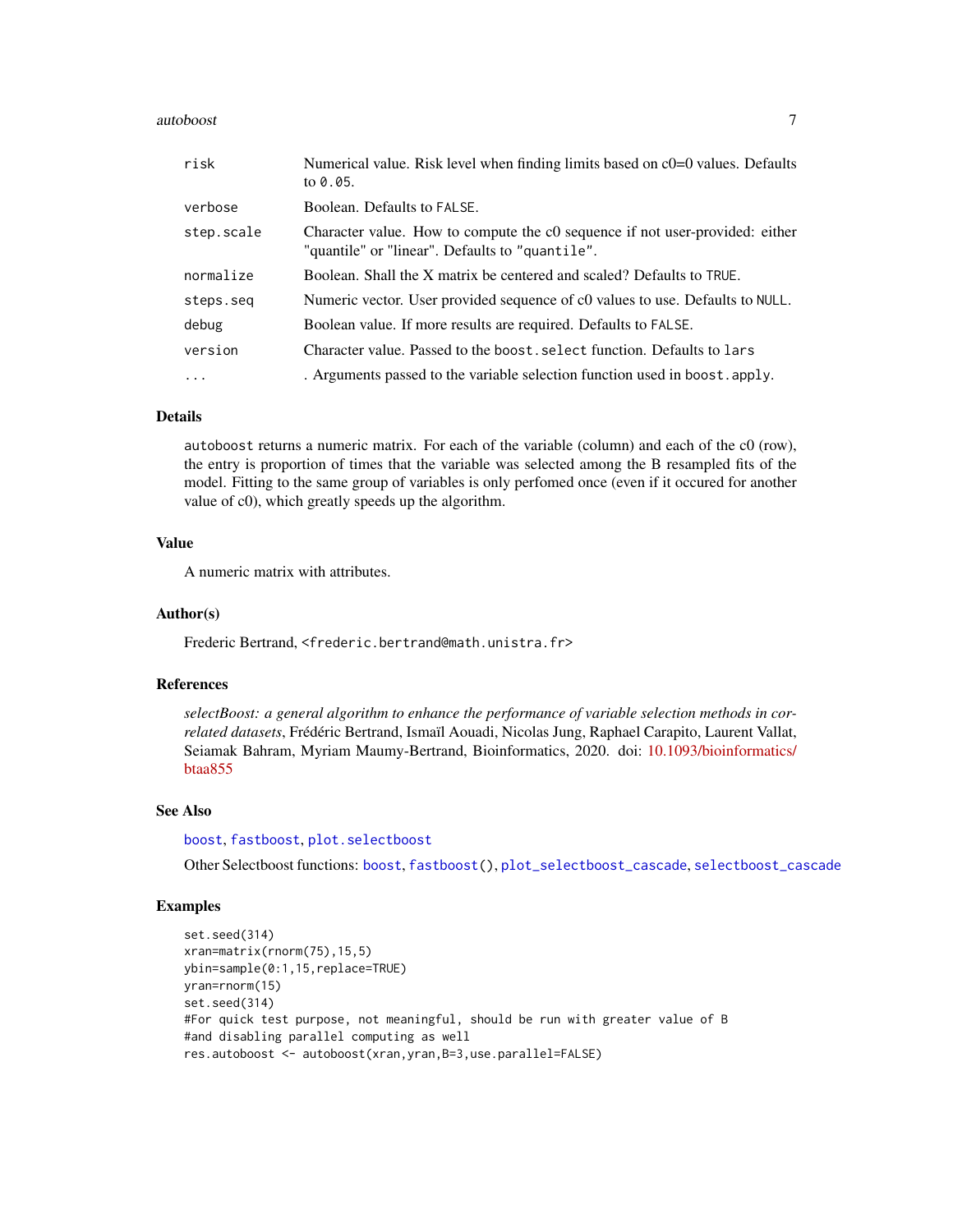| | |
|---|---|
| `risk` | Numerical value. Risk level when finding limits based on c0=0 values. Defaults to `0.05`. |
| `verbose` | Boolean. Defaults to `FALSE`. |
| `step.scale` | Character value. How to compute the c0 sequence if not user-provided: either "quantile" or "linear". Defaults to `"quantile"`. |
| `normalize` | Boolean. Shall the X matrix be centered and scaled? Defaults to `TRUE`. |
| `steps.seq` | Numeric vector. User provided sequence of c0 values to use. Defaults to `NULL`. |
| `debug` | Boolean value. If more results are required. Defaults to `FALSE`. |
| `version` | Character value. Passed to the `boost.select` function. Defaults to `lars` |
| `...` | . Arguments passed to the variable selection function used in `boost.apply`. |

### Details

`autoboost` returns a numeric matrix. For each of the variable (column) and each of the c0 (row), the entry is proportion of times that the variable was selected among the B resampled fits of the model. Fitting to the same group of variables is only perfomed once (even if it occured for another value of c0), which greatly speeds up the algorithm.

### Value

A numeric matrix with attributes.

### Author(s)

Frederic Bertrand, <frederic.bertrand@math.unistra.fr>

### References

*selectBoost: a general algorithm to enhance the performance of variable selection methods in correlated datasets*, Frédéric Bertrand, Ismaïl Aouadi, Nicolas Jung, Raphael Carapito, Laurent Vallat, Seiamak Bahram, Myriam Maumy-Bertrand, Bioinformatics, 2020. doi: 10.1093/bioinformatics/btaa855

### See Also

`boost`, `fastboost`, `plot.selectboost`

Other Selectboost functions: `boost`, `fastboost()`, `plot_selectboost_cascade`, `selectboost_cascade`

### Examples

```
set.seed(314)
xran=matrix(rnorm(75),15,5)
ybin=sample(0:1,15,replace=TRUE)
yran=rnorm(15)
set.seed(314)
#For quick test purpose, not meaningful, should be run with greater value of B
#and disabling parallel computing as well
res.autoboost <- autoboost(xran,yran,B=3,use.parallel=FALSE)
```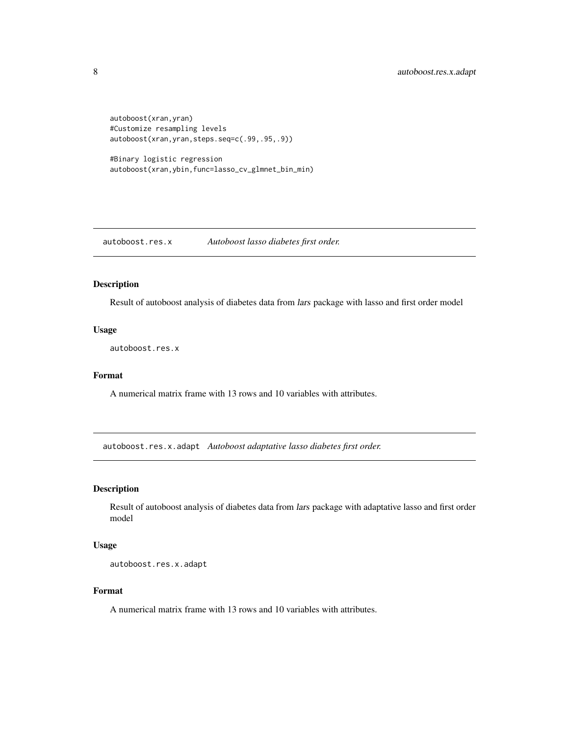```
autoboost(xran,yran)
#Customize resampling levels
autoboost(xran,yran,steps.seq=c(.99,.95,.9))

#Binary logistic regression
autoboost(xran,ybin,func=lasso_cv_glmnet_bin_min)
```

## autoboost.res.x *Autoboost lasso diabetes first order.*

### Description

Result of autoboost analysis of diabetes data from *lars* package with lasso and first order model

### Usage

```
autoboost.res.x
```

### Format

A numerical matrix frame with 13 rows and 10 variables with attributes.

## autoboost.res.x.adapt *Autoboost adaptative lasso diabetes first order.*

### Description

Result of autoboost analysis of diabetes data from *lars* package with adaptative lasso and first order model

### Usage

```
autoboost.res.x.adapt
```

### Format

A numerical matrix frame with 13 rows and 10 variables with attributes.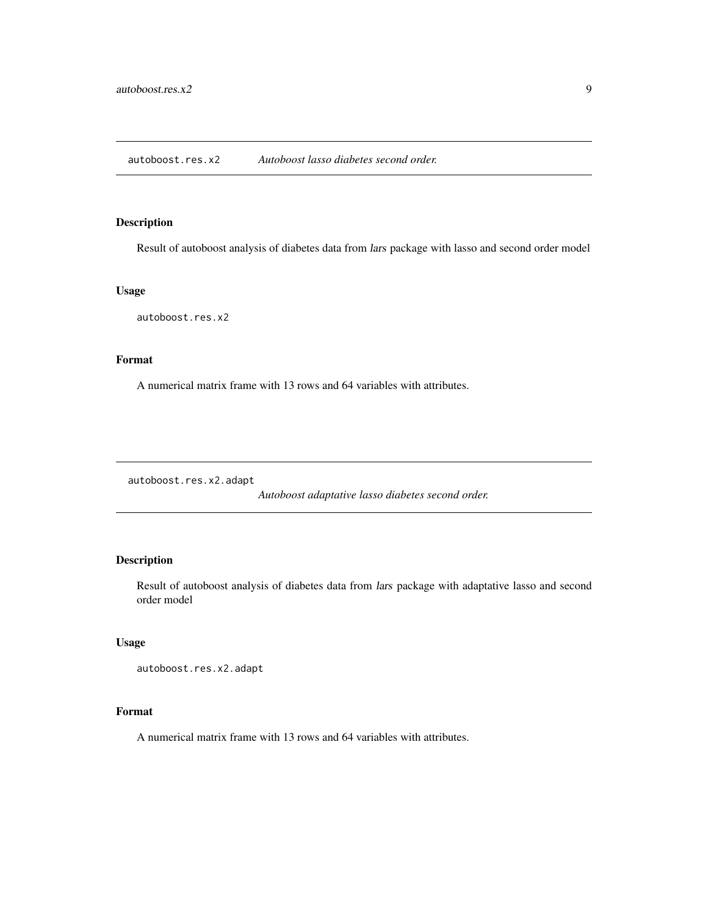## autoboost.res.x2 — *Autoboost lasso diabetes second order.*

### Description

Result of autoboost analysis of diabetes data from *lars* package with lasso and second order model

### Usage

```
autoboost.res.x2
```

### Format

A numerical matrix frame with 13 rows and 64 variables with attributes.

## autoboost.res.x2.adapt — *Autoboost adaptative lasso diabetes second order.*

### Description

Result of autoboost analysis of diabetes data from *lars* package with adaptative lasso and second order model

### Usage

```
autoboost.res.x2.adapt
```

### Format

A numerical matrix frame with 13 rows and 64 variables with attributes.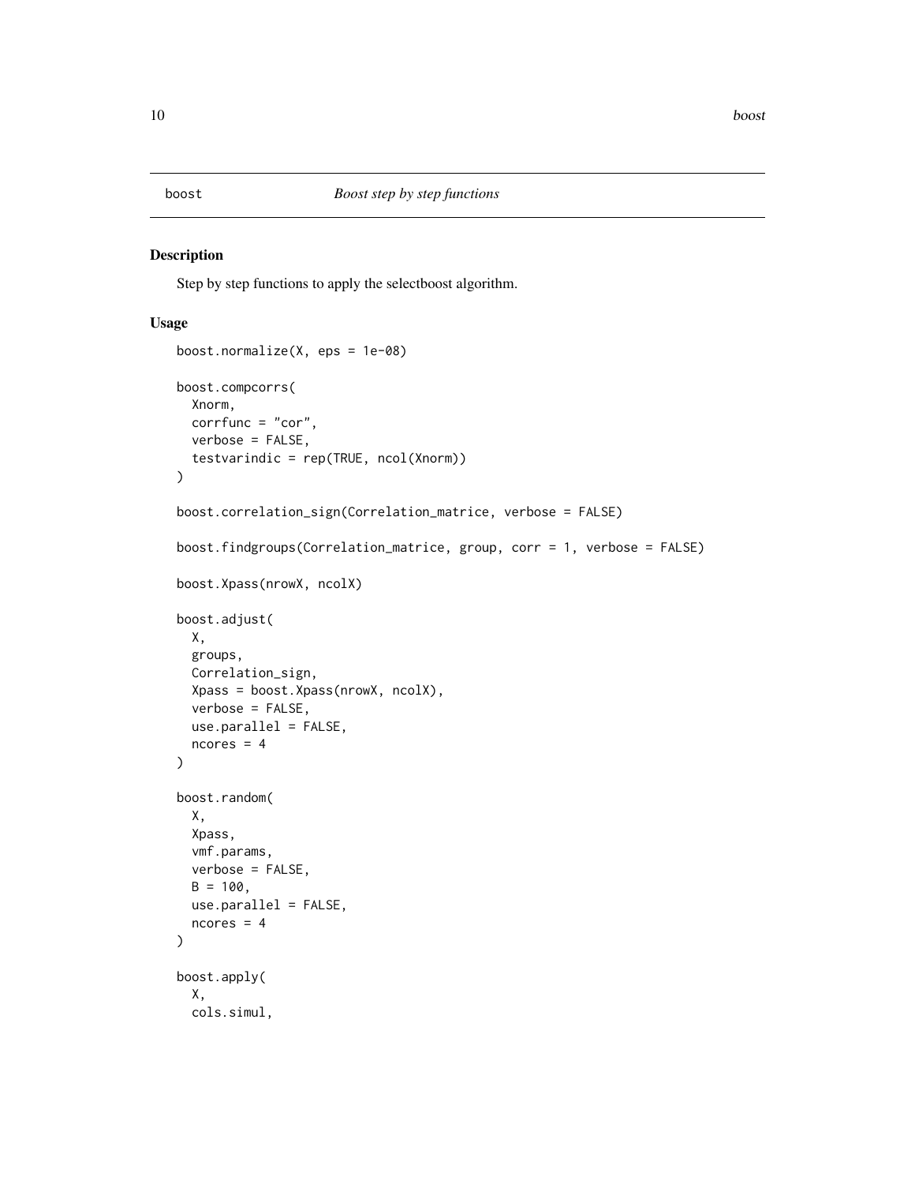# boost

*Boost step by step functions*

## Description

Step by step functions to apply the selectboost algorithm.

## Usage

```
boost.normalize(X, eps = 1e-08)

boost.compcorrs(
  Xnorm,
  corrfunc = "cor",
  verbose = FALSE,
  testvarindic = rep(TRUE, ncol(Xnorm))
)

boost.correlation_sign(Correlation_matrice, verbose = FALSE)

boost.findgroups(Correlation_matrice, group, corr = 1, verbose = FALSE)

boost.Xpass(nrowX, ncolX)

boost.adjust(
  X,
  groups,
  Correlation_sign,
  Xpass = boost.Xpass(nrowX, ncolX),
  verbose = FALSE,
  use.parallel = FALSE,
  ncores = 4
)

boost.random(
  X,
  Xpass,
  vmf.params,
  verbose = FALSE,
  B = 100,
  use.parallel = FALSE,
  ncores = 4
)

boost.apply(
  X,
  cols.simul,
```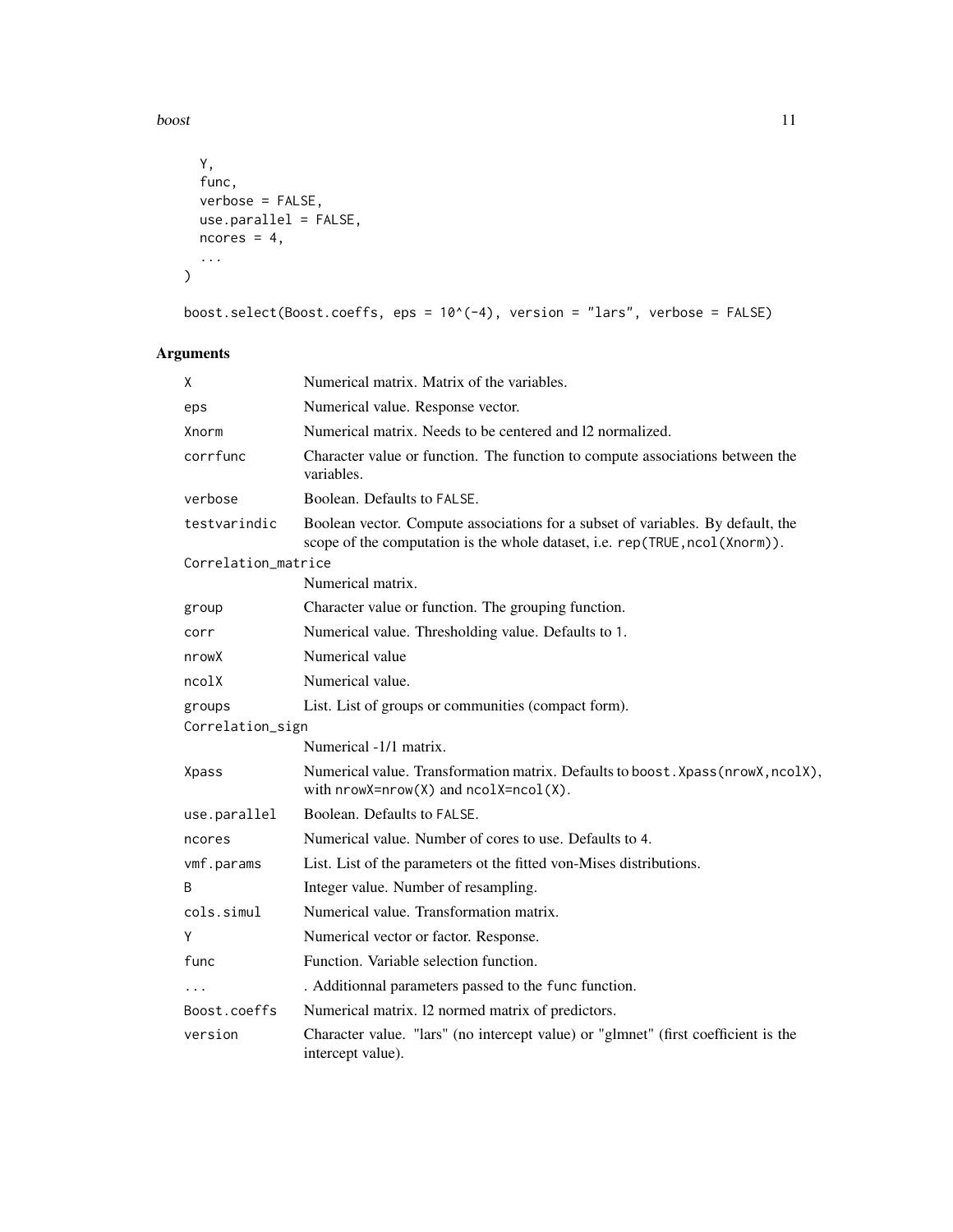```
  Y,
  func,
  verbose = FALSE,
  use.parallel = FALSE,
  ncores = 4,
  ...
)

boost.select(Boost.coeffs, eps = 10^(-4), version = "lars", verbose = FALSE)
```

## Arguments

| Argument | Description |
|---|---|
| X | Numerical matrix. Matrix of the variables. |
| eps | Numerical value. Response vector. |
| Xnorm | Numerical matrix. Needs to be centered and l2 normalized. |
| corrfunc | Character value or function. The function to compute associations between the variables. |
| verbose | Boolean. Defaults to FALSE. |
| testvarindic | Boolean vector. Compute associations for a subset of variables. By default, the scope of the computation is the whole dataset, i.e. rep(TRUE,ncol(Xnorm)). |
| Correlation_matrice | Numerical matrix. |
| group | Character value or function. The grouping function. |
| corr | Numerical value. Thresholding value. Defaults to 1. |
| nrowX | Numerical value |
| ncolX | Numerical value. |
| groups | List. List of groups or communities (compact form). |
| Correlation_sign | Numerical -1/1 matrix. |
| Xpass | Numerical value. Transformation matrix. Defaults to boost.Xpass(nrowX,ncolX), with nrowX=nrow(X) and ncolX=ncol(X). |
| use.parallel | Boolean. Defaults to FALSE. |
| ncores | Numerical value. Number of cores to use. Defaults to 4. |
| vmf.params | List. List of the parameters ot the fitted von-Mises distributions. |
| B | Integer value. Number of resampling. |
| cols.simul | Numerical value. Transformation matrix. |
| Y | Numerical vector or factor. Response. |
| func | Function. Variable selection function. |
| ... | . Additionnal parameters passed to the func function. |
| Boost.coeffs | Numerical matrix. l2 normed matrix of predictors. |
| version | Character value. "lars" (no intercept value) or "glmnet" (first coefficient is the intercept value). |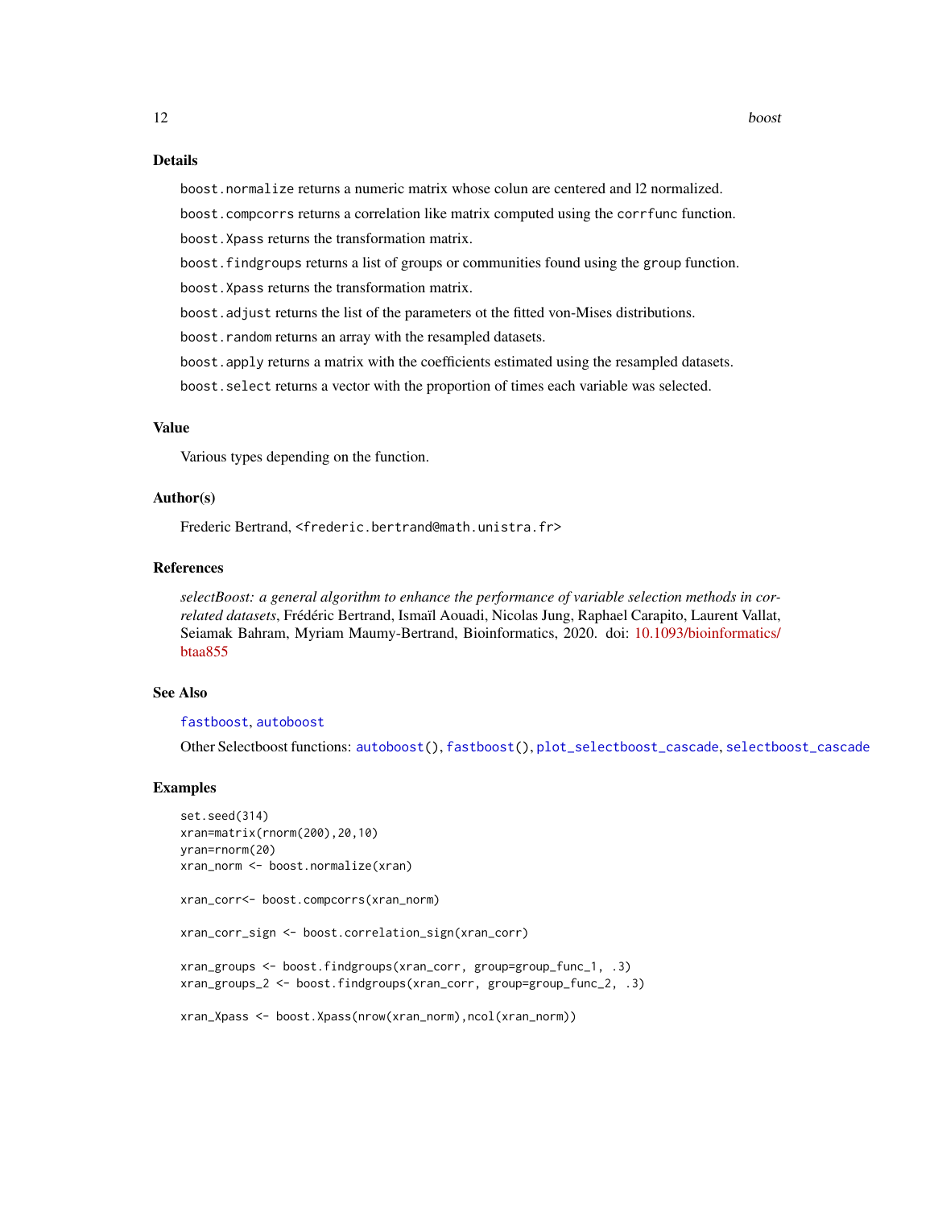## Details

`boost.normalize` returns a numeric matrix whose colun are centered and l2 normalized.

`boost.compcorrs` returns a correlation like matrix computed using the `corrfunc` function.

`boost.Xpass` returns the transformation matrix.

`boost.findgroups` returns a list of groups or communities found using the `group` function.

`boost.Xpass` returns the transformation matrix.

`boost.adjust` returns the list of the parameters ot the fitted von-Mises distributions.

`boost.random` returns an array with the resampled datasets.

`boost.apply` returns a matrix with the coefficients estimated using the resampled datasets.

`boost.select` returns a vector with the proportion of times each variable was selected.

## Value

Various types depending on the function.

## Author(s)

Frederic Bertrand, <frederic.bertrand@math.unistra.fr>

## References

*selectBoost: a general algorithm to enhance the performance of variable selection methods in correlated datasets*, Frédéric Bertrand, Ismaïl Aouadi, Nicolas Jung, Raphael Carapito, Laurent Vallat, Seiamak Bahram, Myriam Maumy-Bertrand, Bioinformatics, 2020. doi: 10.1093/bioinformatics/btaa855

## See Also

`fastboost`, `autoboost`

Other Selectboost functions: `autoboost()`, `fastboost()`, `plot_selectboost_cascade`, `selectboost_cascade`

## Examples

```
set.seed(314)
xran=matrix(rnorm(200),20,10)
yran=rnorm(20)
xran_norm <- boost.normalize(xran)

xran_corr<- boost.compcorrs(xran_norm)

xran_corr_sign <- boost.correlation_sign(xran_corr)

xran_groups <- boost.findgroups(xran_corr, group=group_func_1, .3)
xran_groups_2 <- boost.findgroups(xran_corr, group=group_func_2, .3)

xran_Xpass <- boost.Xpass(nrow(xran_norm),ncol(xran_norm))
```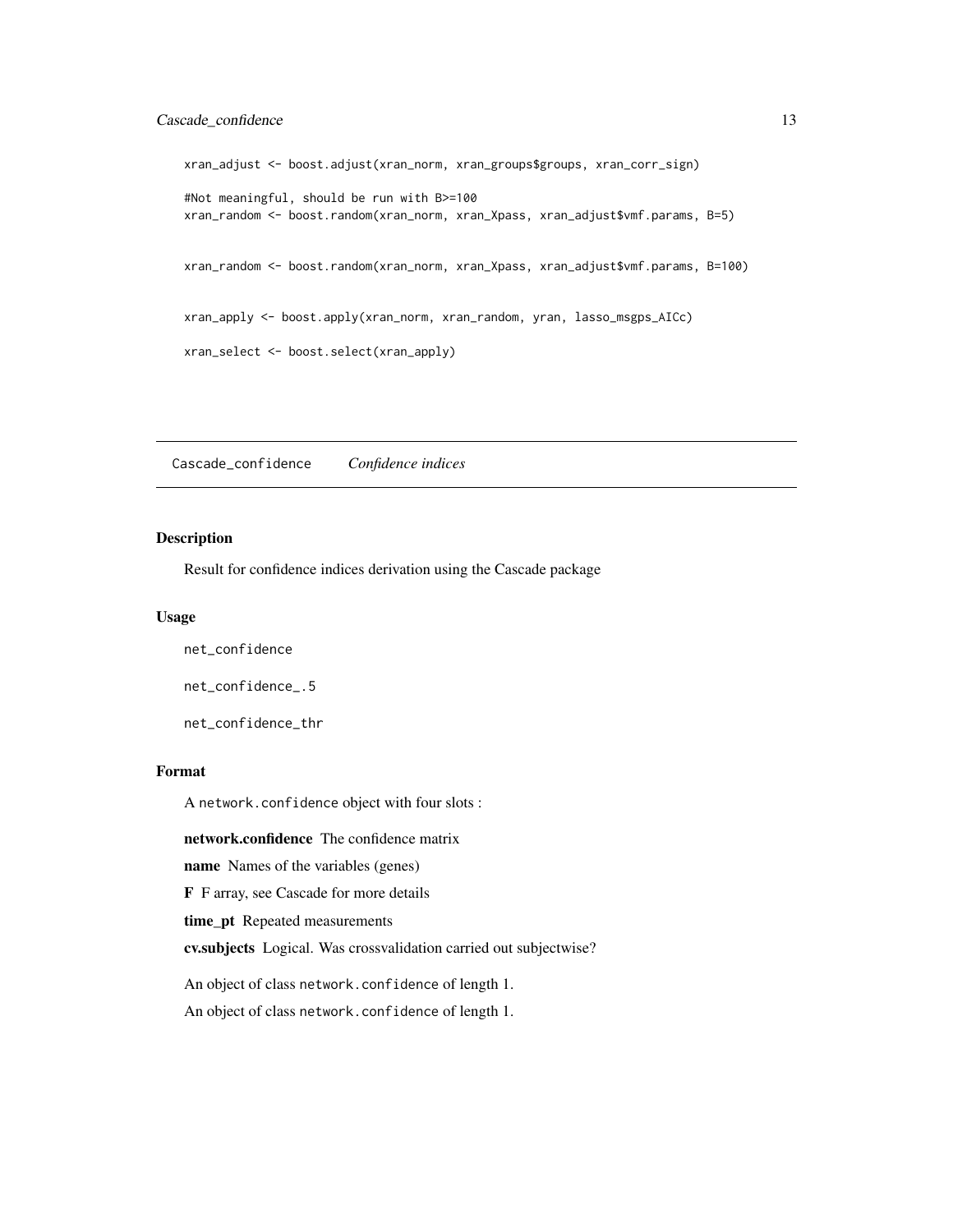```
xran_adjust <- boost.adjust(xran_norm, xran_groups$groups, xran_corr_sign)

#Not meaningful, should be run with B>=100
xran_random <- boost.random(xran_norm, xran_Xpass, xran_adjust$vmf.params, B=5)


xran_random <- boost.random(xran_norm, xran_Xpass, xran_adjust$vmf.params, B=100)


xran_apply <- boost.apply(xran_norm, xran_random, yran, lasso_msgps_AICc)

xran_select <- boost.select(xran_apply)
```

---

## Cascade_confidence *Confidence indices*

### Description

Result for confidence indices derivation using the Cascade package

### Usage

```
net_confidence

net_confidence_.5

net_confidence_thr
```

### Format

A `network.confidence` object with four slots :

**network.confidence** The confidence matrix

**name** Names of the variables (genes)

**F** F array, see Cascade for more details

**time_pt** Repeated measurements

**cv.subjects** Logical. Was crossvalidation carried out subjectwise?

An object of class `network.confidence` of length 1.

An object of class `network.confidence` of length 1.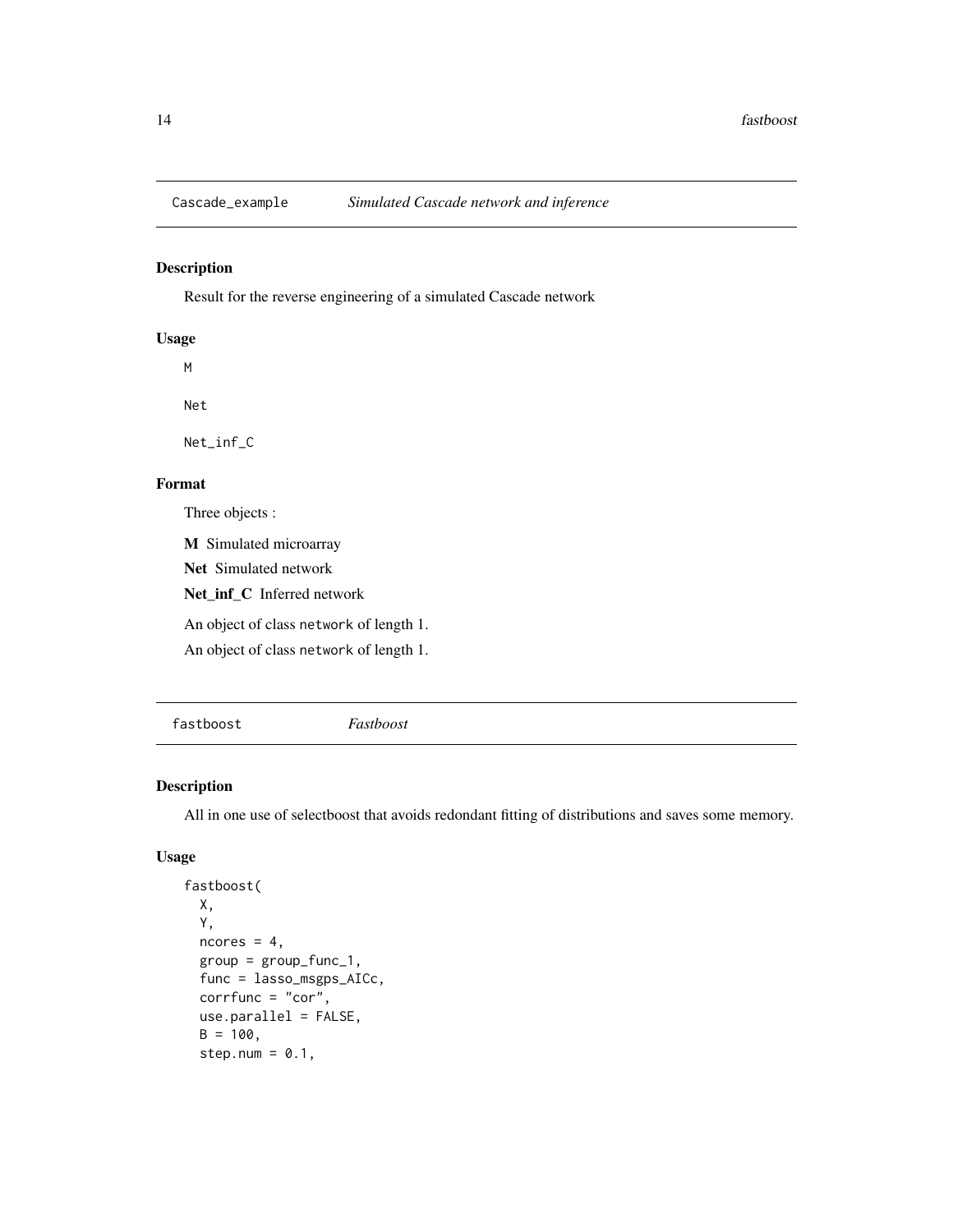## Cascade_example *Simulated Cascade network and inference*

### Description

Result for the reverse engineering of a simulated Cascade network

### Usage

```
M

Net

Net_inf_C
```

### Format

Three objects :

**M** Simulated microarray

**Net** Simulated network

**Net_inf_C** Inferred network

An object of class network of length 1.

An object of class network of length 1.

## fastboost *Fastboost*

### Description

All in one use of selectboost that avoids redondant fitting of distributions and saves some memory.

### Usage

```
fastboost(
  X,
  Y,
  ncores = 4,
  group = group_func_1,
  func = lasso_msgps_AICc,
  corrfunc = "cor",
  use.parallel = FALSE,
  B = 100,
  step.num = 0.1,
```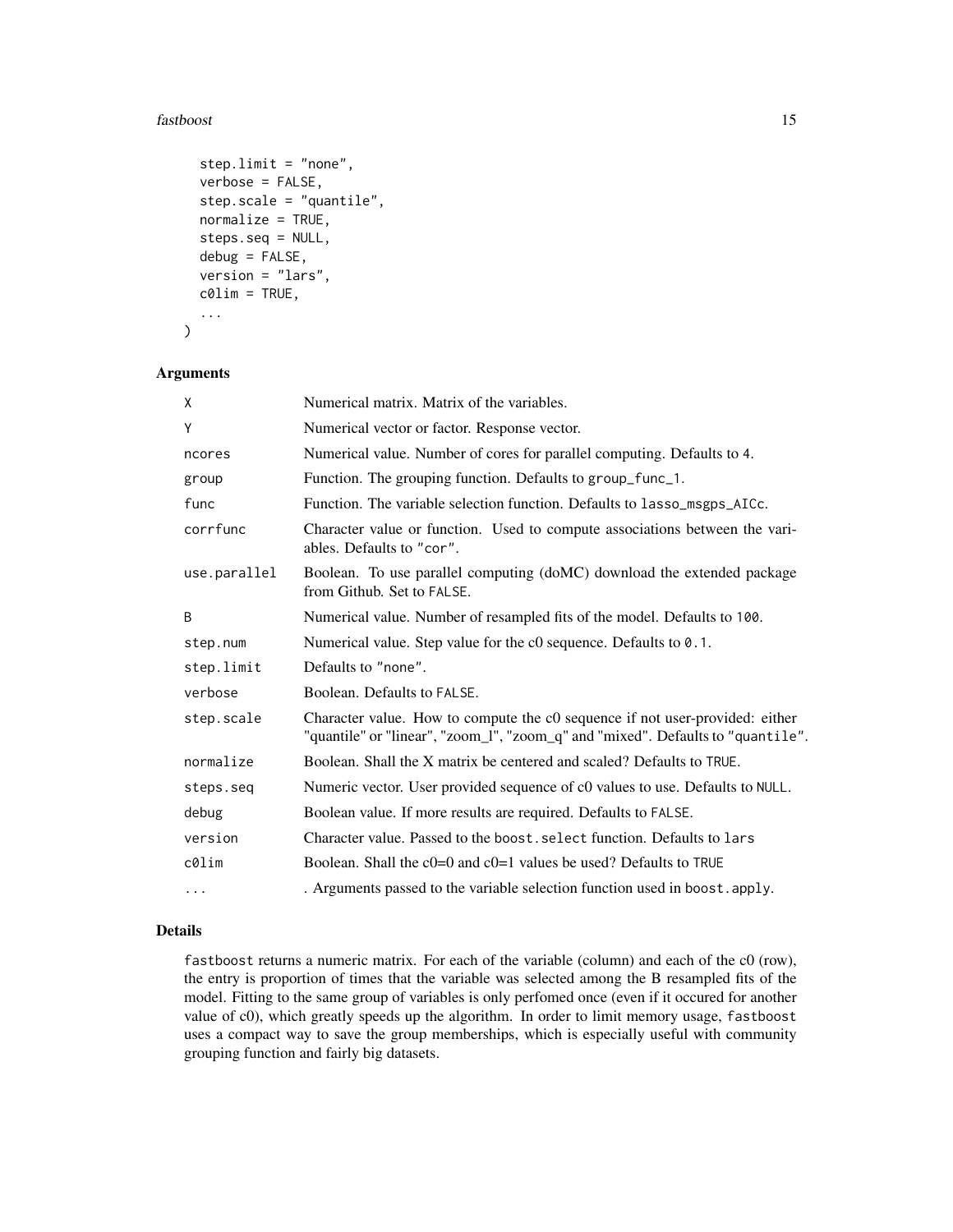```
  step.limit = "none",
  verbose = FALSE,
  step.scale = "quantile",
  normalize = TRUE,
  steps.seq = NULL,
  debug = FALSE,
  version = "lars",
  c0lim = TRUE,
  ...
)
```

## Arguments

| | |
|---|---|
| `X` | Numerical matrix. Matrix of the variables. |
| `Y` | Numerical vector or factor. Response vector. |
| `ncores` | Numerical value. Number of cores for parallel computing. Defaults to `4`. |
| `group` | Function. The grouping function. Defaults to `group_func_1`. |
| `func` | Function. The variable selection function. Defaults to `lasso_msgps_AICc`. |
| `corrfunc` | Character value or function. Used to compute associations between the variables. Defaults to `"cor"`. |
| `use.parallel` | Boolean. To use parallel computing (doMC) download the extended package from Github. Set to `FALSE`. |
| `B` | Numerical value. Number of resampled fits of the model. Defaults to `100`. |
| `step.num` | Numerical value. Step value for the c0 sequence. Defaults to `0.1`. |
| `step.limit` | Defaults to `"none"`. |
| `verbose` | Boolean. Defaults to `FALSE`. |
| `step.scale` | Character value. How to compute the c0 sequence if not user-provided: either "quantile" or "linear", "zoom_l", "zoom_q" and "mixed". Defaults to `"quantile"`. |
| `normalize` | Boolean. Shall the X matrix be centered and scaled? Defaults to `TRUE`. |
| `steps.seq` | Numeric vector. User provided sequence of c0 values to use. Defaults to `NULL`. |
| `debug` | Boolean value. If more results are required. Defaults to `FALSE`. |
| `version` | Character value. Passed to the `boost.select` function. Defaults to `lars` |
| `c0lim` | Boolean. Shall the c0=0 and c0=1 values be used? Defaults to `TRUE` |
| `...` | . Arguments passed to the variable selection function used in `boost.apply`. |

## Details

`fastboost` returns a numeric matrix. For each of the variable (column) and each of the c0 (row), the entry is proportion of times that the variable was selected among the B resampled fits of the model. Fitting to the same group of variables is only perfomed once (even if it occured for another value of c0), which greatly speeds up the algorithm. In order to limit memory usage, `fastboost` uses a compact way to save the group memberships, which is especially useful with community grouping function and fairly big datasets.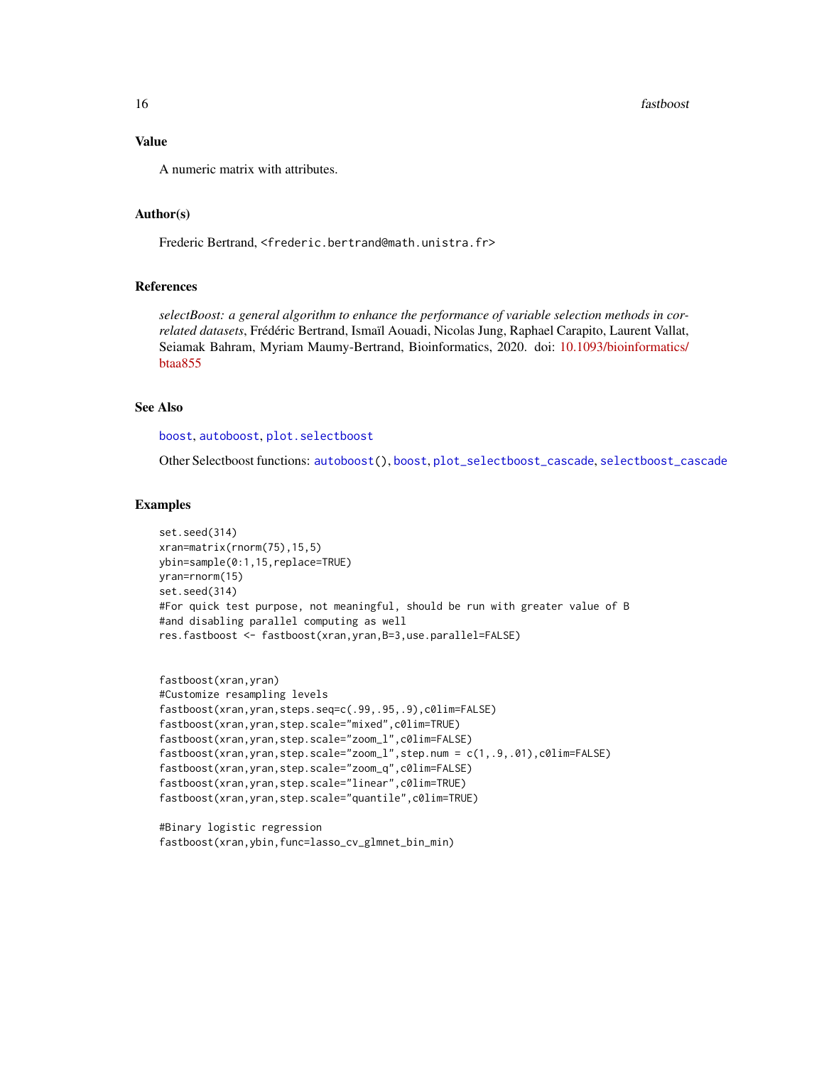### Value

A numeric matrix with attributes.

### Author(s)

Frederic Bertrand, <frederic.bertrand@math.unistra.fr>

### References

*selectBoost: a general algorithm to enhance the performance of variable selection methods in correlated datasets*, Frédéric Bertrand, Ismaïl Aouadi, Nicolas Jung, Raphael Carapito, Laurent Vallat, Seiamak Bahram, Myriam Maumy-Bertrand, Bioinformatics, 2020. doi: 10.1093/bioinformatics/btaa855

### See Also

boost, autoboost, plot.selectboost

Other Selectboost functions: autoboost(), boost, plot_selectboost_cascade, selectboost_cascade

### Examples

```
set.seed(314)
xran=matrix(rnorm(75),15,5)
ybin=sample(0:1,15,replace=TRUE)
yran=rnorm(15)
set.seed(314)
#For quick test purpose, not meaningful, should be run with greater value of B
#and disabling parallel computing as well
res.fastboost <- fastboost(xran,yran,B=3,use.parallel=FALSE)


fastboost(xran,yran)
#Customize resampling levels
fastboost(xran,yran,steps.seq=c(.99,.95,.9),c0lim=FALSE)
fastboost(xran,yran,step.scale="mixed",c0lim=TRUE)
fastboost(xran,yran,step.scale="zoom_l",c0lim=FALSE)
fastboost(xran,yran,step.scale="zoom_l",step.num = c(1,.9,.01),c0lim=FALSE)
fastboost(xran,yran,step.scale="zoom_q",c0lim=FALSE)
fastboost(xran,yran,step.scale="linear",c0lim=TRUE)
fastboost(xran,yran,step.scale="quantile",c0lim=TRUE)

#Binary logistic regression
fastboost(xran,ybin,func=lasso_cv_glmnet_bin_min)
```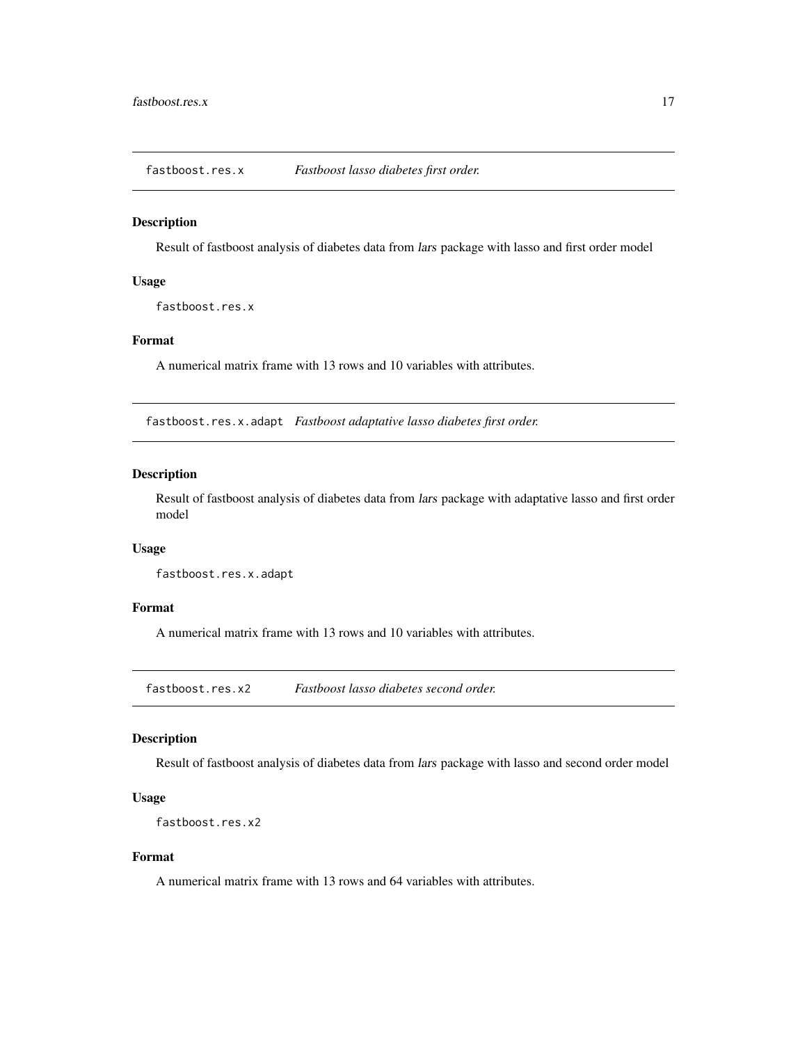## fastboost.res.x — *Fastboost lasso diabetes first order.*

### Description

Result of fastboost analysis of diabetes data from *lars* package with lasso and first order model

### Usage

```
fastboost.res.x
```

### Format

A numerical matrix frame with 13 rows and 10 variables with attributes.

## fastboost.res.x.adapt — *Fastboost adaptative lasso diabetes first order.*

### Description

Result of fastboost analysis of diabetes data from *lars* package with adaptative lasso and first order model

### Usage

```
fastboost.res.x.adapt
```

### Format

A numerical matrix frame with 13 rows and 10 variables with attributes.

## fastboost.res.x2 — *Fastboost lasso diabetes second order.*

### Description

Result of fastboost analysis of diabetes data from *lars* package with lasso and second order model

### Usage

```
fastboost.res.x2
```

### Format

A numerical matrix frame with 13 rows and 64 variables with attributes.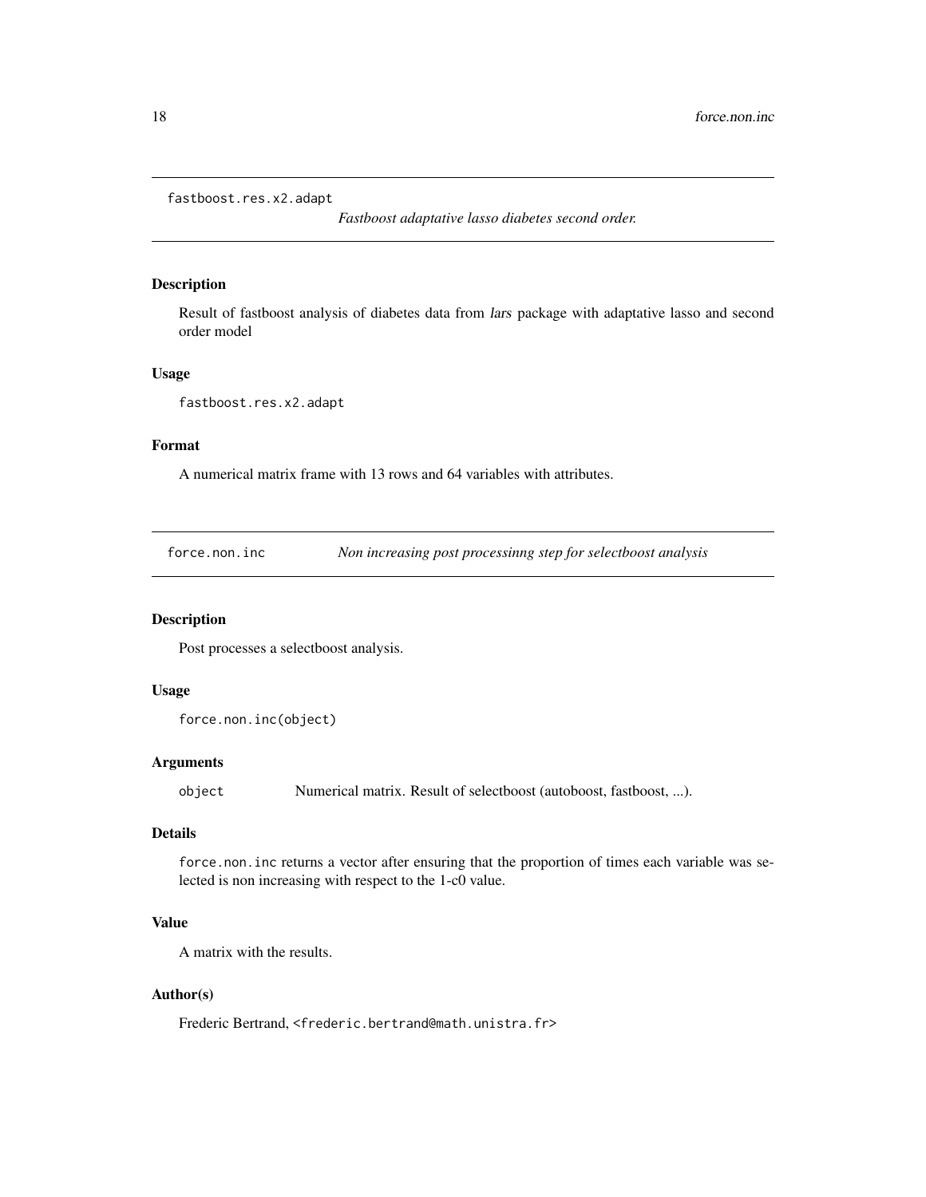## fastboost.res.x2.adapt

*Fastboost adaptative lasso diabetes second order.*

### Description

Result of fastboost analysis of diabetes data from *lars* package with adaptative lasso and second order model

### Usage

```
fastboost.res.x2.adapt
```

### Format

A numerical matrix frame with 13 rows and 64 variables with attributes.

## force.non.inc

*Non increasing post processinng step for selectboost analysis*

### Description

Post processes a selectboost analysis.

### Usage

```
force.non.inc(object)
```

### Arguments

| | |
|---|---|
| `object` | Numerical matrix. Result of selectboost (autoboost, fastboost, ...). |

### Details

`force.non.inc` returns a vector after ensuring that the proportion of times each variable was selected is non increasing with respect to the 1-c0 value.

### Value

A matrix with the results.

### Author(s)

Frederic Bertrand, <frederic.bertrand@math.unistra.fr>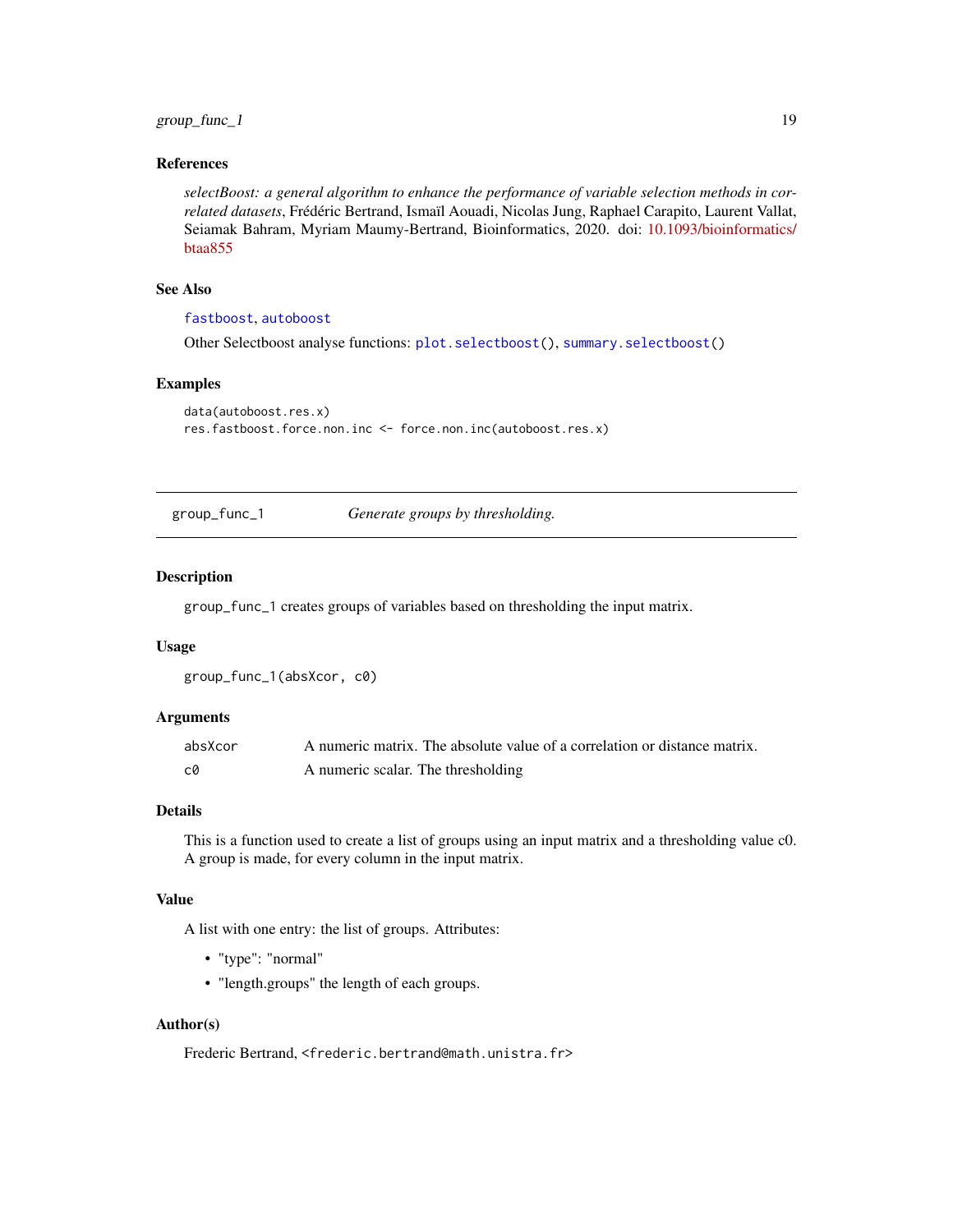### References

*selectBoost: a general algorithm to enhance the performance of variable selection methods in correlated datasets*, Frédéric Bertrand, Ismaïl Aouadi, Nicolas Jung, Raphael Carapito, Laurent Vallat, Seiamak Bahram, Myriam Maumy-Bertrand, Bioinformatics, 2020. doi: 10.1093/bioinformatics/btaa855

### See Also

`fastboost`, `autoboost`

Other Selectboost analyse functions: `plot.selectboost()`, `summary.selectboost()`

### Examples

```
data(autoboost.res.x)
res.fastboost.force.non.inc <- force.non.inc(autoboost.res.x)
```

---

## group_func_1 — *Generate groups by thresholding.*

---

### Description

`group_func_1` creates groups of variables based on thresholding the input matrix.

### Usage

```
group_func_1(absXcor, c0)
```

### Arguments

| | |
|---|---|
| `absXcor` | A numeric matrix. The absolute value of a correlation or distance matrix. |
| `c0` | A numeric scalar. The thresholding |

### Details

This is a function used to create a list of groups using an input matrix and a thresholding value c0. A group is made, for every column in the input matrix.

### Value

A list with one entry: the list of groups. Attributes:

- "type": "normal"
- "length.groups" the length of each groups.

### Author(s)

Frederic Bertrand, `<frederic.bertrand@math.unistra.fr>`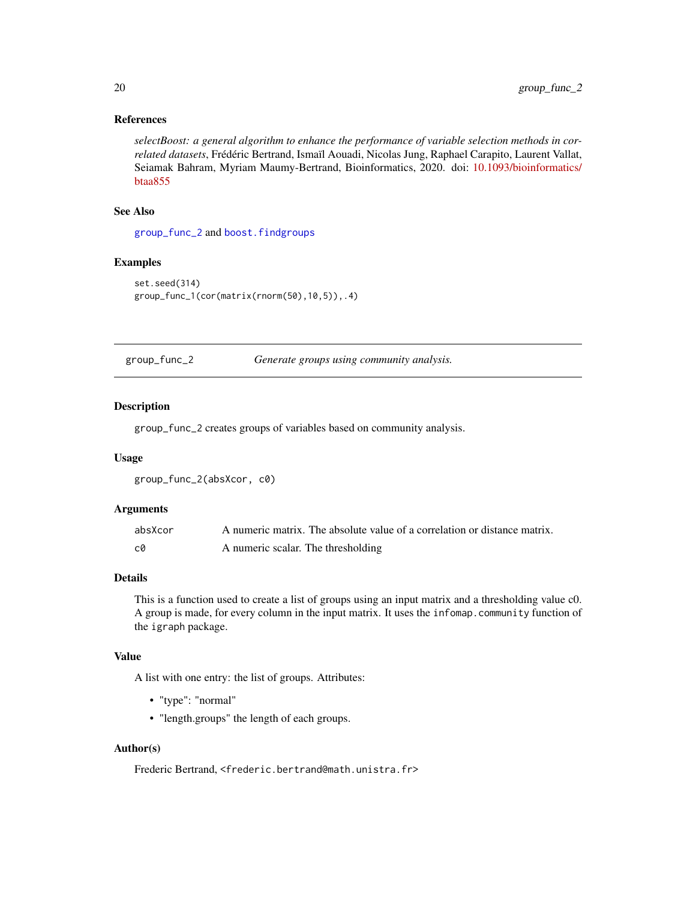### References

*selectBoost: a general algorithm to enhance the performance of variable selection methods in correlated datasets*, Frédéric Bertrand, Ismaïl Aouadi, Nicolas Jung, Raphael Carapito, Laurent Vallat, Seiamak Bahram, Myriam Maumy-Bertrand, Bioinformatics, 2020. doi: 10.1093/bioinformatics/btaa855

### See Also

`group_func_2` and `boost.findgroups`

### Examples

```
set.seed(314)
group_func_1(cor(matrix(rnorm(50),10,5)),.4)
```

---

## group_func_2 — *Generate groups using community analysis.*

### Description

`group_func_2` creates groups of variables based on community analysis.

### Usage

```
group_func_2(absXcor, c0)
```

### Arguments

| | |
|---|---|
| `absXcor` | A numeric matrix. The absolute value of a correlation or distance matrix. |
| `c0` | A numeric scalar. The thresholding |

### Details

This is a function used to create a list of groups using an input matrix and a thresholding value c0. A group is made, for every column in the input matrix. It uses the `infomap.community` function of the `igraph` package.

### Value

A list with one entry: the list of groups. Attributes:

- "type": "normal"
- "length.groups" the length of each groups.

### Author(s)

Frederic Bertrand, `<frederic.bertrand@math.unistra.fr>`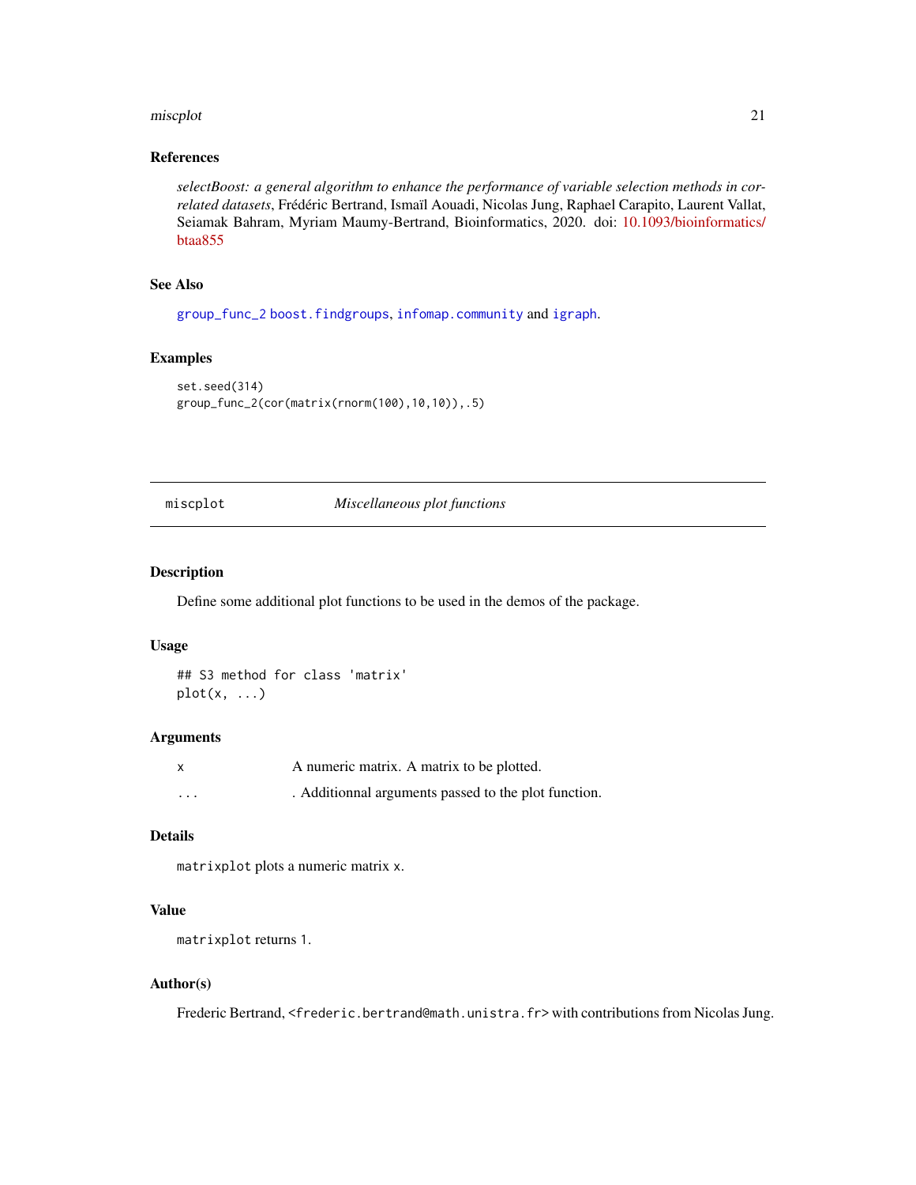### References

*selectBoost: a general algorithm to enhance the performance of variable selection methods in correlated datasets*, Frédéric Bertrand, Ismaïl Aouadi, Nicolas Jung, Raphael Carapito, Laurent Vallat, Seiamak Bahram, Myriam Maumy-Bertrand, Bioinformatics, 2020. doi: 10.1093/bioinformatics/btaa855

### See Also

`group_func_2` `boost.findgroups`, `infomap.community` and `igraph`.

### Examples

```
set.seed(314)
group_func_2(cor(matrix(rnorm(100),10,10)),.5)
```

## miscplot — *Miscellaneous plot functions*

### Description

Define some additional plot functions to be used in the demos of the package.

### Usage

```
## S3 method for class 'matrix'
plot(x, ...)
```

### Arguments

| | |
|---|---|
| `x` | A numeric matrix. A matrix to be plotted. |
| `...` | . Additionnal arguments passed to the plot function. |

### Details

`matrixplot` plots a numeric matrix `x`.

### Value

`matrixplot` returns `1`.

### Author(s)

Frederic Bertrand, `<frederic.bertrand@math.unistra.fr>` with contributions from Nicolas Jung.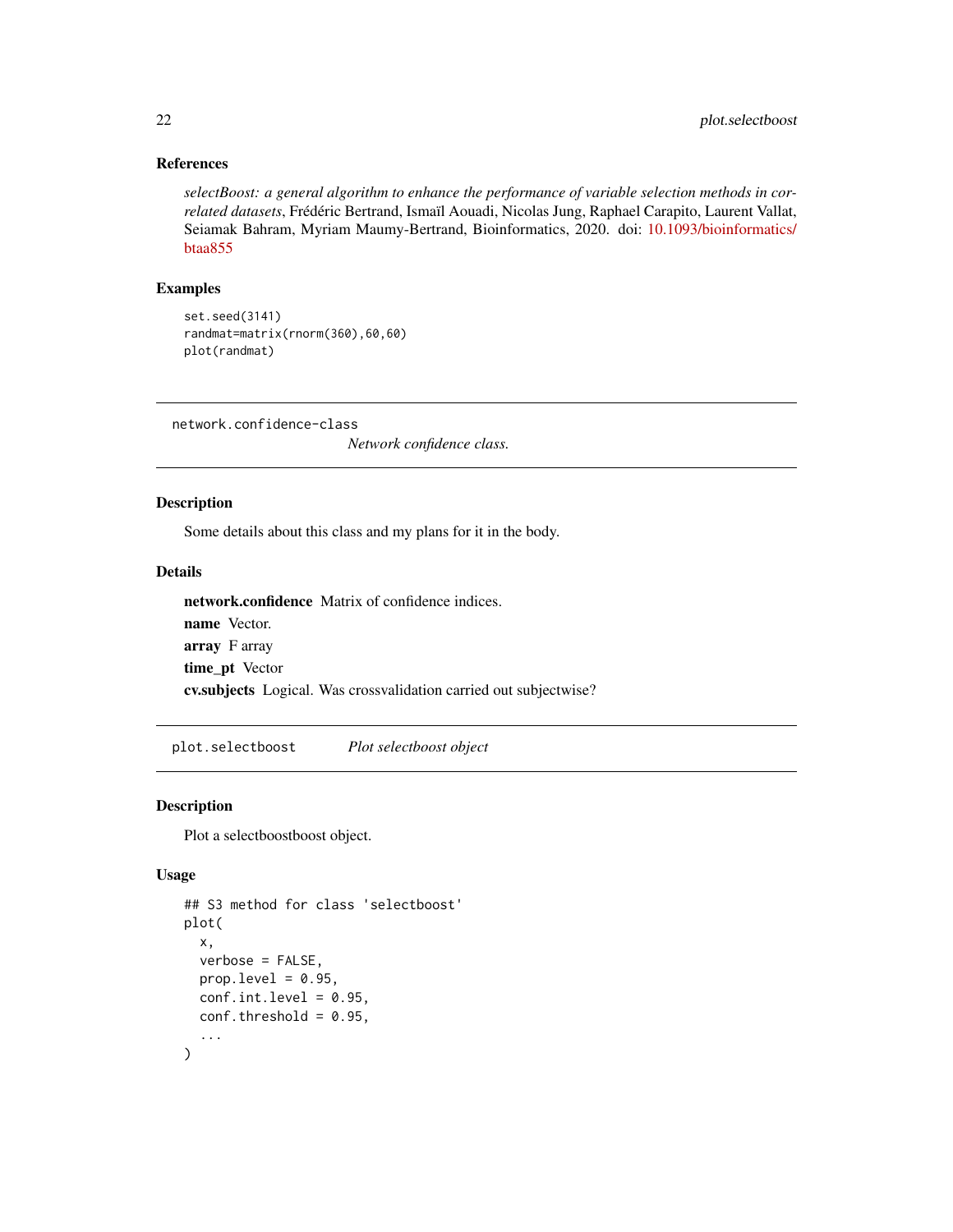### References

*selectBoost: a general algorithm to enhance the performance of variable selection methods in correlated datasets*, Frédéric Bertrand, Ismaïl Aouadi, Nicolas Jung, Raphael Carapito, Laurent Vallat, Seiamak Bahram, Myriam Maumy-Bertrand, Bioinformatics, 2020. doi: 10.1093/bioinformatics/btaa855

### Examples

```
set.seed(3141)
randmat=matrix(rnorm(360),60,60)
plot(randmat)
```

---

## network.confidence-class *Network confidence class.*

---

### Description

Some details about this class and my plans for it in the body.

### Details

**network.confidence** Matrix of confidence indices.

**name** Vector.

**array** F array

**time_pt** Vector

**cv.subjects** Logical. Was crossvalidation carried out subjectwise?

---

## plot.selectboost *Plot selectboost object*

---

### Description

Plot a selectboostboost object.

### Usage

```
## S3 method for class 'selectboost'
plot(
  x,
  verbose = FALSE,
  prop.level = 0.95,
  conf.int.level = 0.95,
  conf.threshold = 0.95,
  ...
)
```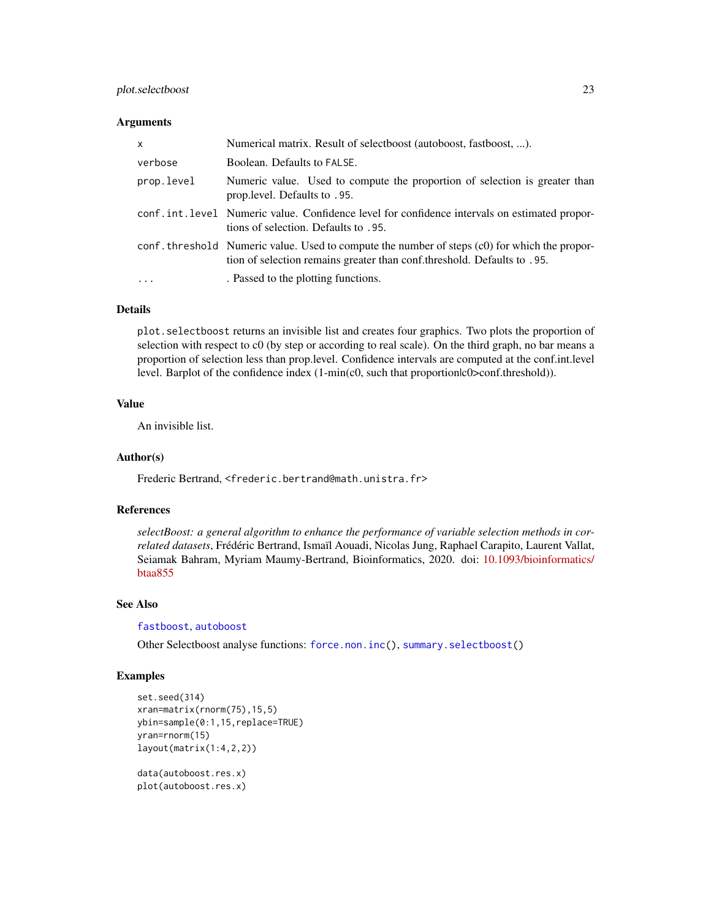### Arguments

| | |
|---|---|
| `x` | Numerical matrix. Result of selectboost (autoboost, fastboost, ...). |
| `verbose` | Boolean. Defaults to `FALSE`. |
| `prop.level` | Numeric value. Used to compute the proportion of selection is greater than prop.level. Defaults to `.95`. |
| `conf.int.level` | Numeric value. Confidence level for confidence intervals on estimated proportions of selection. Defaults to `.95`. |
| `conf.threshold` | Numeric value. Used to compute the number of steps (c0) for which the proportion of selection remains greater than conf.threshold. Defaults to `.95`. |
| `...` | . Passed to the plotting functions. |

### Details

`plot.selectboost` returns an invisible list and creates four graphics. Two plots the proportion of selection with respect to c0 (by step or according to real scale). On the third graph, no bar means a proportion of selection less than prop.level. Confidence intervals are computed at the conf.int.level level. Barplot of the confidence index (1-min(c0, such that proportion|c0>conf.threshold)).

### Value

An invisible list.

### Author(s)

Frederic Bertrand, <frederic.bertrand@math.unistra.fr>

### References

*selectBoost: a general algorithm to enhance the performance of variable selection methods in correlated datasets*, Frédéric Bertrand, Ismaïl Aouadi, Nicolas Jung, Raphael Carapito, Laurent Vallat, Seiamak Bahram, Myriam Maumy-Bertrand, Bioinformatics, 2020. doi: 10.1093/bioinformatics/btaa855

### See Also

`fastboost`, `autoboost`

Other Selectboost analyse functions: `force.non.inc()`, `summary.selectboost()`

### Examples

```
set.seed(314)
xran=matrix(rnorm(75),15,5)
ybin=sample(0:1,15,replace=TRUE)
yran=rnorm(15)
layout(matrix(1:4,2,2))

data(autoboost.res.x)
plot(autoboost.res.x)
```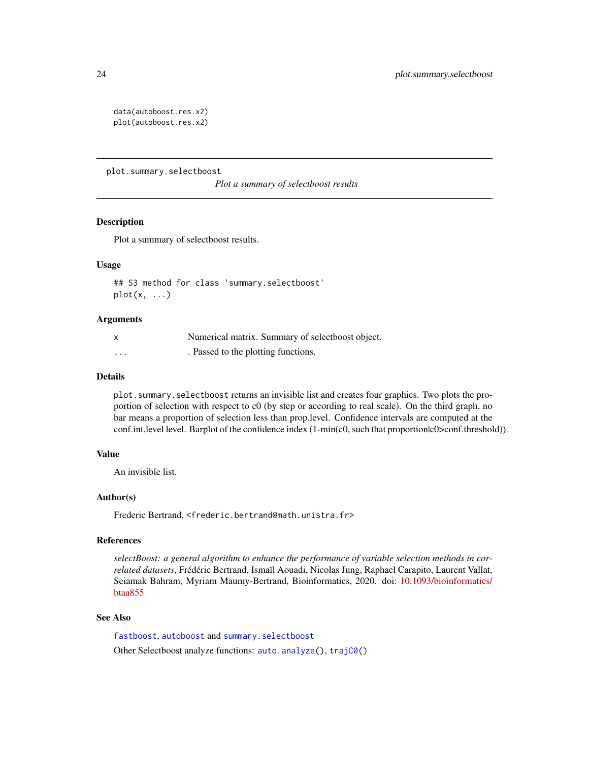```
data(autoboost.res.x2)
plot(autoboost.res.x2)
```

---

## plot.summary.selectboost

*Plot a summary of selectboost results*

### Description

Plot a summary of selectboost results.

### Usage

```
## S3 method for class 'summary.selectboost'
plot(x, ...)
```

### Arguments

| | |
|---|---|
| x | Numerical matrix. Summary of selectboost object. |
| ... | . Passed to the plotting functions. |

### Details

`plot.summary.selectboost` returns an invisible list and creates four graphics. Two plots the proportion of selection with respect to c0 (by step or according to real scale). On the third graph, no bar means a proportion of selection less than prop.level. Confidence intervals are computed at the conf.int.level level. Barplot of the confidence index (1-min(c0, such that proportion|c0>conf.threshold)).

### Value

An invisible list.

### Author(s)

Frederic Bertrand, <frederic.bertrand@math.unistra.fr>

### References

*selectBoost: a general algorithm to enhance the performance of variable selection methods in correlated datasets*, Frédéric Bertrand, Ismaïl Aouadi, Nicolas Jung, Raphael Carapito, Laurent Vallat, Seiamak Bahram, Myriam Maumy-Bertrand, Bioinformatics, 2020. doi: 10.1093/bioinformatics/btaa855

### See Also

`fastboost`, `autoboost` and `summary.selectboost`

Other Selectboost analyze functions: `auto.analyze()`, `trajC0()`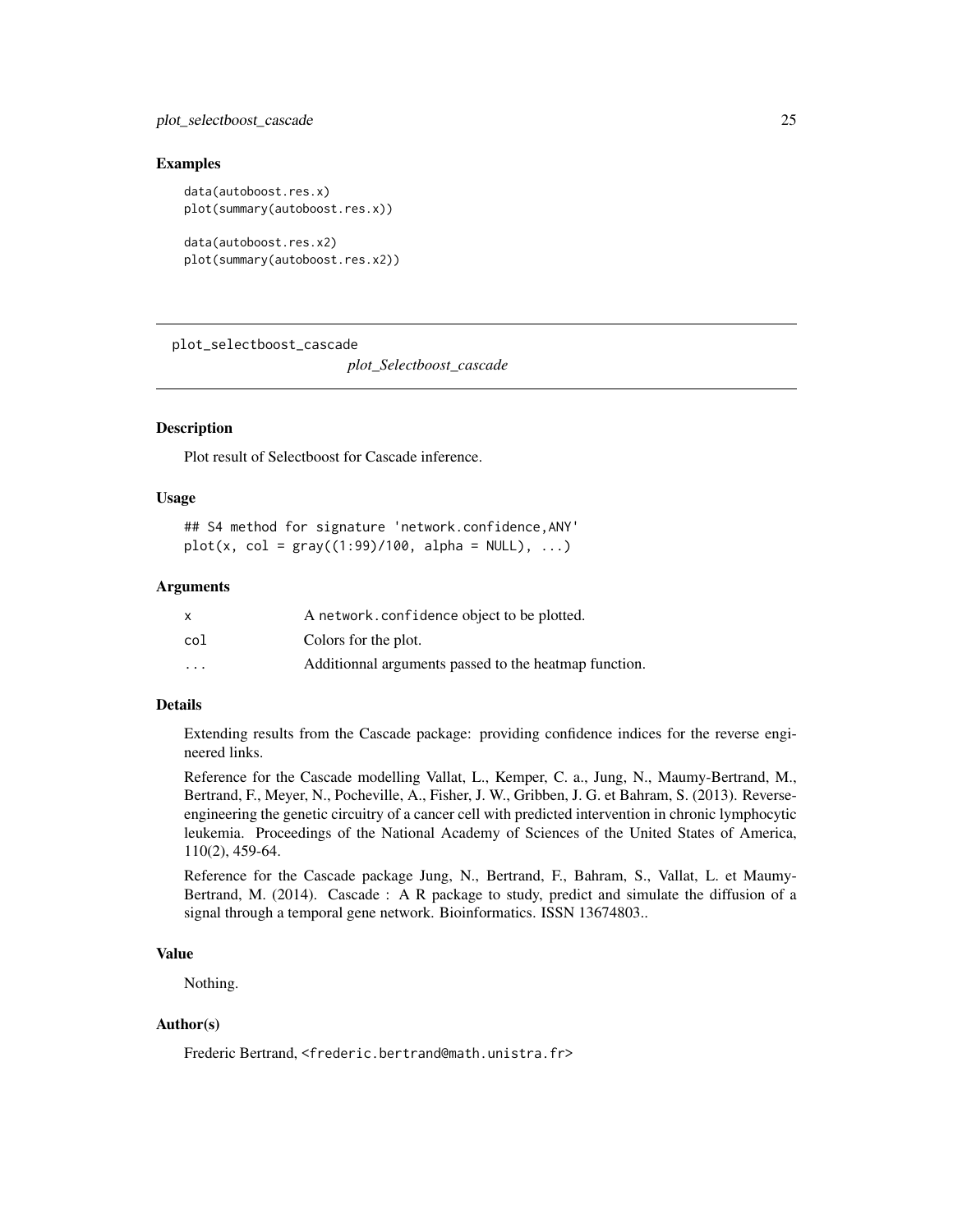## Examples

```
data(autoboost.res.x)
plot(summary(autoboost.res.x))

data(autoboost.res.x2)
plot(summary(autoboost.res.x2))
```

---

`plot_selectboost_cascade` *plot_Selectboost_cascade*

---

### Description

Plot result of Selectboost for Cascade inference.

### Usage

```
## S4 method for signature 'network.confidence,ANY'
plot(x, col = gray((1:99)/100, alpha = NULL), ...)
```

### Arguments

| | |
|---|---|
| x | A network.confidence object to be plotted. |
| col | Colors for the plot. |
| ... | Additionnal arguments passed to the heatmap function. |

### Details

Extending results from the Cascade package: providing confidence indices for the reverse engineered links.

Reference for the Cascade modelling Vallat, L., Kemper, C. a., Jung, N., Maumy-Bertrand, M., Bertrand, F., Meyer, N., Pocheville, A., Fisher, J. W., Gribben, J. G. et Bahram, S. (2013). Reverse-engineering the genetic circuitry of a cancer cell with predicted intervention in chronic lymphocytic leukemia. Proceedings of the National Academy of Sciences of the United States of America, 110(2), 459-64.

Reference for the Cascade package Jung, N., Bertrand, F., Bahram, S., Vallat, L. et Maumy-Bertrand, M. (2014). Cascade : A R package to study, predict and simulate the diffusion of a signal through a temporal gene network. Bioinformatics. ISSN 13674803..

### Value

Nothing.

### Author(s)

Frederic Bertrand, <frederic.bertrand@math.unistra.fr>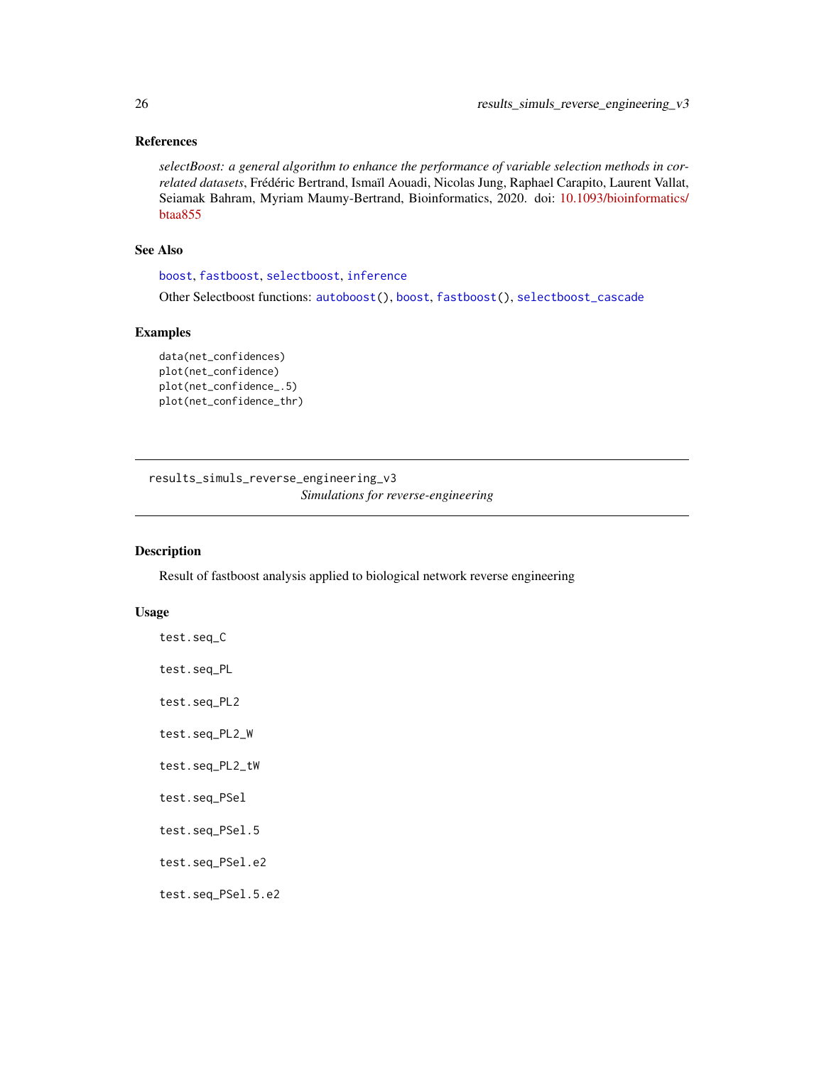## References

*selectBoost: a general algorithm to enhance the performance of variable selection methods in correlated datasets*, Frédéric Bertrand, Ismaïl Aouadi, Nicolas Jung, Raphael Carapito, Laurent Vallat, Seiamak Bahram, Myriam Maumy-Bertrand, Bioinformatics, 2020. doi: 10.1093/bioinformatics/btaa855

## See Also

boost, fastboost, selectboost, inference

Other Selectboost functions: autoboost(), boost, fastboost(), selectboost_cascade

## Examples

```
data(net_confidences)
plot(net_confidence)
plot(net_confidence_.5)
plot(net_confidence_thr)
```

---

# results_simuls_reverse_engineering_v3

*Simulations for reverse-engineering*

---

## Description

Result of fastboost analysis applied to biological network reverse engineering

## Usage

```
test.seq_C

test.seq_PL

test.seq_PL2

test.seq_PL2_W

test.seq_PL2_tW

test.seq_PSel

test.seq_PSel.5

test.seq_PSel.e2

test.seq_PSel.5.e2
```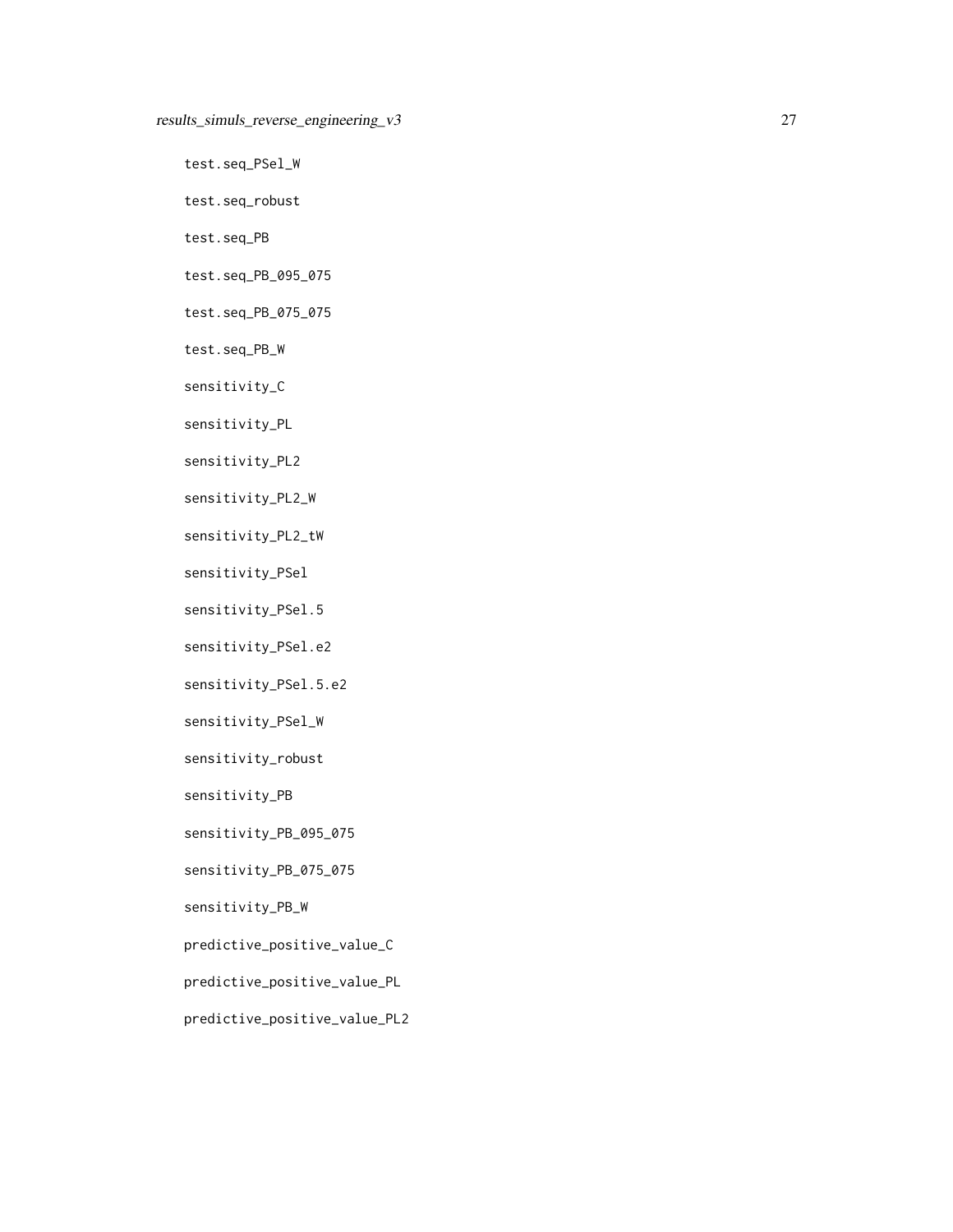test.seq_PSel_W

test.seq_robust

test.seq_PB

test.seq_PB_095_075

test.seq_PB_075_075

test.seq_PB_W

sensitivity_C

sensitivity_PL

sensitivity_PL2

sensitivity_PL2_W

sensitivity_PL2_tW

sensitivity_PSel

sensitivity_PSel.5

sensitivity_PSel.e2

sensitivity_PSel.5.e2

sensitivity_PSel_W

sensitivity_robust

sensitivity_PB

sensitivity_PB_095_075

sensitivity_PB_075_075

sensitivity_PB_W

predictive_positive_value_C

predictive_positive_value_PL

predictive_positive_value_PL2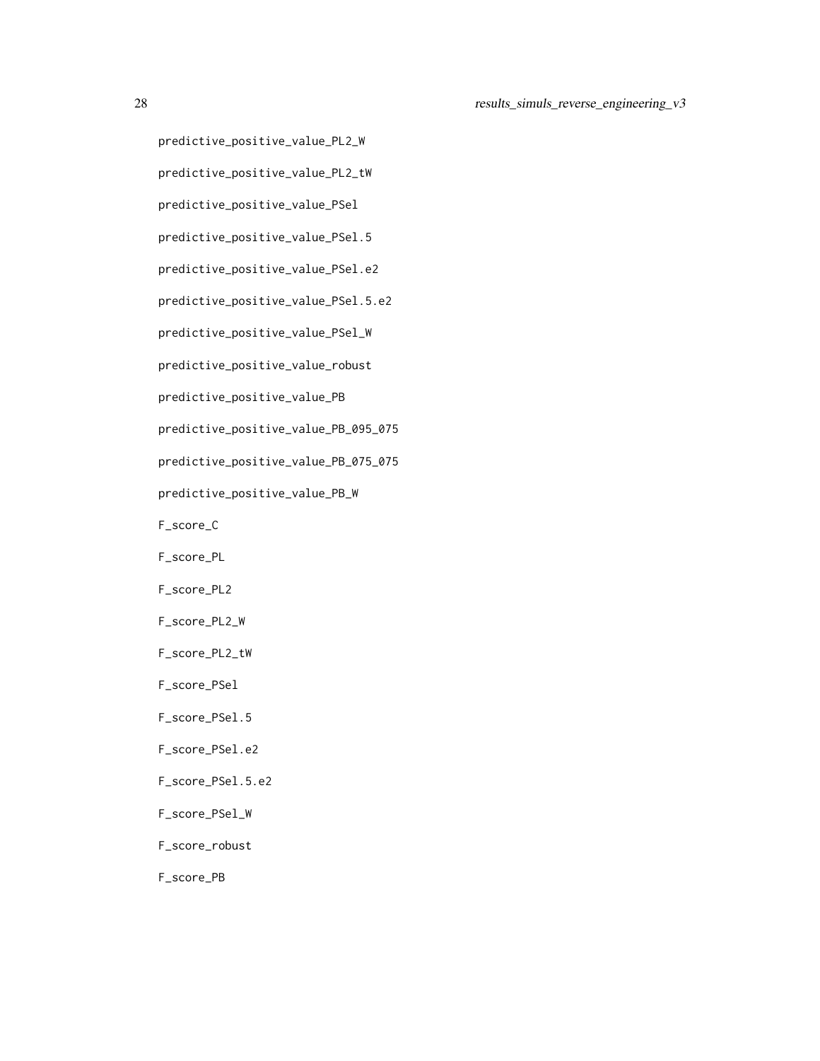predictive_positive_value_PL2_W

predictive_positive_value_PL2_tW

predictive_positive_value_PSel

predictive_positive_value_PSel.5

predictive_positive_value_PSel.e2

predictive_positive_value_PSel.5.e2

predictive_positive_value_PSel_W

predictive_positive_value_robust

predictive_positive_value_PB

predictive_positive_value_PB_095_075

predictive_positive_value_PB_075_075

predictive_positive_value_PB_W

F_score_C

F_score_PL

F_score_PL2

F_score_PL2_W

F_score_PL2_tW

F_score_PSel

F_score_PSel.5

F_score_PSel.e2

F_score_PSel.5.e2

F_score_PSel_W

F_score_robust

F_score_PB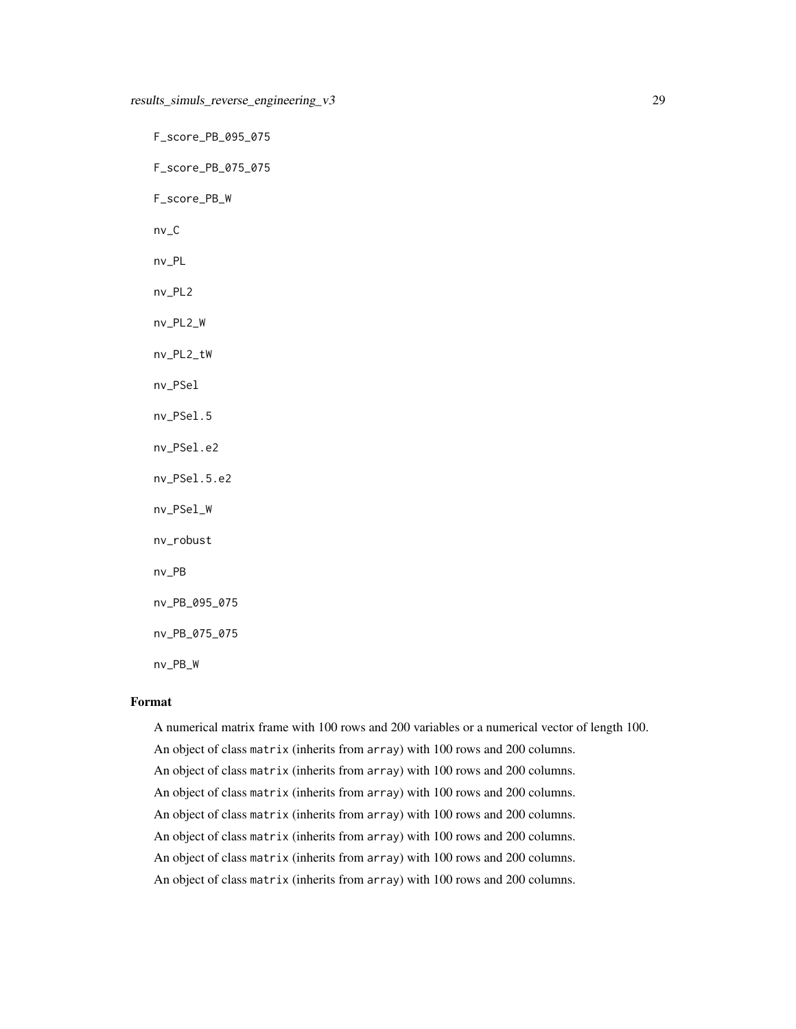F_score_PB_095_075

F_score_PB_075_075

F_score_PB_W

nv_C

nv_PL

nv_PL2

nv_PL2_W

nv_PL2_tW

nv_PSel

nv_PSel.5

nv_PSel.e2

nv_PSel.5.e2

nv_PSel_W

nv_robust

nv_PB

nv_PB_095_075

nv_PB_075_075

nv_PB_W

### Format

A numerical matrix frame with 100 rows and 200 variables or a numerical vector of length 100.

An object of class `matrix` (inherits from `array`) with 100 rows and 200 columns.

An object of class `matrix` (inherits from `array`) with 100 rows and 200 columns.

An object of class `matrix` (inherits from `array`) with 100 rows and 200 columns.

An object of class `matrix` (inherits from `array`) with 100 rows and 200 columns.

An object of class `matrix` (inherits from `array`) with 100 rows and 200 columns.

An object of class `matrix` (inherits from `array`) with 100 rows and 200 columns.

An object of class `matrix` (inherits from `array`) with 100 rows and 200 columns.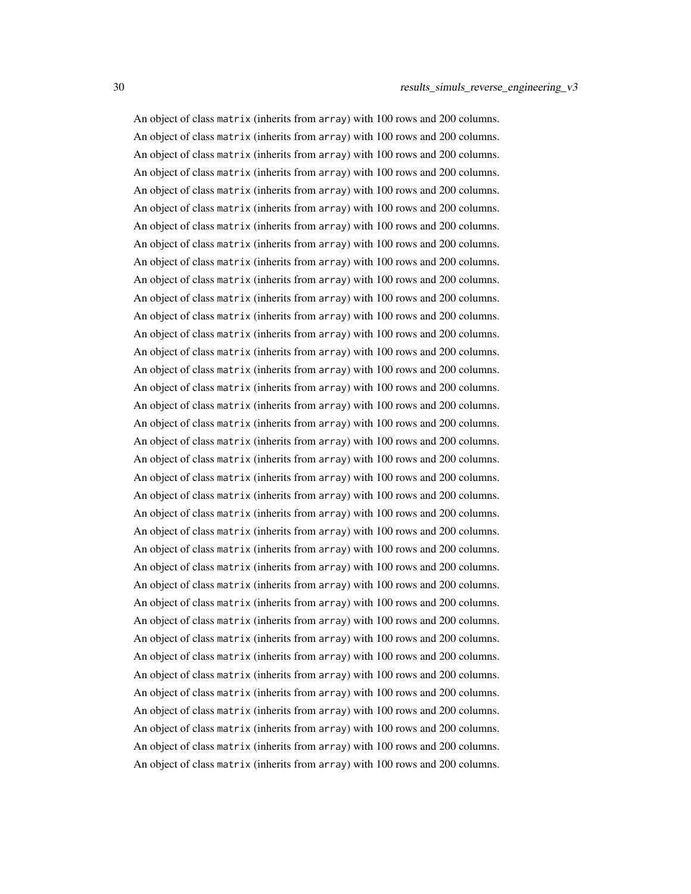An object of class `matrix` (inherits from `array`) with 100 rows and 200 columns.
An object of class `matrix` (inherits from `array`) with 100 rows and 200 columns.
An object of class `matrix` (inherits from `array`) with 100 rows and 200 columns.
An object of class `matrix` (inherits from `array`) with 100 rows and 200 columns.
An object of class `matrix` (inherits from `array`) with 100 rows and 200 columns.
An object of class `matrix` (inherits from `array`) with 100 rows and 200 columns.
An object of class `matrix` (inherits from `array`) with 100 rows and 200 columns.
An object of class `matrix` (inherits from `array`) with 100 rows and 200 columns.
An object of class `matrix` (inherits from `array`) with 100 rows and 200 columns.
An object of class `matrix` (inherits from `array`) with 100 rows and 200 columns.
An object of class `matrix` (inherits from `array`) with 100 rows and 200 columns.
An object of class `matrix` (inherits from `array`) with 100 rows and 200 columns.
An object of class `matrix` (inherits from `array`) with 100 rows and 200 columns.
An object of class `matrix` (inherits from `array`) with 100 rows and 200 columns.
An object of class `matrix` (inherits from `array`) with 100 rows and 200 columns.
An object of class `matrix` (inherits from `array`) with 100 rows and 200 columns.
An object of class `matrix` (inherits from `array`) with 100 rows and 200 columns.
An object of class `matrix` (inherits from `array`) with 100 rows and 200 columns.
An object of class `matrix` (inherits from `array`) with 100 rows and 200 columns.
An object of class `matrix` (inherits from `array`) with 100 rows and 200 columns.
An object of class `matrix` (inherits from `array`) with 100 rows and 200 columns.
An object of class `matrix` (inherits from `array`) with 100 rows and 200 columns.
An object of class `matrix` (inherits from `array`) with 100 rows and 200 columns.
An object of class `matrix` (inherits from `array`) with 100 rows and 200 columns.
An object of class `matrix` (inherits from `array`) with 100 rows and 200 columns.
An object of class `matrix` (inherits from `array`) with 100 rows and 200 columns.
An object of class `matrix` (inherits from `array`) with 100 rows and 200 columns.
An object of class `matrix` (inherits from `array`) with 100 rows and 200 columns.
An object of class `matrix` (inherits from `array`) with 100 rows and 200 columns.
An object of class `matrix` (inherits from `array`) with 100 rows and 200 columns.
An object of class `matrix` (inherits from `array`) with 100 rows and 200 columns.
An object of class `matrix` (inherits from `array`) with 100 rows and 200 columns.
An object of class `matrix` (inherits from `array`) with 100 rows and 200 columns.
An object of class `matrix` (inherits from `array`) with 100 rows and 200 columns.
An object of class `matrix` (inherits from `array`) with 100 rows and 200 columns.
An object of class `matrix` (inherits from `array`) with 100 rows and 200 columns.
An object of class `matrix` (inherits from `array`) with 100 rows and 200 columns.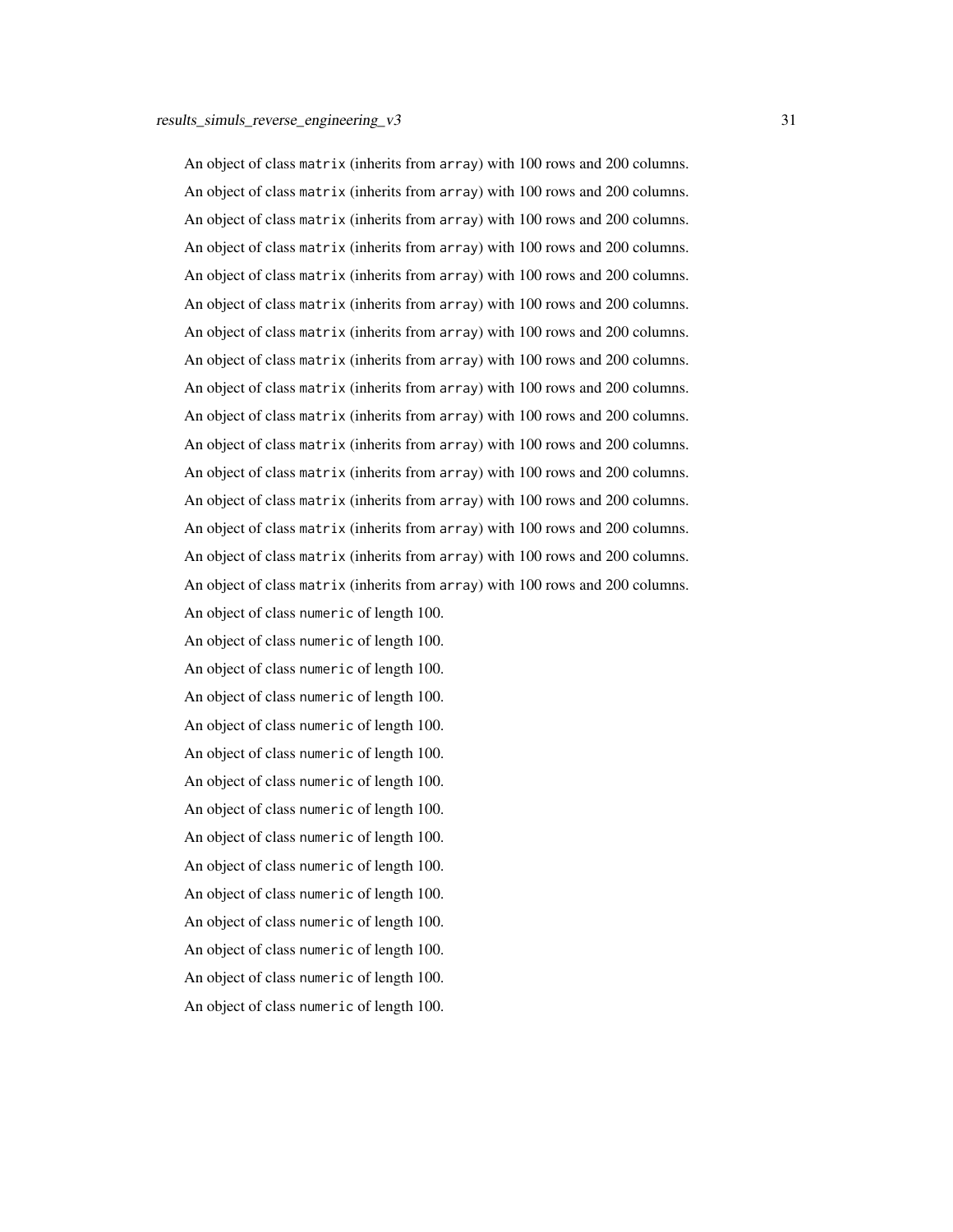An object of class `matrix` (inherits from `array`) with 100 rows and 200 columns.

An object of class `matrix` (inherits from `array`) with 100 rows and 200 columns.

An object of class `matrix` (inherits from `array`) with 100 rows and 200 columns.

An object of class `matrix` (inherits from `array`) with 100 rows and 200 columns.

An object of class `matrix` (inherits from `array`) with 100 rows and 200 columns.

An object of class `matrix` (inherits from `array`) with 100 rows and 200 columns.

An object of class `matrix` (inherits from `array`) with 100 rows and 200 columns.

An object of class `matrix` (inherits from `array`) with 100 rows and 200 columns.

An object of class `matrix` (inherits from `array`) with 100 rows and 200 columns.

An object of class `matrix` (inherits from `array`) with 100 rows and 200 columns.

An object of class `matrix` (inherits from `array`) with 100 rows and 200 columns.

An object of class `matrix` (inherits from `array`) with 100 rows and 200 columns.

An object of class `matrix` (inherits from `array`) with 100 rows and 200 columns.

An object of class `matrix` (inherits from `array`) with 100 rows and 200 columns.

An object of class `matrix` (inherits from `array`) with 100 rows and 200 columns.

An object of class `matrix` (inherits from `array`) with 100 rows and 200 columns.

An object of class `numeric` of length 100.

An object of class `numeric` of length 100.

An object of class `numeric` of length 100.

An object of class `numeric` of length 100.

An object of class `numeric` of length 100.

An object of class `numeric` of length 100.

An object of class `numeric` of length 100.

An object of class `numeric` of length 100.

An object of class `numeric` of length 100.

An object of class `numeric` of length 100.

An object of class `numeric` of length 100.

An object of class `numeric` of length 100.

An object of class `numeric` of length 100.

An object of class `numeric` of length 100.

An object of class `numeric` of length 100.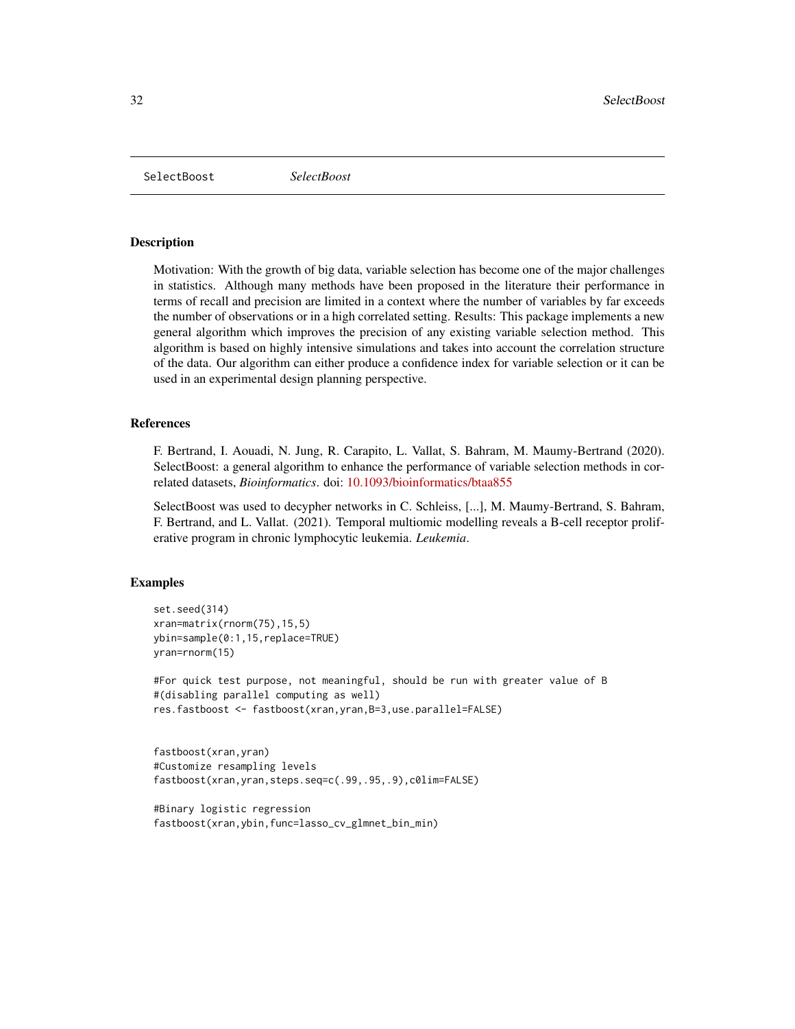## SelectBoost &nbsp;&nbsp;&nbsp; *SelectBoost*

### Description

Motivation: With the growth of big data, variable selection has become one of the major challenges in statistics. Although many methods have been proposed in the literature their performance in terms of recall and precision are limited in a context where the number of variables by far exceeds the number of observations or in a high correlated setting. Results: This package implements a new general algorithm which improves the precision of any existing variable selection method. This algorithm is based on highly intensive simulations and takes into account the correlation structure of the data. Our algorithm can either produce a confidence index for variable selection or it can be used in an experimental design planning perspective.

### References

F. Bertrand, I. Aouadi, N. Jung, R. Carapito, L. Vallat, S. Bahram, M. Maumy-Bertrand (2020). SelectBoost: a general algorithm to enhance the performance of variable selection methods in correlated datasets, *Bioinformatics*. doi: 10.1093/bioinformatics/btaa855

SelectBoost was used to decypher networks in C. Schleiss, [...], M. Maumy-Bertrand, S. Bahram, F. Bertrand, and L. Vallat. (2021). Temporal multiomic modelling reveals a B-cell receptor proliferative program in chronic lymphocytic leukemia. *Leukemia*.

### Examples

```
set.seed(314)
xran=matrix(rnorm(75),15,5)
ybin=sample(0:1,15,replace=TRUE)
yran=rnorm(15)

#For quick test purpose, not meaningful, should be run with greater value of B
#(disabling parallel computing as well)
res.fastboost <- fastboost(xran,yran,B=3,use.parallel=FALSE)


fastboost(xran,yran)
#Customize resampling levels
fastboost(xran,yran,steps.seq=c(.99,.95,.9),c0lim=FALSE)

#Binary logistic regression
fastboost(xran,ybin,func=lasso_cv_glmnet_bin_min)
```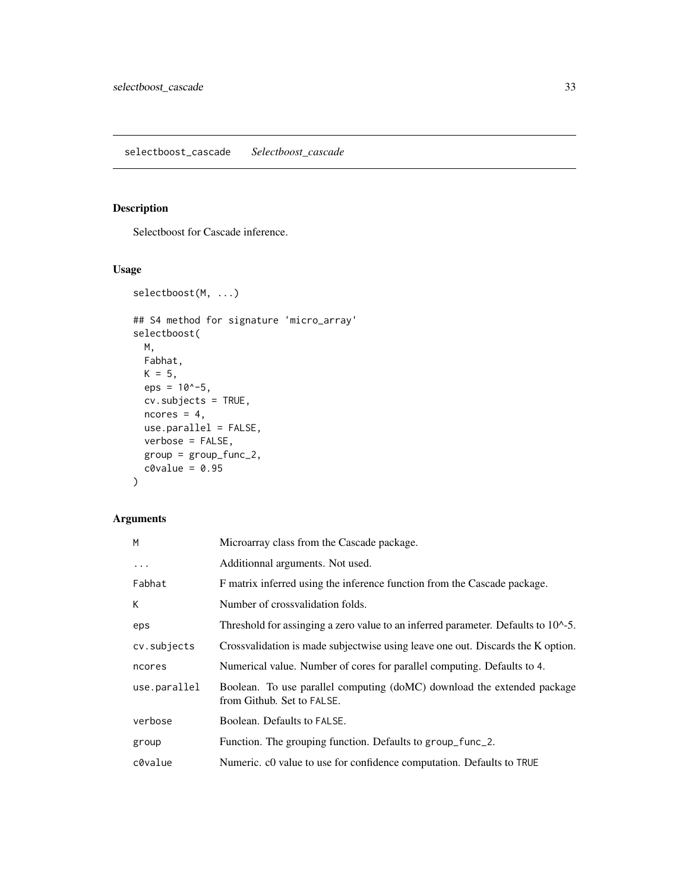## selectboost_cascade *Selectboost_cascade*

### Description

Selectboost for Cascade inference.

### Usage

```
selectboost(M, ...)

## S4 method for signature 'micro_array'
selectboost(
  M,
  Fabhat,
  K = 5,
  eps = 10^-5,
  cv.subjects = TRUE,
  ncores = 4,
  use.parallel = FALSE,
  verbose = FALSE,
  group = group_func_2,
  c0value = 0.95
)
```

### Arguments

| | |
|---|---|
| M | Microarray class from the Cascade package. |
| ... | Additionnal arguments. Not used. |
| Fabhat | F matrix inferred using the inference function from the Cascade package. |
| K | Number of crossvalidation folds. |
| eps | Threshold for assinging a zero value to an inferred parameter. Defaults to 10^-5. |
| cv.subjects | Crossvalidation is made subjectwise using leave one out. Discards the K option. |
| ncores | Numerical value. Number of cores for parallel computing. Defaults to 4. |
| use.parallel | Boolean. To use parallel computing (doMC) download the extended package from Github. Set to FALSE. |
| verbose | Boolean. Defaults to FALSE. |
| group | Function. The grouping function. Defaults to group_func_2. |
| c0value | Numeric. c0 value to use for confidence computation. Defaults to TRUE |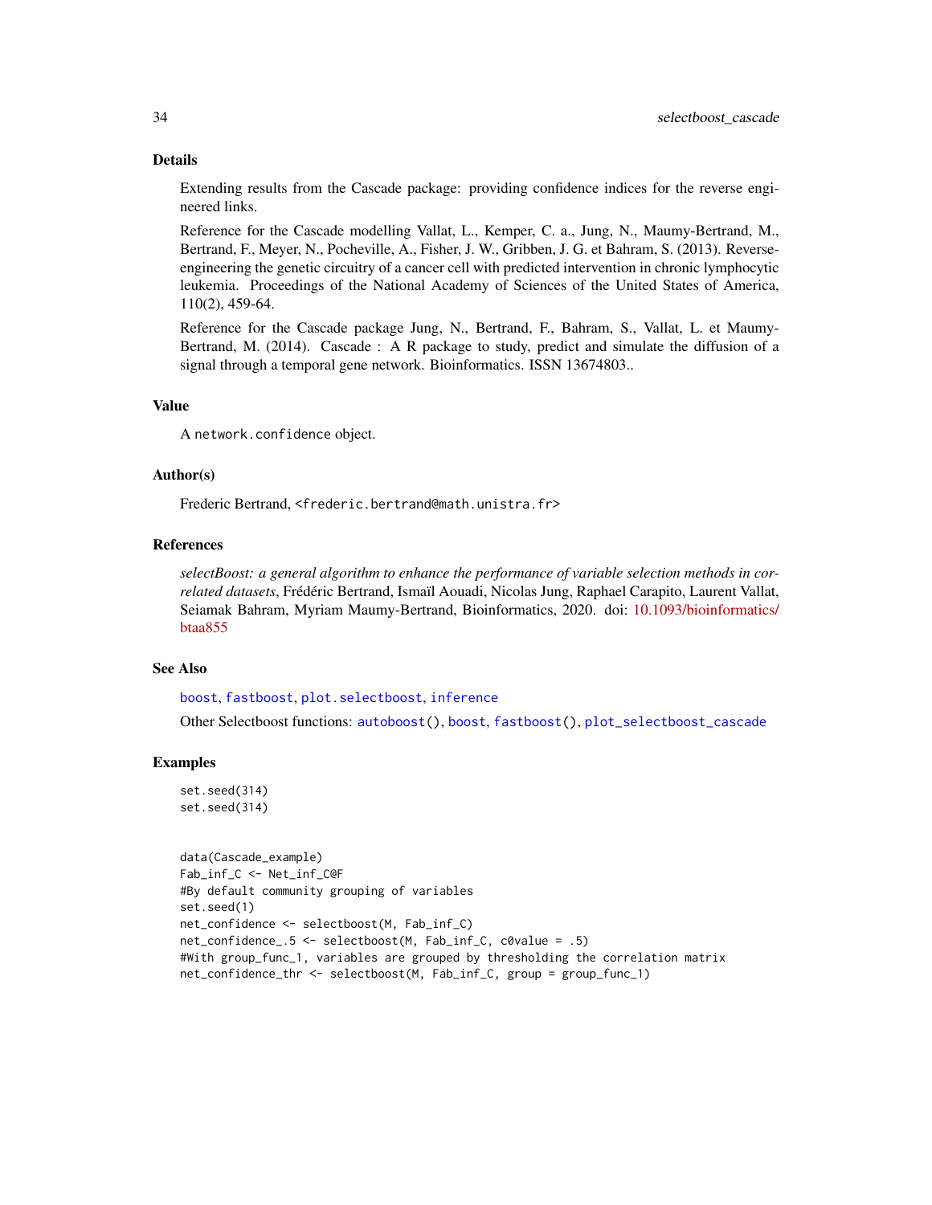### Details

Extending results from the Cascade package: providing confidence indices for the reverse engineered links.

Reference for the Cascade modelling Vallat, L., Kemper, C. a., Jung, N., Maumy-Bertrand, M., Bertrand, F., Meyer, N., Pocheville, A., Fisher, J. W., Gribben, J. G. et Bahram, S. (2013). Reverse-engineering the genetic circuitry of a cancer cell with predicted intervention in chronic lymphocytic leukemia. Proceedings of the National Academy of Sciences of the United States of America, 110(2), 459-64.

Reference for the Cascade package Jung, N., Bertrand, F., Bahram, S., Vallat, L. et Maumy-Bertrand, M. (2014). Cascade : A R package to study, predict and simulate the diffusion of a signal through a temporal gene network. Bioinformatics. ISSN 13674803..

### Value

A `network.confidence` object.

### Author(s)

Frederic Bertrand, <frederic.bertrand@math.unistra.fr>

### References

*selectBoost: a general algorithm to enhance the performance of variable selection methods in correlated datasets*, Frédéric Bertrand, Ismaïl Aouadi, Nicolas Jung, Raphael Carapito, Laurent Vallat, Seiamak Bahram, Myriam Maumy-Bertrand, Bioinformatics, 2020. doi: 10.1093/bioinformatics/btaa855

### See Also

boost, fastboost, plot.selectboost, inference

Other Selectboost functions: autoboost(), boost, fastboost(), plot_selectboost_cascade

### Examples

```
set.seed(314)
set.seed(314)


data(Cascade_example)
Fab_inf_C <- Net_inf_C@F
#By default community grouping of variables
set.seed(1)
net_confidence <- selectboost(M, Fab_inf_C)
net_confidence_.5 <- selectboost(M, Fab_inf_C, c0value = .5)
#With group_func_1, variables are grouped by thresholding the correlation matrix
net_confidence_thr <- selectboost(M, Fab_inf_C, group = group_func_1)
```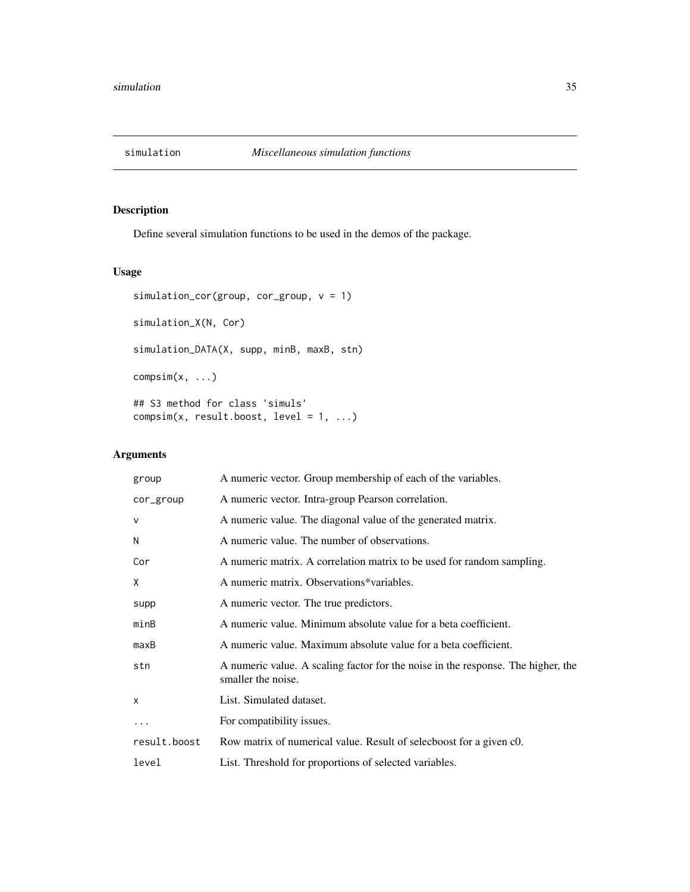## simulation *Miscellaneous simulation functions*

### Description

Define several simulation functions to be used in the demos of the package.

### Usage

```
simulation_cor(group, cor_group, v = 1)

simulation_X(N, Cor)

simulation_DATA(X, supp, minB, maxB, stn)

compsim(x, ...)

## S3 method for class 'simuls'
compsim(x, result.boost, level = 1, ...)
```

### Arguments

| | |
|---|---|
| group | A numeric vector. Group membership of each of the variables. |
| cor_group | A numeric vector. Intra-group Pearson correlation. |
| v | A numeric value. The diagonal value of the generated matrix. |
| N | A numeric value. The number of observations. |
| Cor | A numeric matrix. A correlation matrix to be used for random sampling. |
| X | A numeric matrix. Observations*variables. |
| supp | A numeric vector. The true predictors. |
| minB | A numeric value. Minimum absolute value for a beta coefficient. |
| maxB | A numeric value. Maximum absolute value for a beta coefficient. |
| stn | A numeric value. A scaling factor for the noise in the response. The higher, the smaller the noise. |
| x | List. Simulated dataset. |
| ... | For compatibility issues. |
| result.boost | Row matrix of numerical value. Result of selecboost for a given c0. |
| level | List. Threshold for proportions of selected variables. |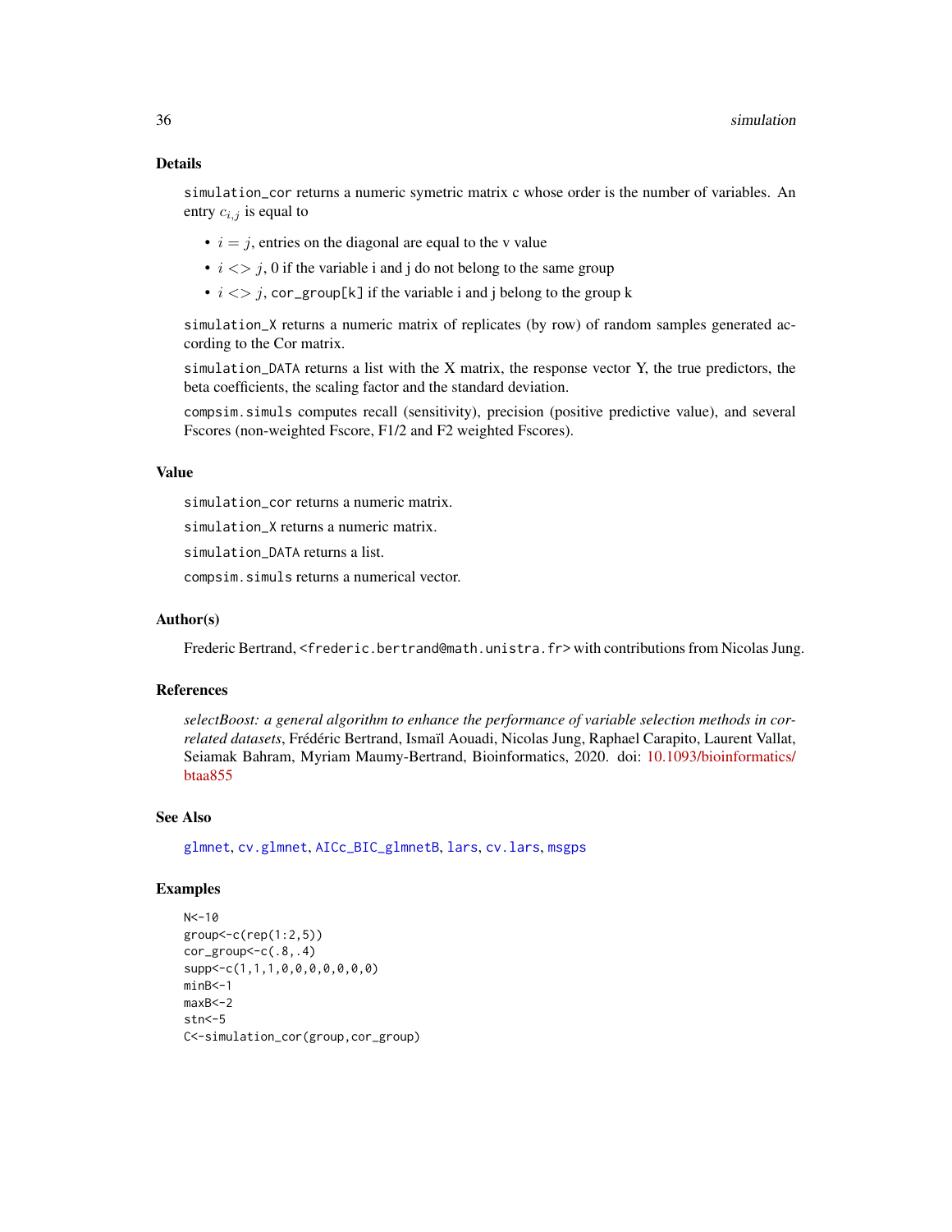### Details

`simulation_cor` returns a numeric symetric matrix c whose order is the number of variables. An entry $c_{i,j}$ is equal to

- $i = j$, entries on the diagonal are equal to the v value
- $i <> j$, 0 if the variable i and j do not belong to the same group
- $i <> j$, `cor_group[k]` if the variable i and j belong to the group k

`simulation_X` returns a numeric matrix of replicates (by row) of random samples generated according to the Cor matrix.

`simulation_DATA` returns a list with the X matrix, the response vector Y, the true predictors, the beta coefficients, the scaling factor and the standard deviation.

`compsim.simuls` computes recall (sensitivity), precision (positive predictive value), and several Fscores (non-weighted Fscore, F1/2 and F2 weighted Fscores).

### Value

`simulation_cor` returns a numeric matrix.

`simulation_X` returns a numeric matrix.

`simulation_DATA` returns a list.

`compsim.simuls` returns a numerical vector.

### Author(s)

Frederic Bertrand, <frederic.bertrand@math.unistra.fr> with contributions from Nicolas Jung.

### References

*selectBoost: a general algorithm to enhance the performance of variable selection methods in correlated datasets*, Frédéric Bertrand, Ismaïl Aouadi, Nicolas Jung, Raphael Carapito, Laurent Vallat, Seiamak Bahram, Myriam Maumy-Bertrand, Bioinformatics, 2020. doi: 10.1093/bioinformatics/btaa855

### See Also

`glmnet`, `cv.glmnet`, `AICc_BIC_glmnetB`, `lars`, `cv.lars`, `msgps`

### Examples

```
N<-10
group<-c(rep(1:2,5))
cor_group<-c(.8,.4)
supp<-c(1,1,1,0,0,0,0,0,0,0)
minB<-1
maxB<-2
stn<-5
C<-simulation_cor(group,cor_group)
```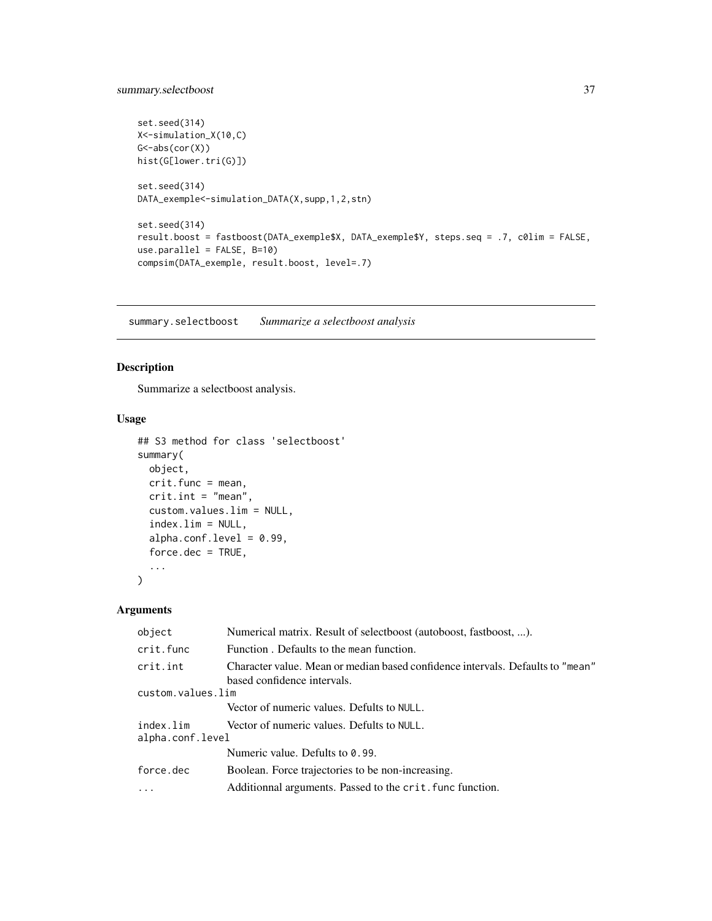```
set.seed(314)
X<-simulation_X(10,C)
G<-abs(cor(X))
hist(G[lower.tri(G)])

set.seed(314)
DATA_exemple<-simulation_DATA(X,supp,1,2,stn)

set.seed(314)
result.boost = fastboost(DATA_exemple$X, DATA_exemple$Y, steps.seq = .7, c0lim = FALSE,
use.parallel = FALSE, B=10)
compsim(DATA_exemple, result.boost, level=.7)
```

## summary.selectboost *Summarize a selectboost analysis*

### Description

Summarize a selectboost analysis.

### Usage

```
## S3 method for class 'selectboost'
summary(
  object,
  crit.func = mean,
  crit.int = "mean",
  custom.values.lim = NULL,
  index.lim = NULL,
  alpha.conf.level = 0.99,
  force.dec = TRUE,
  ...
)
```

### Arguments

| | |
|---|---|
| `object` | Numerical matrix. Result of selectboost (autoboost, fastboost, ...). |
| `crit.func` | Function . Defaults to the `mean` function. |
| `crit.int` | Character value. Mean or median based confidence intervals. Defaults to `"mean"` based confidence intervals. |
| `custom.values.lim` | Vector of numeric values. Defults to `NULL`. |
| `index.lim` | Vector of numeric values. Defults to `NULL`. |
| `alpha.conf.level` | Numeric value. Defults to `0.99`. |
| `force.dec` | Boolean. Force trajectories to be non-increasing. |
| `...` | Additionnal arguments. Passed to the `crit.func` function. |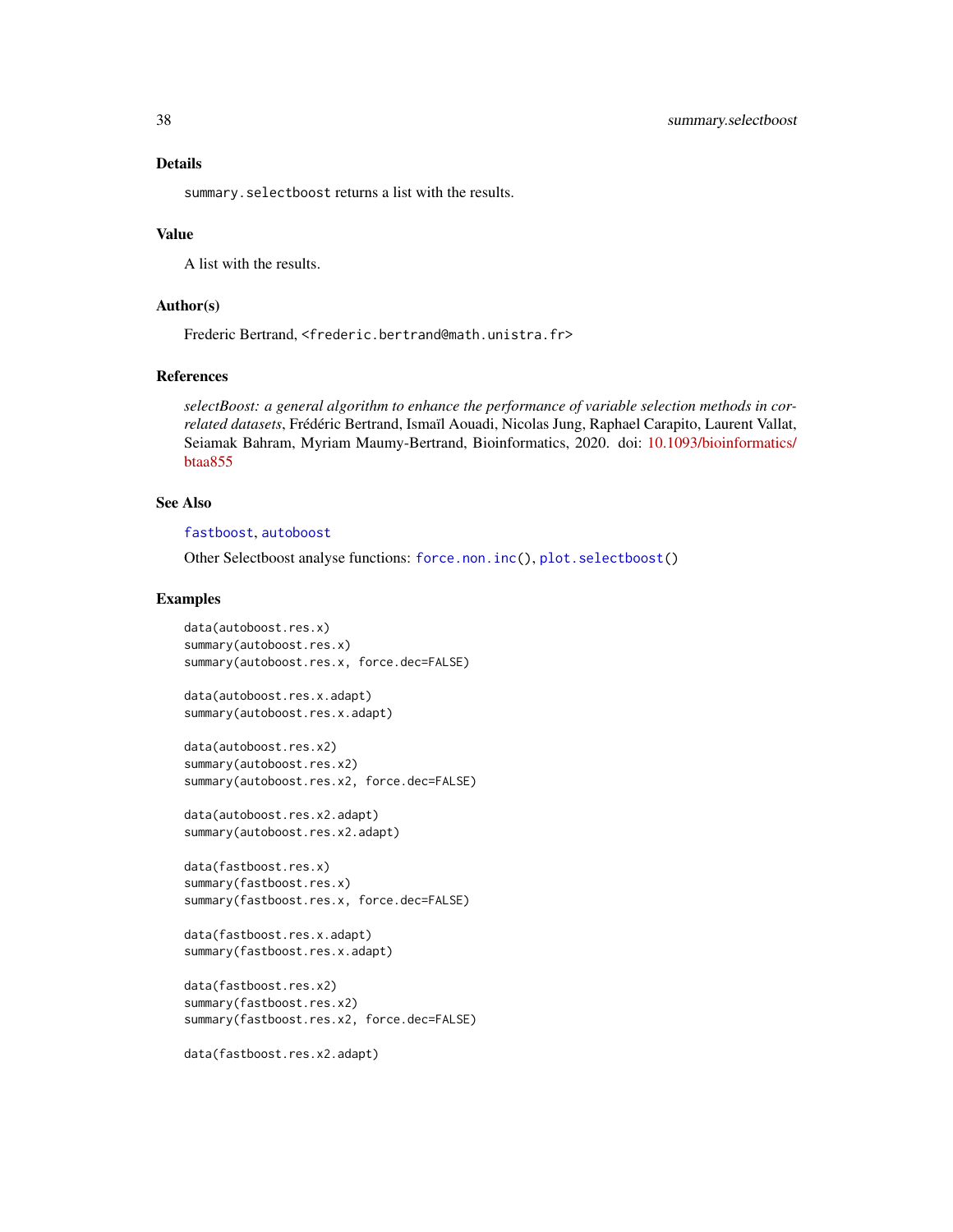## Details

`summary.selectboost` returns a list with the results.

## Value

A list with the results.

## Author(s)

Frederic Bertrand, <frederic.bertrand@math.unistra.fr>

## References

*selectBoost: a general algorithm to enhance the performance of variable selection methods in correlated datasets*, Frédéric Bertrand, Ismaïl Aouadi, Nicolas Jung, Raphael Carapito, Laurent Vallat, Seiamak Bahram, Myriam Maumy-Bertrand, Bioinformatics, 2020. doi: 10.1093/bioinformatics/btaa855

## See Also

`fastboost`, `autoboost`

Other Selectboost analyse functions: `force.non.inc()`, `plot.selectboost()`

## Examples

```
data(autoboost.res.x)
summary(autoboost.res.x)
summary(autoboost.res.x, force.dec=FALSE)

data(autoboost.res.x.adapt)
summary(autoboost.res.x.adapt)

data(autoboost.res.x2)
summary(autoboost.res.x2)
summary(autoboost.res.x2, force.dec=FALSE)

data(autoboost.res.x2.adapt)
summary(autoboost.res.x2.adapt)

data(fastboost.res.x)
summary(fastboost.res.x)
summary(fastboost.res.x, force.dec=FALSE)

data(fastboost.res.x.adapt)
summary(fastboost.res.x.adapt)

data(fastboost.res.x2)
summary(fastboost.res.x2)
summary(fastboost.res.x2, force.dec=FALSE)

data(fastboost.res.x2.adapt)
```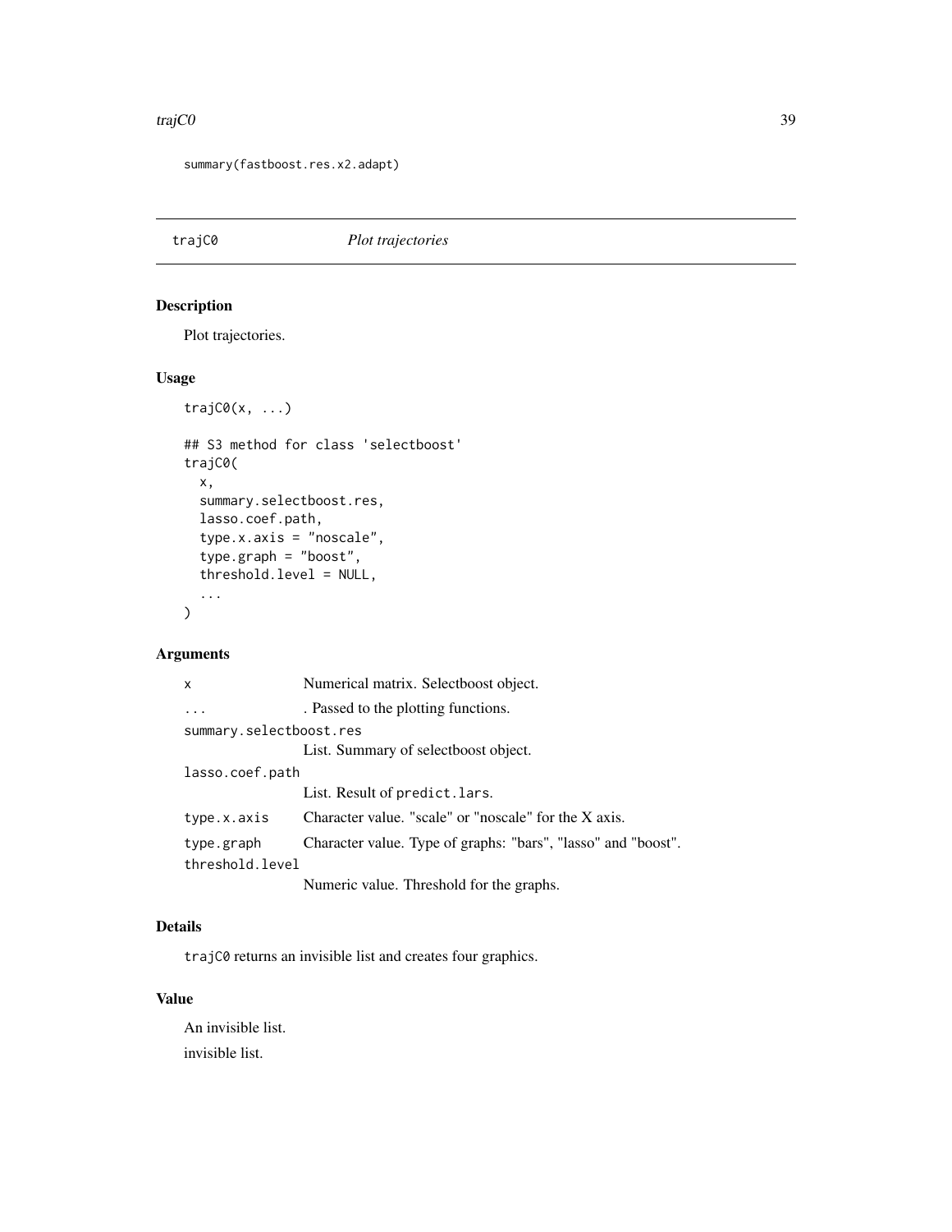```
summary(fastboost.res.x2.adapt)
```

## trajC0 — *Plot trajectories*

### Description

Plot trajectories.

### Usage

```
trajC0(x, ...)

## S3 method for class 'selectboost'
trajC0(
  x,
  summary.selectboost.res,
  lasso.coef.path,
  type.x.axis = "noscale",
  type.graph = "boost",
  threshold.level = NULL,
  ...
)
```

### Arguments

| | |
|---|---|
| `x` | Numerical matrix. Selectboost object. |
| `...` | . Passed to the plotting functions. |
| `summary.selectboost.res` | List. Summary of selectboost object. |
| `lasso.coef.path` | List. Result of `predict.lars`. |
| `type.x.axis` | Character value. "scale" or "noscale" for the X axis. |
| `type.graph` | Character value. Type of graphs: "bars", "lasso" and "boost". |
| `threshold.level` | Numeric value. Threshold for the graphs. |

### Details

`trajC0` returns an invisible list and creates four graphics.

### Value

An invisible list.

invisible list.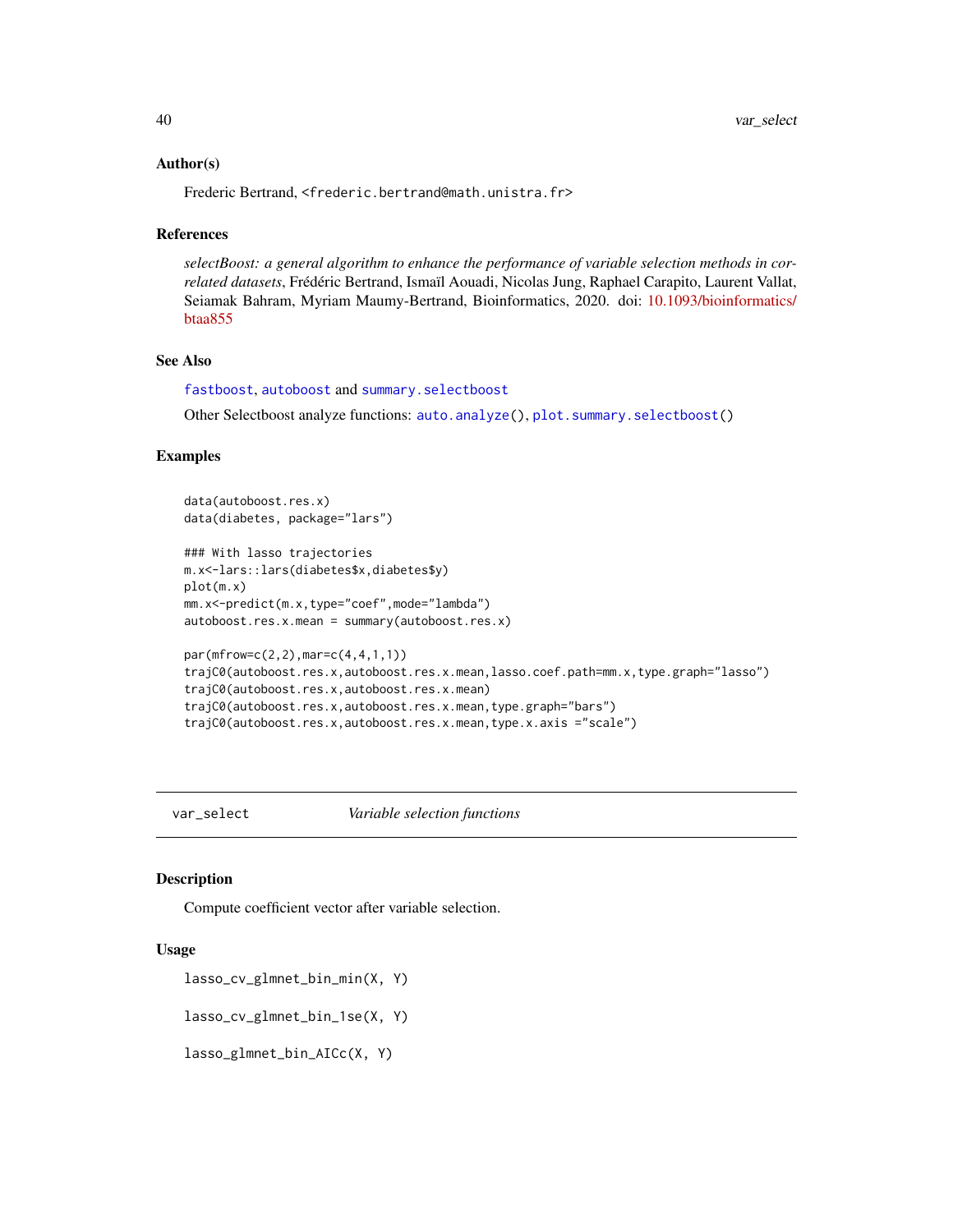### Author(s)

Frederic Bertrand, <frederic.bertrand@math.unistra.fr>

### References

*selectBoost: a general algorithm to enhance the performance of variable selection methods in correlated datasets*, Frédéric Bertrand, Ismaïl Aouadi, Nicolas Jung, Raphael Carapito, Laurent Vallat, Seiamak Bahram, Myriam Maumy-Bertrand, Bioinformatics, 2020. doi: 10.1093/bioinformatics/btaa855

### See Also

`fastboost`, `autoboost` and `summary.selectboost`

Other Selectboost analyze functions: `auto.analyze()`, `plot.summary.selectboost()`

### Examples

```
data(autoboost.res.x)
data(diabetes, package="lars")

### With lasso trajectories
m.x<-lars::lars(diabetes$x,diabetes$y)
plot(m.x)
mm.x<-predict(m.x,type="coef",mode="lambda")
autoboost.res.x.mean = summary(autoboost.res.x)

par(mfrow=c(2,2),mar=c(4,4,1,1))
trajC0(autoboost.res.x,autoboost.res.x.mean,lasso.coef.path=mm.x,type.graph="lasso")
trajC0(autoboost.res.x,autoboost.res.x.mean)
trajC0(autoboost.res.x,autoboost.res.x.mean,type.graph="bars")
trajC0(autoboost.res.x,autoboost.res.x.mean,type.x.axis ="scale")
```

---

## var_select *Variable selection functions*

### Description

Compute coefficient vector after variable selection.

### Usage

```
lasso_cv_glmnet_bin_min(X, Y)

lasso_cv_glmnet_bin_1se(X, Y)

lasso_glmnet_bin_AICc(X, Y)
```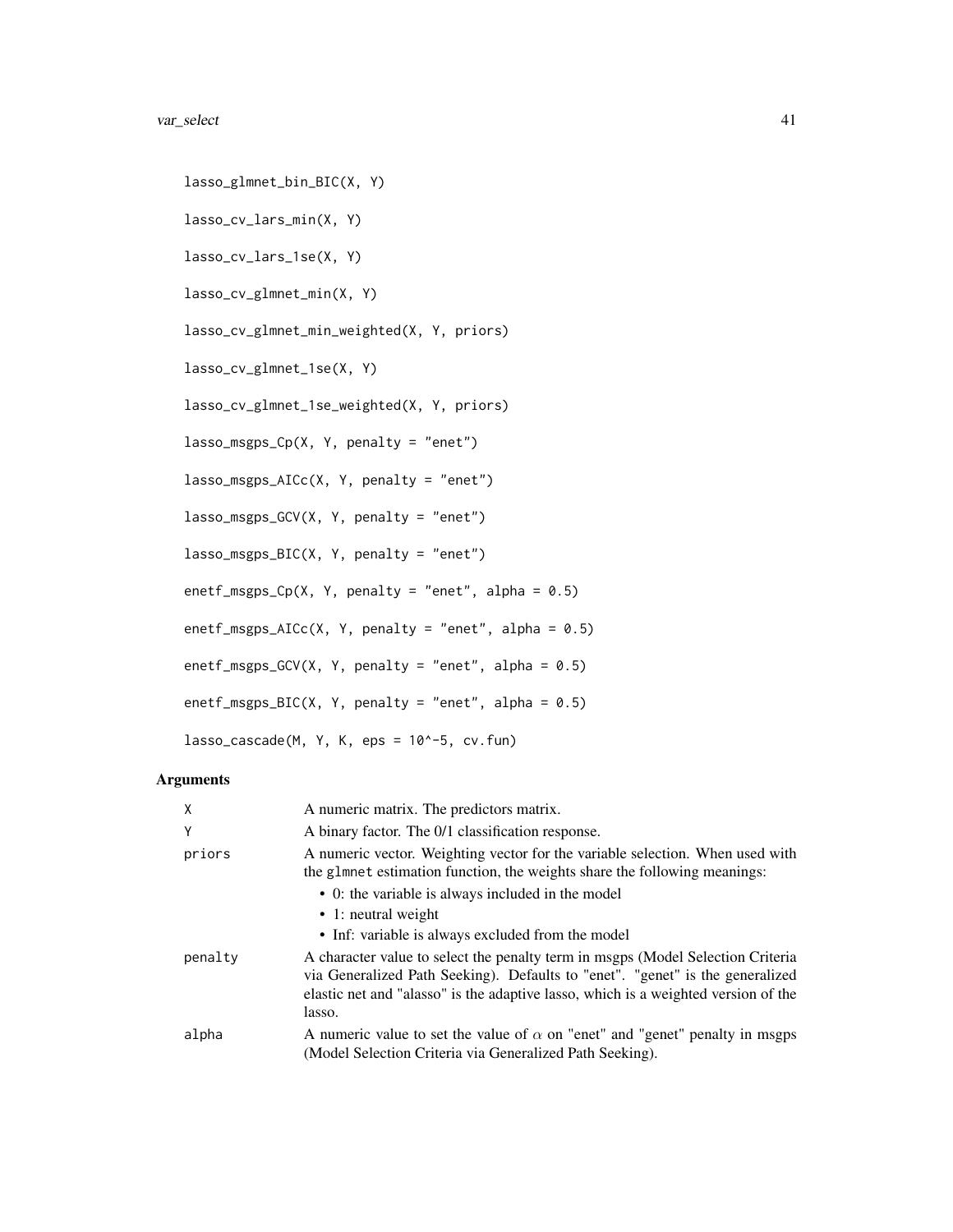```
lasso_glmnet_bin_BIC(X, Y)

lasso_cv_lars_min(X, Y)

lasso_cv_lars_1se(X, Y)

lasso_cv_glmnet_min(X, Y)

lasso_cv_glmnet_min_weighted(X, Y, priors)

lasso_cv_glmnet_1se(X, Y)

lasso_cv_glmnet_1se_weighted(X, Y, priors)

lasso_msgps_Cp(X, Y, penalty = "enet")

lasso_msgps_AICc(X, Y, penalty = "enet")

lasso_msgps_GCV(X, Y, penalty = "enet")

lasso_msgps_BIC(X, Y, penalty = "enet")

enetf_msgps_Cp(X, Y, penalty = "enet", alpha = 0.5)

enetf_msgps_AICc(X, Y, penalty = "enet", alpha = 0.5)

enetf_msgps_GCV(X, Y, penalty = "enet", alpha = 0.5)

enetf_msgps_BIC(X, Y, penalty = "enet", alpha = 0.5)

lasso_cascade(M, Y, K, eps = 10^-5, cv.fun)
```

## Arguments

| | |
|---|---|
| X | A numeric matrix. The predictors matrix. |
| Y | A binary factor. The 0/1 classification response. |
| priors | A numeric vector. Weighting vector for the variable selection. When used with the glmnet estimation function, the weights share the following meanings: <br>• 0: the variable is always included in the model <br>• 1: neutral weight <br>• Inf: variable is always excluded from the model |
| penalty | A character value to select the penalty term in msgps (Model Selection Criteria via Generalized Path Seeking). Defaults to "enet". "genet" is the generalized elastic net and "alasso" is the adaptive lasso, which is a weighted version of the lasso. |
| alpha | A numeric value to set the value of $\alpha$ on "enet" and "genet" penalty in msgps (Model Selection Criteria via Generalized Path Seeking). |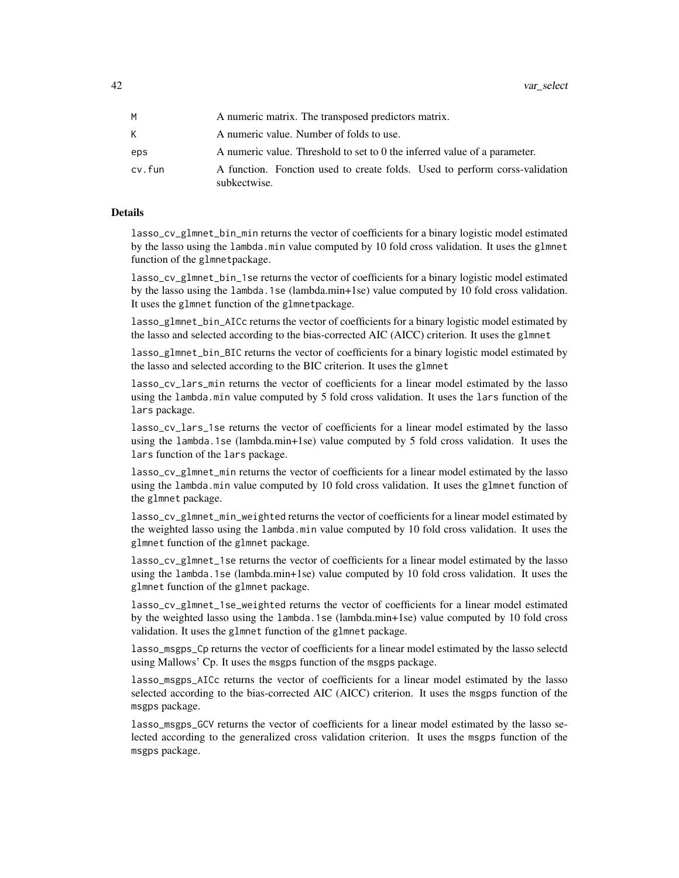| | |
|---|---|
| M | A numeric matrix. The transposed predictors matrix. |
| K | A numeric value. Number of folds to use. |
| eps | A numeric value. Threshold to set to 0 the inferred value of a parameter. |
| cv.fun | A function. Fonction used to create folds. Used to perform corss-validation subkectwise. |

## Details

`lasso_cv_glmnet_bin_min` returns the vector of coefficients for a binary logistic model estimated by the lasso using the `lambda.min` value computed by 10 fold cross validation. It uses the `glmnet` function of the `glmnet`package.

`lasso_cv_glmnet_bin_1se` returns the vector of coefficients for a binary logistic model estimated by the lasso using the `lambda.1se` (lambda.min+1se) value computed by 10 fold cross validation. It uses the `glmnet` function of the `glmnet`package.

`lasso_glmnet_bin_AICc` returns the vector of coefficients for a binary logistic model estimated by the lasso and selected according to the bias-corrected AIC (AICC) criterion. It uses the `glmnet`

`lasso_glmnet_bin_BIC` returns the vector of coefficients for a binary logistic model estimated by the lasso and selected according to the BIC criterion. It uses the `glmnet`

`lasso_cv_lars_min` returns the vector of coefficients for a linear model estimated by the lasso using the `lambda.min` value computed by 5 fold cross validation. It uses the `lars` function of the `lars` package.

`lasso_cv_lars_1se` returns the vector of coefficients for a linear model estimated by the lasso using the `lambda.1se` (lambda.min+1se) value computed by 5 fold cross validation. It uses the `lars` function of the `lars` package.

`lasso_cv_glmnet_min` returns the vector of coefficients for a linear model estimated by the lasso using the `lambda.min` value computed by 10 fold cross validation. It uses the `glmnet` function of the `glmnet` package.

`lasso_cv_glmnet_min_weighted` returns the vector of coefficients for a linear model estimated by the weighted lasso using the `lambda.min` value computed by 10 fold cross validation. It uses the `glmnet` function of the `glmnet` package.

`lasso_cv_glmnet_1se` returns the vector of coefficients for a linear model estimated by the lasso using the `lambda.1se` (lambda.min+1se) value computed by 10 fold cross validation. It uses the `glmnet` function of the `glmnet` package.

`lasso_cv_glmnet_1se_weighted` returns the vector of coefficients for a linear model estimated by the weighted lasso using the `lambda.1se` (lambda.min+1se) value computed by 10 fold cross validation. It uses the `glmnet` function of the `glmnet` package.

`lasso_msgps_Cp` returns the vector of coefficients for a linear model estimated by the lasso selectd using Mallows' Cp. It uses the `msgps` function of the `msgps` package.

`lasso_msgps_AICc` returns the vector of coefficients for a linear model estimated by the lasso selected according to the bias-corrected AIC (AICC) criterion. It uses the `msgps` function of the `msgps` package.

`lasso_msgps_GCV` returns the vector of coefficients for a linear model estimated by the lasso selected according to the generalized cross validation criterion. It uses the `msgps` function of the `msgps` package.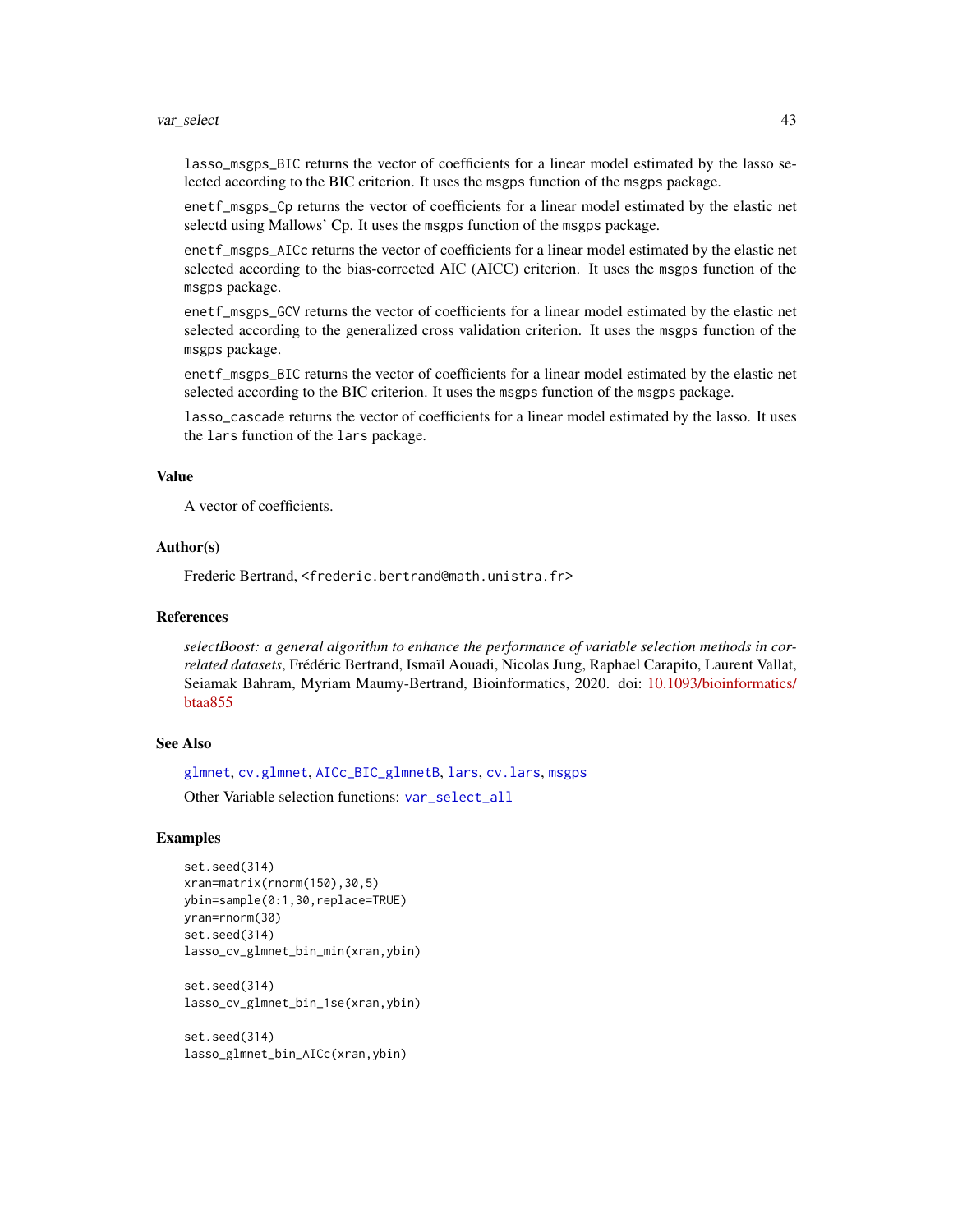`lasso_msgps_BIC` returns the vector of coefficients for a linear model estimated by the lasso selected according to the BIC criterion. It uses the `msgps` function of the `msgps` package.

`enetf_msgps_Cp` returns the vector of coefficients for a linear model estimated by the elastic net selectd using Mallows' Cp. It uses the `msgps` function of the `msgps` package.

`enetf_msgps_AICc` returns the vector of coefficients for a linear model estimated by the elastic net selected according to the bias-corrected AIC (AICC) criterion. It uses the `msgps` function of the `msgps` package.

`enetf_msgps_GCV` returns the vector of coefficients for a linear model estimated by the elastic net selected according to the generalized cross validation criterion. It uses the `msgps` function of the `msgps` package.

`enetf_msgps_BIC` returns the vector of coefficients for a linear model estimated by the elastic net selected according to the BIC criterion. It uses the `msgps` function of the `msgps` package.

`lasso_cascade` returns the vector of coefficients for a linear model estimated by the lasso. It uses the `lars` function of the `lars` package.

### Value

A vector of coefficients.

### Author(s)

Frederic Bertrand, <frederic.bertrand@math.unistra.fr>

### References

*selectBoost: a general algorithm to enhance the performance of variable selection methods in correlated datasets*, Frédéric Bertrand, Ismaïl Aouadi, Nicolas Jung, Raphael Carapito, Laurent Vallat, Seiamak Bahram, Myriam Maumy-Bertrand, Bioinformatics, 2020. doi: 10.1093/bioinformatics/btaa855

### See Also

glmnet, cv.glmnet, AICc_BIC_glmnetB, lars, cv.lars, msgps

Other Variable selection functions: var_select_all

### Examples

```
set.seed(314)
xran=matrix(rnorm(150),30,5)
ybin=sample(0:1,30,replace=TRUE)
yran=rnorm(30)
set.seed(314)
lasso_cv_glmnet_bin_min(xran,ybin)

set.seed(314)
lasso_cv_glmnet_bin_1se(xran,ybin)

set.seed(314)
lasso_glmnet_bin_AICc(xran,ybin)
```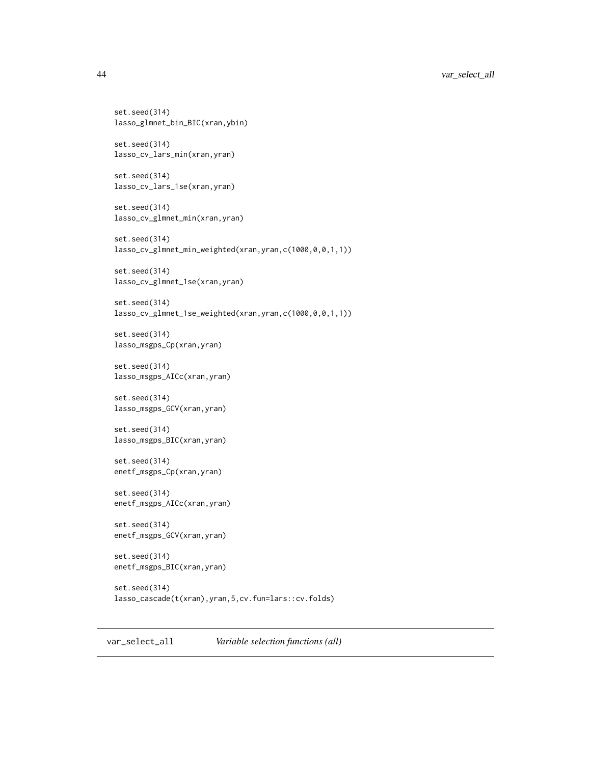```
set.seed(314)
lasso_glmnet_bin_BIC(xran,ybin)

set.seed(314)
lasso_cv_lars_min(xran,yran)

set.seed(314)
lasso_cv_lars_1se(xran,yran)

set.seed(314)
lasso_cv_glmnet_min(xran,yran)

set.seed(314)
lasso_cv_glmnet_min_weighted(xran,yran,c(1000,0,0,1,1))

set.seed(314)
lasso_cv_glmnet_1se(xran,yran)

set.seed(314)
lasso_cv_glmnet_1se_weighted(xran,yran,c(1000,0,0,1,1))

set.seed(314)
lasso_msgps_Cp(xran,yran)

set.seed(314)
lasso_msgps_AICc(xran,yran)

set.seed(314)
lasso_msgps_GCV(xran,yran)

set.seed(314)
lasso_msgps_BIC(xran,yran)

set.seed(314)
enetf_msgps_Cp(xran,yran)

set.seed(314)
enetf_msgps_AICc(xran,yran)

set.seed(314)
enetf_msgps_GCV(xran,yran)

set.seed(314)
enetf_msgps_BIC(xran,yran)

set.seed(314)
lasso_cascade(t(xran),yran,5,cv.fun=lars::cv.folds)
```

## var_select_all *Variable selection functions (all)*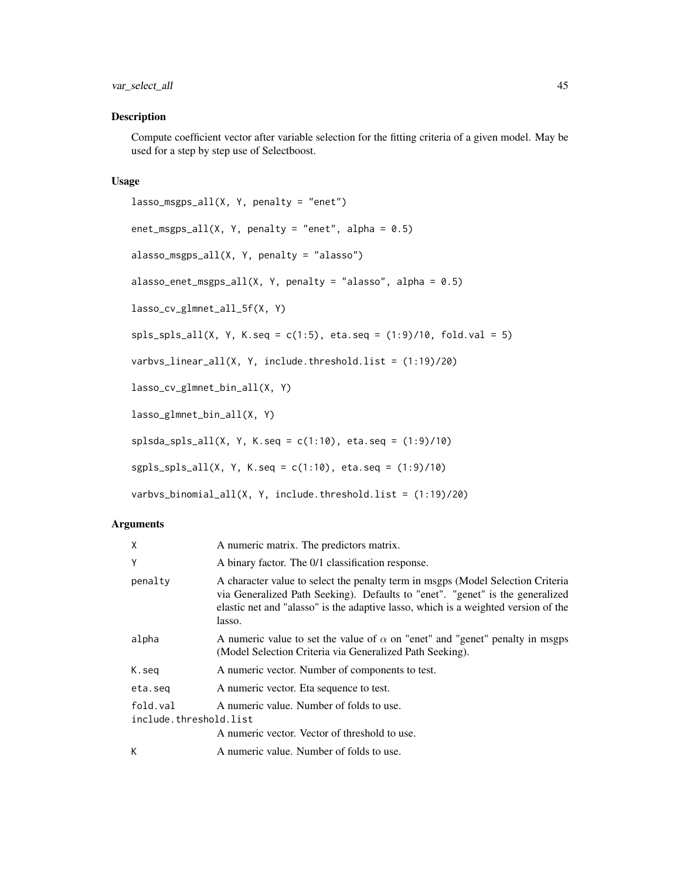### Description

Compute coefficient vector after variable selection for the fitting criteria of a given model. May be used for a step by step use of Selectboost.

### Usage

```
lasso_msgps_all(X, Y, penalty = "enet")

enet_msgps_all(X, Y, penalty = "enet", alpha = 0.5)

alasso_msgps_all(X, Y, penalty = "alasso")

alasso_enet_msgps_all(X, Y, penalty = "alasso", alpha = 0.5)

lasso_cv_glmnet_all_5f(X, Y)

spls_spls_all(X, Y, K.seq = c(1:5), eta.seq = (1:9)/10, fold.val = 5)

varbvs_linear_all(X, Y, include.threshold.list = (1:19)/20)

lasso_cv_glmnet_bin_all(X, Y)

lasso_glmnet_bin_all(X, Y)

splsda_spls_all(X, Y, K.seq = c(1:10), eta.seq = (1:9)/10)

sgpls_spls_all(X, Y, K.seq = c(1:10), eta.seq = (1:9)/10)

varbvs_binomial_all(X, Y, include.threshold.list = (1:19)/20)
```

### Arguments

| | |
|---|---|
| X | A numeric matrix. The predictors matrix. |
| Y | A binary factor. The 0/1 classification response. |
| penalty | A character value to select the penalty term in msgps (Model Selection Criteria via Generalized Path Seeking). Defaults to "enet". "genet" is the generalized elastic net and "alasso" is the adaptive lasso, which is a weighted version of the lasso. |
| alpha | A numeric value to set the value of $\alpha$ on "enet" and "genet" penalty in msgps (Model Selection Criteria via Generalized Path Seeking). |
| K.seq | A numeric vector. Number of components to test. |
| eta.seq | A numeric vector. Eta sequence to test. |
| fold.val | A numeric value. Number of folds to use. |
| include.threshold.list | A numeric vector. Vector of threshold to use. |
| K | A numeric value. Number of folds to use. |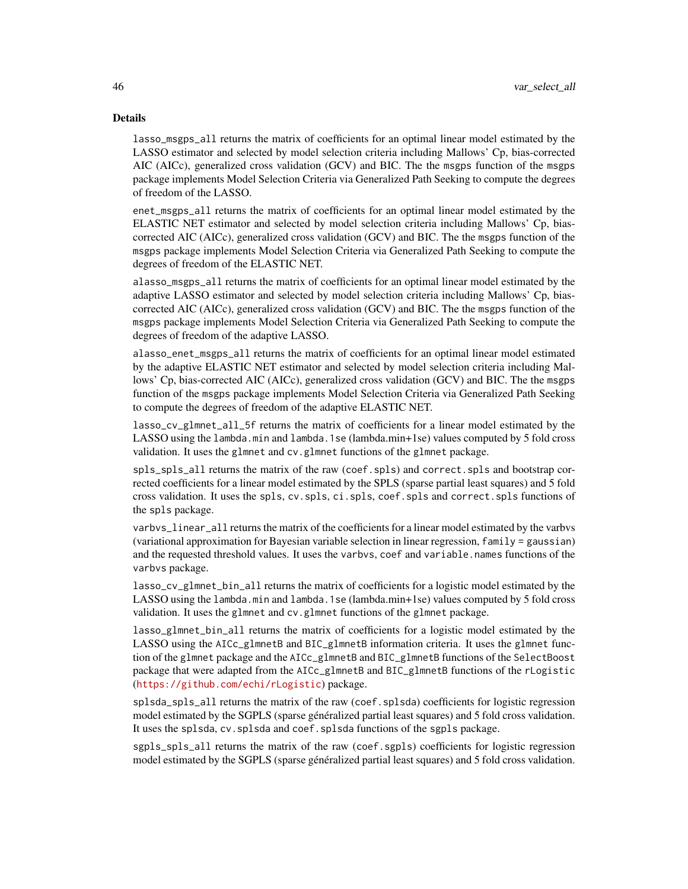## Details

`lasso_msgps_all` returns the matrix of coefficients for an optimal linear model estimated by the LASSO estimator and selected by model selection criteria including Mallows' Cp, bias-corrected AIC (AICc), generalized cross validation (GCV) and BIC. The the `msgps` function of the `msgps` package implements Model Selection Criteria via Generalized Path Seeking to compute the degrees of freedom of the LASSO.

`enet_msgps_all` returns the matrix of coefficients for an optimal linear model estimated by the ELASTIC NET estimator and selected by model selection criteria including Mallows' Cp, bias-corrected AIC (AICc), generalized cross validation (GCV) and BIC. The the `msgps` function of the `msgps` package implements Model Selection Criteria via Generalized Path Seeking to compute the degrees of freedom of the ELASTIC NET.

`alasso_msgps_all` returns the matrix of coefficients for an optimal linear model estimated by the adaptive LASSO estimator and selected by model selection criteria including Mallows' Cp, bias-corrected AIC (AICc), generalized cross validation (GCV) and BIC. The the `msgps` function of the `msgps` package implements Model Selection Criteria via Generalized Path Seeking to compute the degrees of freedom of the adaptive LASSO.

`alasso_enet_msgps_all` returns the matrix of coefficients for an optimal linear model estimated by the adaptive ELASTIC NET estimator and selected by model selection criteria including Mallows' Cp, bias-corrected AIC (AICc), generalized cross validation (GCV) and BIC. The the `msgps` function of the `msgps` package implements Model Selection Criteria via Generalized Path Seeking to compute the degrees of freedom of the adaptive ELASTIC NET.

`lasso_cv_glmnet_all_5f` returns the matrix of coefficients for a linear model estimated by the LASSO using the `lambda.min` and `lambda.1se` (lambda.min+1se) values computed by 5 fold cross validation. It uses the `glmnet` and `cv.glmnet` functions of the `glmnet` package.

`spls_spls_all` returns the matrix of the raw (`coef.spls`) and `correct.spls` and bootstrap corrected coefficients for a linear model estimated by the SPLS (sparse partial least squares) and 5 fold cross validation. It uses the `spls`, `cv.spls`, `ci.spls`, `coef.spls` and `correct.spls` functions of the `spls` package.

`varbvs_linear_all` returns the matrix of the coefficients for a linear model estimated by the varbvs (variational approximation for Bayesian variable selection in linear regression, `family = gaussian`) and the requested threshold values. It uses the `varbvs`, `coef` and `variable.names` functions of the `varbvs` package.

`lasso_cv_glmnet_bin_all` returns the matrix of coefficients for a logistic model estimated by the LASSO using the `lambda.min` and `lambda.1se` (lambda.min+1se) values computed by 5 fold cross validation. It uses the `glmnet` and `cv.glmnet` functions of the `glmnet` package.

`lasso_glmnet_bin_all` returns the matrix of coefficients for a logistic model estimated by the LASSO using the `AICc_glmnetB` and `BIC_glmnetB` information criteria. It uses the `glmnet` function of the `glmnet` package and the `AICc_glmnetB` and `BIC_glmnetB` functions of the `SelectBoost` package that were adapted from the `AICc_glmnetB` and `BIC_glmnetB` functions of the `rLogistic` (https://github.com/echi/rLogistic) package.

`splsda_spls_all` returns the matrix of the raw (`coef.splsda`) coefficients for logistic regression model estimated by the SGPLS (sparse généralized partial least squares) and 5 fold cross validation. It uses the `splsda`, `cv.splsda` and `coef.splsda` functions of the `sgpls` package.

`sgpls_spls_all` returns the matrix of the raw (`coef.sgpls`) coefficients for logistic regression model estimated by the SGPLS (sparse généralized partial least squares) and 5 fold cross validation.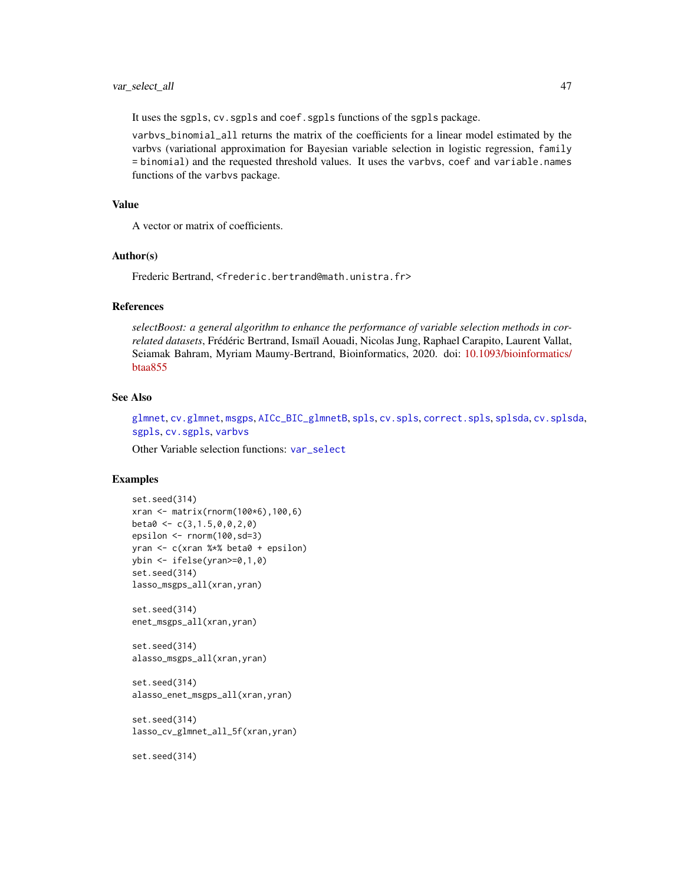It uses the `sgpls`, `cv.sgpls` and `coef.sgpls` functions of the `sgpls` package.

`varbvs_binomial_all` returns the matrix of the coefficients for a linear model estimated by the varbvs (variational approximation for Bayesian variable selection in logistic regression, `family = binomial`) and the requested threshold values. It uses the `varbvs`, `coef` and `variable.names` functions of the `varbvs` package.

## Value

A vector or matrix of coefficients.

## Author(s)

Frederic Bertrand, <frederic.bertrand@math.unistra.fr>

## References

*selectBoost: a general algorithm to enhance the performance of variable selection methods in correlated datasets*, Frédéric Bertrand, Ismaïl Aouadi, Nicolas Jung, Raphael Carapito, Laurent Vallat, Seiamak Bahram, Myriam Maumy-Bertrand, Bioinformatics, 2020. doi: 10.1093/bioinformatics/btaa855

## See Also

`glmnet`, `cv.glmnet`, `msgps`, `AICc_BIC_glmnetB`, `spls`, `cv.spls`, `correct.spls`, `splsda`, `cv.splsda`, `sgpls`, `cv.sgpls`, `varbvs`

Other Variable selection functions: `var_select`

## Examples

```
set.seed(314)
xran <- matrix(rnorm(100*6),100,6)
beta0 <- c(3,1.5,0,0,2,0)
epsilon <- rnorm(100,sd=3)
yran <- c(xran %*% beta0 + epsilon)
ybin <- ifelse(yran>=0,1,0)
set.seed(314)
lasso_msgps_all(xran,yran)

set.seed(314)
enet_msgps_all(xran,yran)

set.seed(314)
alasso_msgps_all(xran,yran)

set.seed(314)
alasso_enet_msgps_all(xran,yran)

set.seed(314)
lasso_cv_glmnet_all_5f(xran,yran)

set.seed(314)
```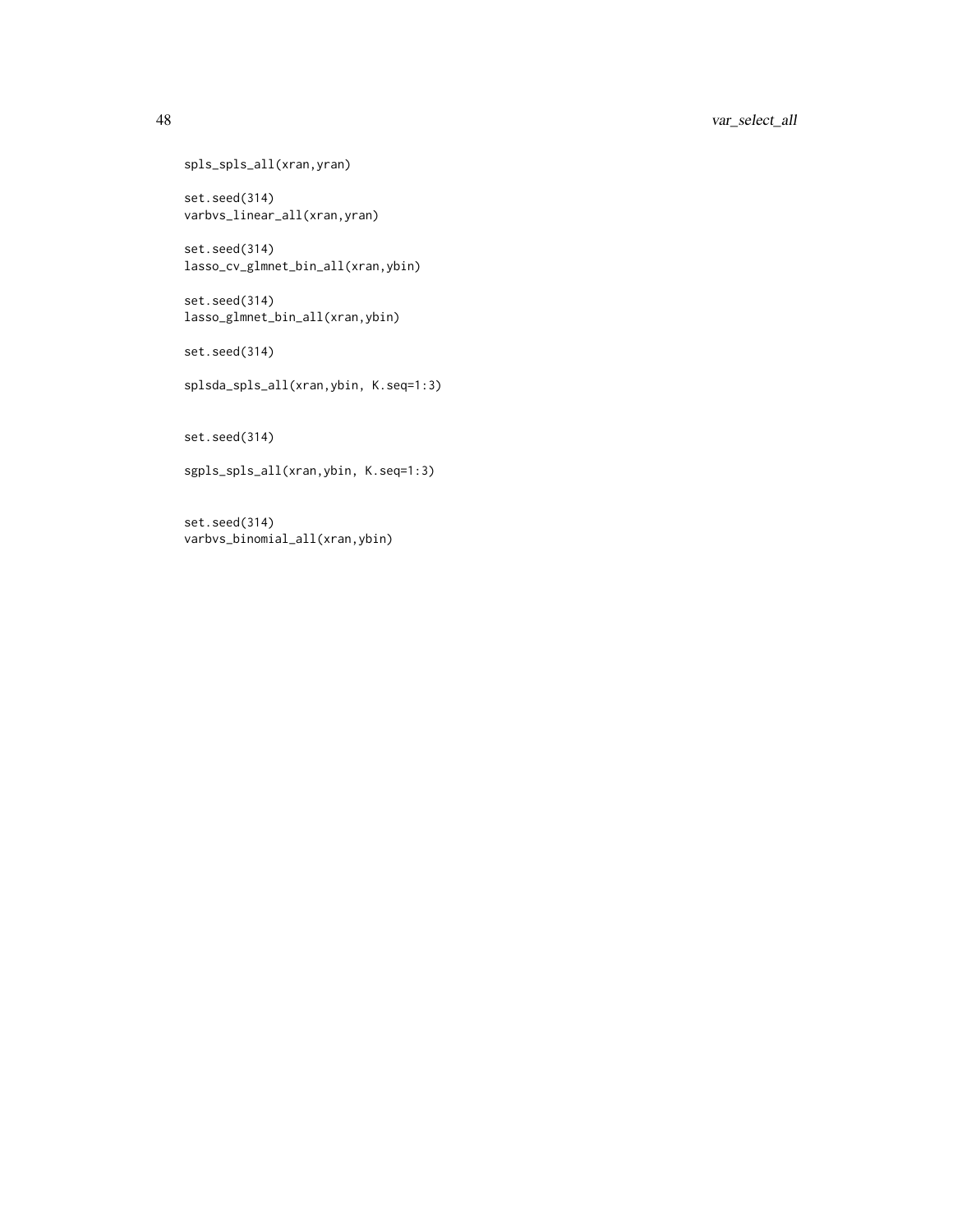```
spls_spls_all(xran,yran)

set.seed(314)
varbvs_linear_all(xran,yran)

set.seed(314)
lasso_cv_glmnet_bin_all(xran,ybin)

set.seed(314)
lasso_glmnet_bin_all(xran,ybin)

set.seed(314)

splsda_spls_all(xran,ybin, K.seq=1:3)


set.seed(314)

sgpls_spls_all(xran,ybin, K.seq=1:3)


set.seed(314)
varbvs_binomial_all(xran,ybin)
```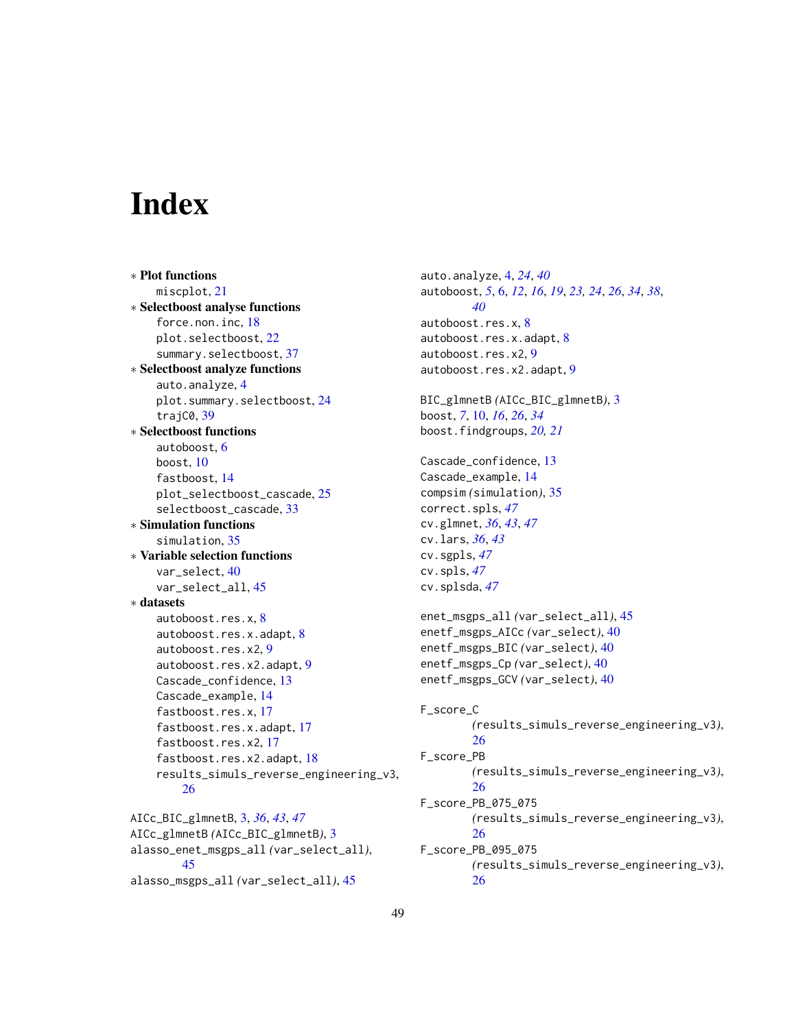# Index

∗ **Plot functions**
- miscplot, 21

∗ **Selectboost analyse functions**
- force.non.inc, 18
- plot.selectboost, 22
- summary.selectboost, 37

∗ **Selectboost analyze functions**
- auto.analyze, 4
- plot.summary.selectboost, 24
- trajC0, 39

∗ **Selectboost functions**
- autoboost, 6
- boost, 10
- fastboost, 14
- plot_selectboost_cascade, 25
- selectboost_cascade, 33

∗ **Simulation functions**
- simulation, 35

∗ **Variable selection functions**
- var_select, 40
- var_select_all, 45

∗ **datasets**
- autoboost.res.x, 8
- autoboost.res.x.adapt, 8
- autoboost.res.x2, 9
- autoboost.res.x2.adapt, 9
- Cascade_confidence, 13
- Cascade_example, 14
- fastboost.res.x, 17
- fastboost.res.x.adapt, 17
- fastboost.res.x2, 17
- fastboost.res.x2.adapt, 18
- results_simuls_reverse_engineering_v3, 26

AICc_BIC_glmnetB, 3, *36*, *43*, *47*
AICc_glmnetB *(AICc_BIC_glmnetB)*, 3
alasso_enet_msgps_all *(var_select_all)*, 45
alasso_msgps_all *(var_select_all)*, 45
auto.analyze, 4, *24*, *40*
autoboost, *5*, 6, *12*, *16*, *19*, *23*, *24*, *26*, *34*, *38*, *40*
autoboost.res.x, 8
autoboost.res.x.adapt, 8
autoboost.res.x2, 9
autoboost.res.x2.adapt, 9

BIC_glmnetB *(AICc_BIC_glmnetB)*, 3
boost, *7*, 10, *16*, *26*, *34*
boost.findgroups, *20*, *21*

Cascade_confidence, 13
Cascade_example, 14
compsim *(simulation)*, 35
correct.spls, *47*
cv.glmnet, *36*, *43*, *47*
cv.lars, *36*, *43*
cv.sgpls, *47*
cv.spls, *47*
cv.splsda, *47*

enet_msgps_all *(var_select_all)*, 45
enetf_msgps_AICc *(var_select)*, 40
enetf_msgps_BIC *(var_select)*, 40
enetf_msgps_Cp *(var_select)*, 40
enetf_msgps_GCV *(var_select)*, 40

F_score_C *(results_simuls_reverse_engineering_v3)*, 26
F_score_PB *(results_simuls_reverse_engineering_v3)*, 26
F_score_PB_075_075 *(results_simuls_reverse_engineering_v3)*, 26
F_score_PB_095_075 *(results_simuls_reverse_engineering_v3)*, 26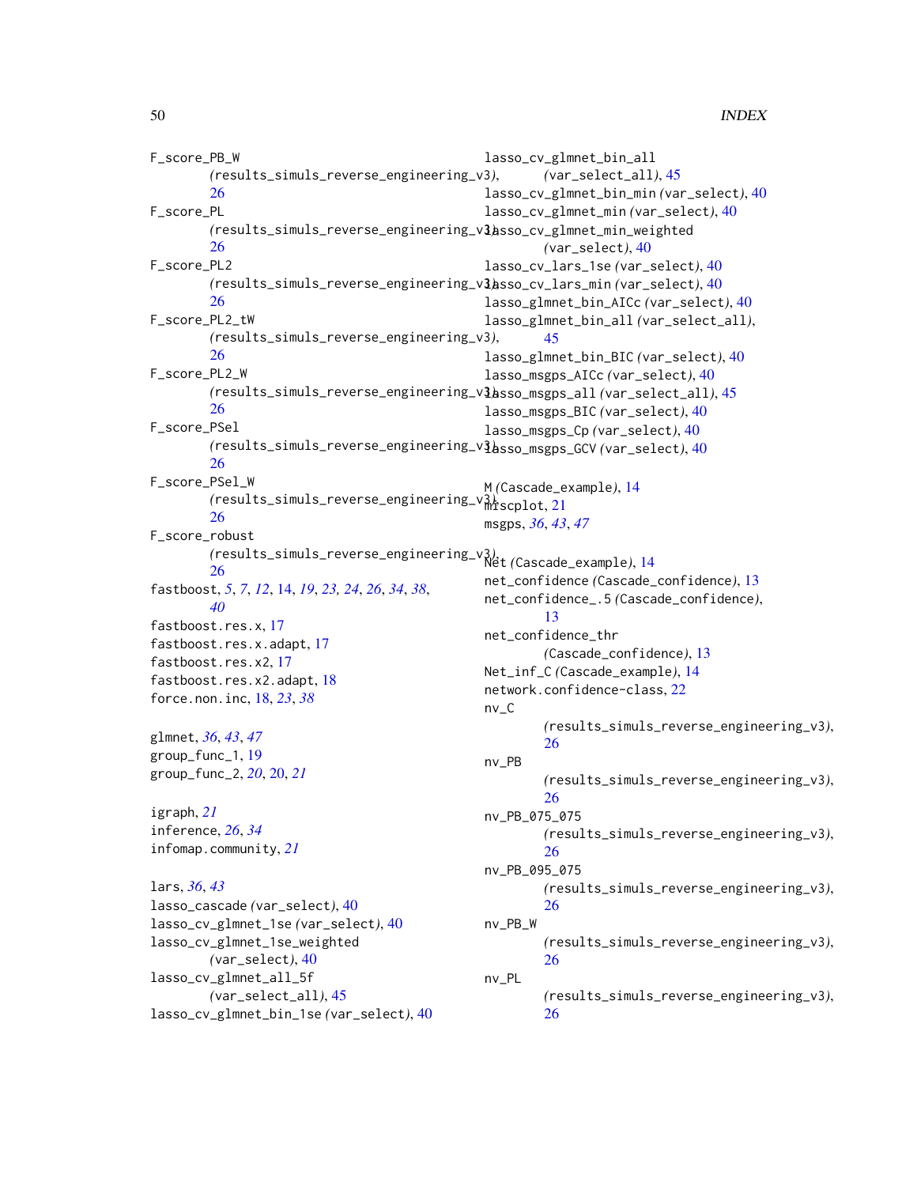F_score_PB_W (results_simuls_reverse_engineering_v3), 26
F_score_PL (results_simuls_reverse_engineering_v3), 26
F_score_PL2 (results_simuls_reverse_engineering_v3), 26
F_score_PL2_tW (results_simuls_reverse_engineering_v3), 26
F_score_PL2_W (results_simuls_reverse_engineering_v3), 26
F_score_PSel (results_simuls_reverse_engineering_v3), 26
F_score_PSel_W (results_simuls_reverse_engineering_v3), 26
F_score_robust (results_simuls_reverse_engineering_v3), 26
fastboost, *5*, *7*, *12*, 14, *19*, *23, 24*, *26*, *34*, *38*, *40*
fastboost.res.x, 17
fastboost.res.x.adapt, 17
fastboost.res.x2, 17
fastboost.res.x2.adapt, 18
force.non.inc, 18, *23*, *38*

glmnet, *36*, *43*, *47*
group_func_1, 19
group_func_2, *20*, 20, *21*

igraph, *21*
inference, *26*, *34*
infomap.community, *21*

lars, *36*, *43*
lasso_cascade (var_select), 40
lasso_cv_glmnet_1se (var_select), 40
lasso_cv_glmnet_1se_weighted (var_select), 40
lasso_cv_glmnet_all_5f (var_select_all), 45
lasso_cv_glmnet_bin_1se (var_select), 40
lasso_cv_glmnet_bin_all (var_select_all), 45
lasso_cv_glmnet_bin_min (var_select), 40
lasso_cv_glmnet_min (var_select), 40
lasso_cv_glmnet_min_weighted (var_select), 40
lasso_cv_lars_1se (var_select), 40
lasso_cv_lars_min (var_select), 40
lasso_glmnet_bin_AICc (var_select), 40
lasso_glmnet_bin_all (var_select_all), 45
lasso_glmnet_bin_BIC (var_select), 40
lasso_msgps_AICc (var_select), 40
lasso_msgps_all (var_select_all), 45
lasso_msgps_BIC (var_select), 40
lasso_msgps_Cp (var_select), 40
lasso_msgps_GCV (var_select), 40

M (Cascade_example), 14
miscplot, 21
msgps, *36*, *43*, *47*

Net (Cascade_example), 14
net_confidence (Cascade_confidence), 13
net_confidence_.5 (Cascade_confidence), 13
net_confidence_thr (Cascade_confidence), 13
Net_inf_C (Cascade_example), 14
network.confidence-class, 22
nv_C (results_simuls_reverse_engineering_v3), 26
nv_PB (results_simuls_reverse_engineering_v3), 26
nv_PB_075_075 (results_simuls_reverse_engineering_v3), 26
nv_PB_095_075 (results_simuls_reverse_engineering_v3), 26
nv_PB_W (results_simuls_reverse_engineering_v3), 26
nv_PL (results_simuls_reverse_engineering_v3), 26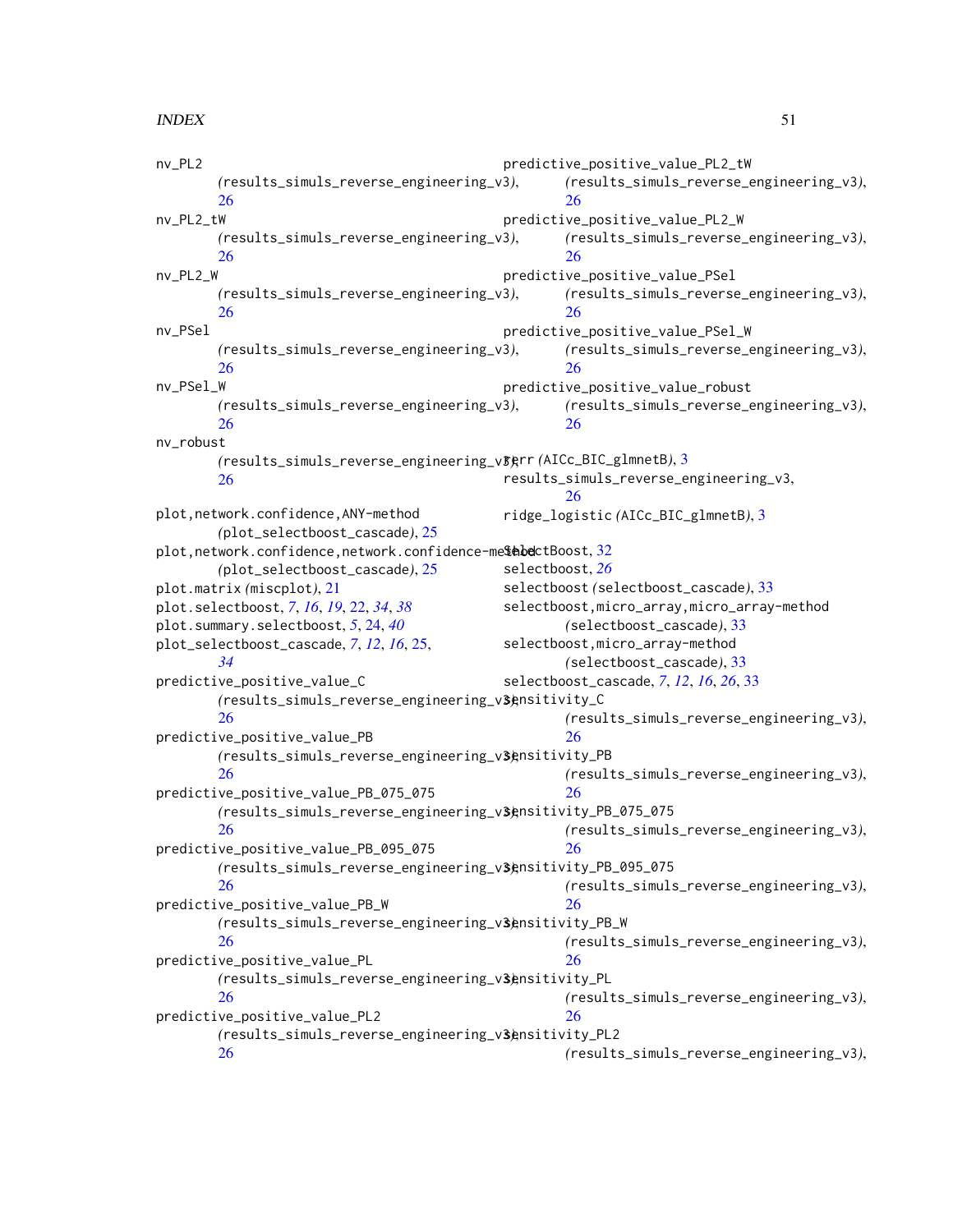nv_PL2
(results_simuls_reverse_engineering_v3), 26
nv_PL2_tW
(results_simuls_reverse_engineering_v3), 26
nv_PL2_W
(results_simuls_reverse_engineering_v3), 26
nv_PSel
(results_simuls_reverse_engineering_v3), 26
nv_PSel_W
(results_simuls_reverse_engineering_v3), 26
nv_robust
(results_simuls_reverse_engineering_v3), 26

plot,network.confidence,ANY-method
(plot_selectboost_cascade), 25
plot,network.confidence,network.confidence-method
(plot_selectboost_cascade), 25
plot.matrix (miscplot), 21
plot.selectboost, *7*, *16*, *19*, 22, *34*, *38*
plot.summary.selectboost, *5*, 24, *40*
plot_selectboost_cascade, *7*, *12*, *16*, 25, *34*
predictive_positive_value_C
(results_simuls_reverse_engineering_v3), 26
predictive_positive_value_PB
(results_simuls_reverse_engineering_v3), 26
predictive_positive_value_PB_075_075
(results_simuls_reverse_engineering_v3), 26
predictive_positive_value_PB_095_075
(results_simuls_reverse_engineering_v3), 26
predictive_positive_value_PB_W
(results_simuls_reverse_engineering_v3), 26
predictive_positive_value_PL
(results_simuls_reverse_engineering_v3), 26
predictive_positive_value_PL2
(results_simuls_reverse_engineering_v3), 26
predictive_positive_value_PL2_tW
(results_simuls_reverse_engineering_v3), 26
predictive_positive_value_PL2_W
(results_simuls_reverse_engineering_v3), 26
predictive_positive_value_PSel
(results_simuls_reverse_engineering_v3), 26
predictive_positive_value_PSel_W
(results_simuls_reverse_engineering_v3), 26
predictive_positive_value_robust
(results_simuls_reverse_engineering_v3), 26

rerr (AICc_BIC_glmnetB), 3
results_simuls_reverse_engineering_v3, 26
ridge_logistic (AICc_BIC_glmnetB), 3

SelectBoost, 32
selectboost, *26*
selectboost (selectboost_cascade), 33
selectboost,micro_array,micro_array-method
(selectboost_cascade), 33
selectboost,micro_array-method
(selectboost_cascade), 33
selectboost_cascade, *7*, *12*, *16*, *26*, 33
sensitivity_C
(results_simuls_reverse_engineering_v3), 26
sensitivity_PB
(results_simuls_reverse_engineering_v3), 26
sensitivity_PB_075_075
(results_simuls_reverse_engineering_v3), 26
sensitivity_PB_095_075
(results_simuls_reverse_engineering_v3), 26
sensitivity_PB_W
(results_simuls_reverse_engineering_v3), 26
sensitivity_PL
(results_simuls_reverse_engineering_v3), 26
sensitivity_PL2
(results_simuls_reverse_engineering_v3),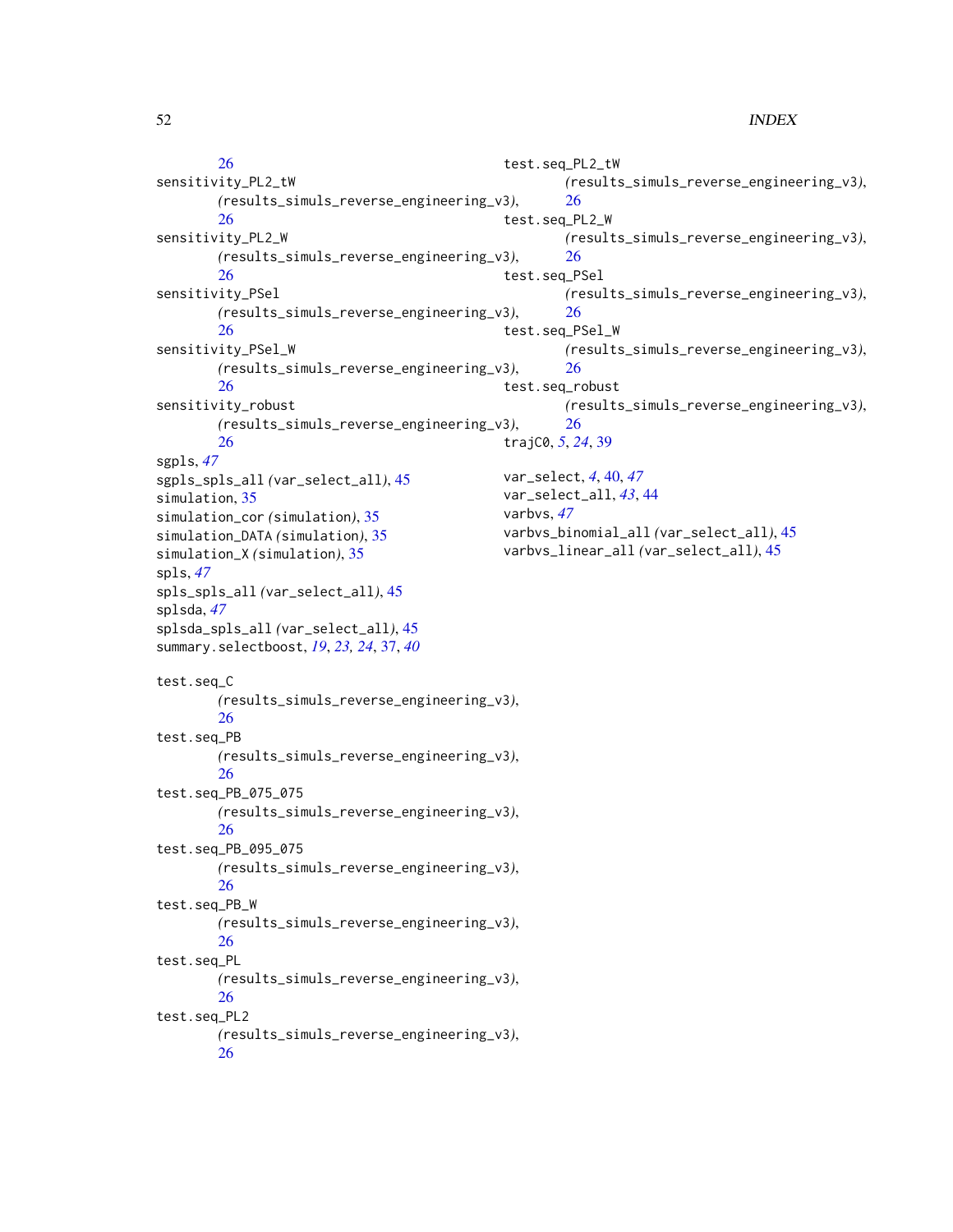26
sensitivity_PL2_tW *(*results_simuls_reverse_engineering_v3*)*, 26
sensitivity_PL2_W *(*results_simuls_reverse_engineering_v3*)*, 26
sensitivity_PSel *(*results_simuls_reverse_engineering_v3*)*, 26
sensitivity_PSel_W *(*results_simuls_reverse_engineering_v3*)*, 26
sensitivity_robust *(*results_simuls_reverse_engineering_v3*)*, 26
sgpls, *47*
sgpls_spls_all *(*var_select_all*)*, 45
simulation, 35
simulation_cor *(*simulation*)*, 35
simulation_DATA *(*simulation*)*, 35
simulation_X *(*simulation*)*, 35
spls, *47*
spls_spls_all *(*var_select_all*)*, 45
splsda, *47*
splsda_spls_all *(*var_select_all*)*, 45
summary.selectboost, *19*, *23, 24*, 37, *40*

test.seq_C *(*results_simuls_reverse_engineering_v3*)*, 26
test.seq_PB *(*results_simuls_reverse_engineering_v3*)*, 26
test.seq_PB_075_075 *(*results_simuls_reverse_engineering_v3*)*, 26
test.seq_PB_095_075 *(*results_simuls_reverse_engineering_v3*)*, 26
test.seq_PB_W *(*results_simuls_reverse_engineering_v3*)*, 26
test.seq_PL *(*results_simuls_reverse_engineering_v3*)*, 26
test.seq_PL2 *(*results_simuls_reverse_engineering_v3*)*, 26
test.seq_PL2_tW *(*results_simuls_reverse_engineering_v3*)*, 26
test.seq_PL2_W *(*results_simuls_reverse_engineering_v3*)*, 26
test.seq_PSel *(*results_simuls_reverse_engineering_v3*)*, 26
test.seq_PSel_W *(*results_simuls_reverse_engineering_v3*)*, 26
test.seq_robust *(*results_simuls_reverse_engineering_v3*)*, 26
trajC0, *5*, *24*, 39

var_select, *4*, 40, *47*
var_select_all, *43*, 44
varbvs, *47*
varbvs_binomial_all *(*var_select_all*)*, 45
varbvs_linear_all *(*var_select_all*)*, 45